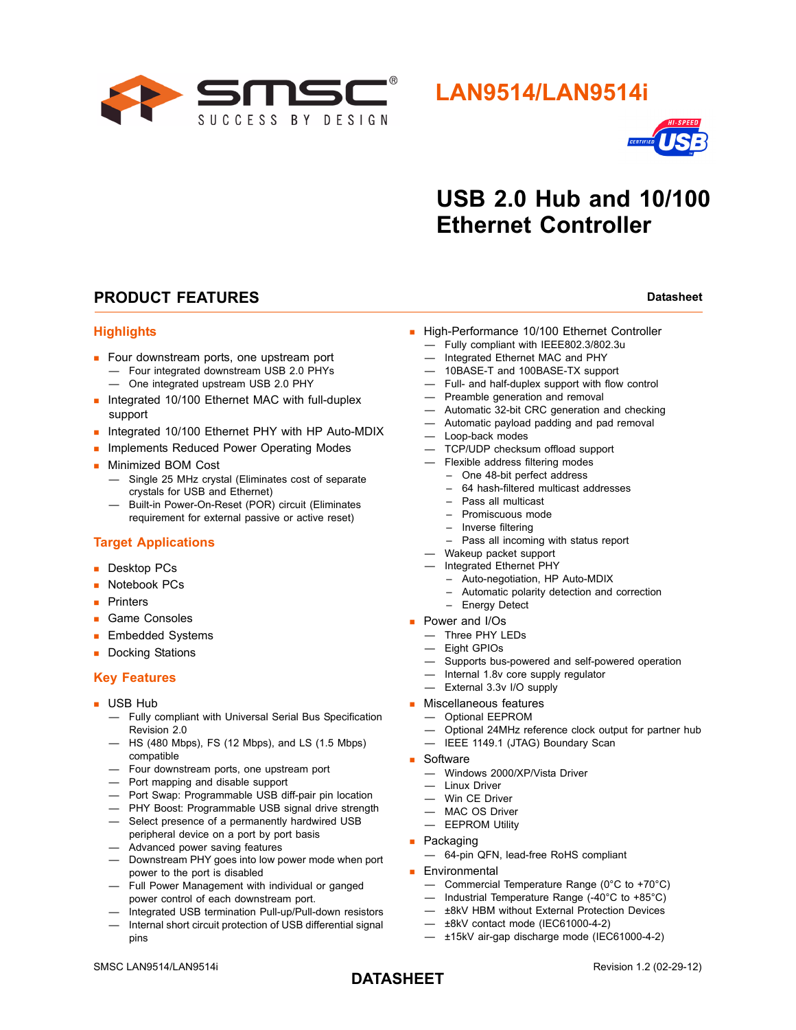# LAN9514/LAN9514i

## USB 2.0 Hub and 10/100 Ethernet Controller

## PRODUCT FEATURES

**Datasheet**

### Highlights

- Four downstream ports, one upstream port
  - Four integrated downstream USB 2.0 PHYs
  - One integrated upstream USB 2.0 PHY
- Integrated 10/100 Ethernet MAC with full-duplex support
- Integrated 10/100 Ethernet PHY with HP Auto-MDIX
- Implements Reduced Power Operating Modes
- Minimized BOM Cost
  - Single 25 MHz crystal (Eliminates cost of separate crystals for USB and Ethernet)
  - Built-in Power-On-Reset (POR) circuit (Eliminates requirement for external passive or active reset)

### Target Applications

- Desktop PCs
- Notebook PCs
- Printers
- Game Consoles
- Embedded Systems
- Docking Stations

### Key Features

- USB Hub
  - Fully compliant with Universal Serial Bus Specification Revision 2.0
  - HS (480 Mbps), FS (12 Mbps), and LS (1.5 Mbps) compatible
  - Four downstream ports, one upstream port
  - Port mapping and disable support
  - Port Swap: Programmable USB diff-pair pin location
  - PHY Boost: Programmable USB signal drive strength
  - Select presence of a permanently hardwired USB peripheral device on a port by port basis
  - Advanced power saving features
  - Downstream PHY goes into low power mode when port power to the port is disabled
  - Full Power Management with individual or ganged power control of each downstream port.
  - Integrated USB termination Pull-up/Pull-down resistors
  - Internal short circuit protection of USB differential signal pins
- High-Performance 10/100 Ethernet Controller
  - Fully compliant with IEEE802.3/802.3u
  - Integrated Ethernet MAC and PHY
  - 10BASE-T and 100BASE-TX support
  - Full- and half-duplex support with flow control
  - Preamble generation and removal
  - Automatic 32-bit CRC generation and checking
  - Automatic payload padding and pad removal
  - Loop-back modes
  - TCP/UDP checksum offload support
  - Flexible address filtering modes
    - One 48-bit perfect address
    - 64 hash-filtered multicast addresses
    - Pass all multicast
    - Promiscuous mode
    - Inverse filtering
    - Pass all incoming with status report
  - Wakeup packet support
  - Integrated Ethernet PHY
    - Auto-negotiation, HP Auto-MDIX
    - Automatic polarity detection and correction
    - Energy Detect
- Power and I/Os
  - Three PHY LEDs
  - Eight GPIOs
  - Supports bus-powered and self-powered operation
  - Internal 1.8v core supply regulator
  - External 3.3v I/O supply
- Miscellaneous features
  - Optional EEPROM
  - Optional 24MHz reference clock output for partner hub
  - IEEE 1149.1 (JTAG) Boundary Scan
- Software
  - Windows 2000/XP/Vista Driver
  - Linux Driver
  - Win CE Driver
  - MAC OS Driver
  - EEPROM Utility
- Packaging
  - 64-pin QFN, lead-free RoHS compliant
- Environmental
  - Commercial Temperature Range (0°C to +70°C)
  - Industrial Temperature Range (-40°C to +85°C)
  - ±8kV HBM without External Protection Devices
  - ±8kV contact mode (IEC61000-4-2)
  - ±15kV air-gap discharge mode (IEC61000-4-2)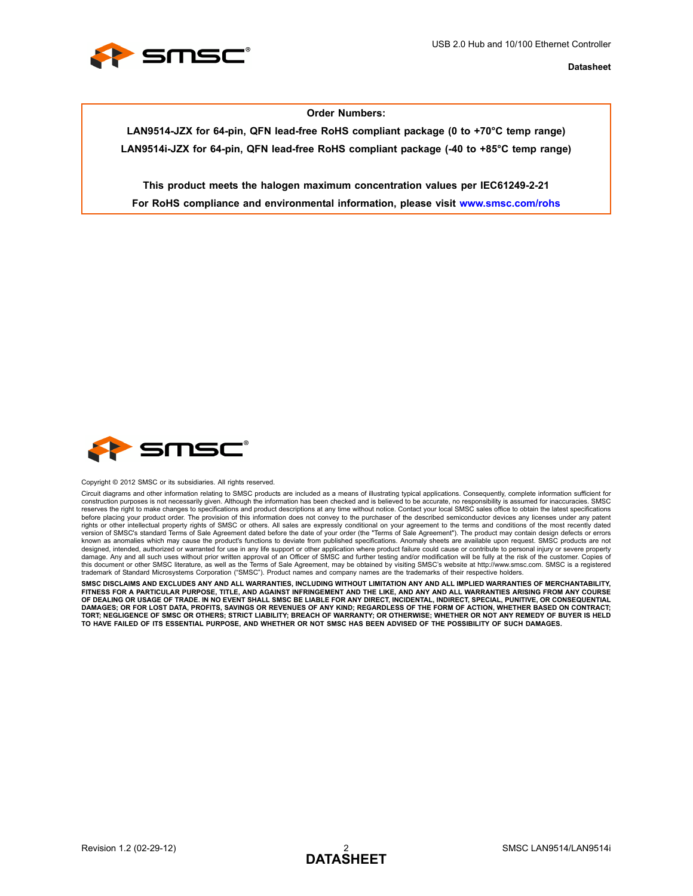**Order Numbers:**

**LAN9514-JZX for 64-pin, QFN lead-free RoHS compliant package (0 to +70°C temp range)**

**LAN9514i-JZX for 64-pin, QFN lead-free RoHS compliant package (-40 to +85°C temp range)**

**This product meets the halogen maximum concentration values per IEC61249-2-21**

**For RoHS compliance and environmental information, please visit www.smsc.com/rohs**

Copyright © 2012 SMSC or its subsidiaries. All rights reserved.

Circuit diagrams and other information relating to SMSC products are included as a means of illustrating typical applications. Consequently, complete information sufficient for construction purposes is not necessarily given. Although the information has been checked and is believed to be accurate, no responsibility is assumed for inaccuracies. SMSC reserves the right to make changes to specifications and product descriptions at any time without notice. Contact your local SMSC sales office to obtain the latest specifications before placing your product order. The provision of this information does not convey to the purchaser of the described semiconductor devices any licenses under any patent rights or other intellectual property rights of SMSC or others. All sales are expressly conditional on your agreement to the terms and conditions of the most recently dated version of SMSC's standard Terms of Sale Agreement dated before the date of your order (the "Terms of Sale Agreement"). The product may contain design defects or errors known as anomalies which may cause the product's functions to deviate from published specifications. Anomaly sheets are available upon request. SMSC products are not designed, intended, authorized or warranted for use in any life support or other application where product failure could cause or contribute to personal injury or severe property damage. Any and all such uses without prior written approval of an Officer of SMSC and further testing and/or modification will be fully at the risk of the customer. Copies of this document or other SMSC literature, as well as the Terms of Sale Agreement, may be obtained by visiting SMSC's website at http://www.smsc.com. SMSC is a registered trademark of Standard Microsystems Corporation ("SMSC"). Product names and company names are the trademarks of their respective holders.

**SMSC DISCLAIMS AND EXCLUDES ANY AND ALL WARRANTIES, INCLUDING WITHOUT LIMITATION ANY AND ALL IMPLIED WARRANTIES OF MERCHANTABILITY, FITNESS FOR A PARTICULAR PURPOSE, TITLE, AND AGAINST INFRINGEMENT AND THE LIKE, AND ANY AND ALL WARRANTIES ARISING FROM ANY COURSE OF DEALING OR USAGE OF TRADE. IN NO EVENT SHALL SMSC BE LIABLE FOR ANY DIRECT, INCIDENTAL, INDIRECT, SPECIAL, PUNITIVE, OR CONSEQUENTIAL DAMAGES; OR FOR LOST DATA, PROFITS, SAVINGS OR REVENUES OF ANY KIND; REGARDLESS OF THE FORM OF ACTION, WHETHER BASED ON CONTRACT; TORT; NEGLIGENCE OF SMSC OR OTHERS; STRICT LIABILITY; BREACH OF WARRANTY; OR OTHERWISE; WHETHER OR NOT ANY REMEDY OF BUYER IS HELD TO HAVE FAILED OF ITS ESSENTIAL PURPOSE, AND WHETHER OR NOT SMSC HAS BEEN ADVISED OF THE POSSIBILITY OF SUCH DAMAGES.**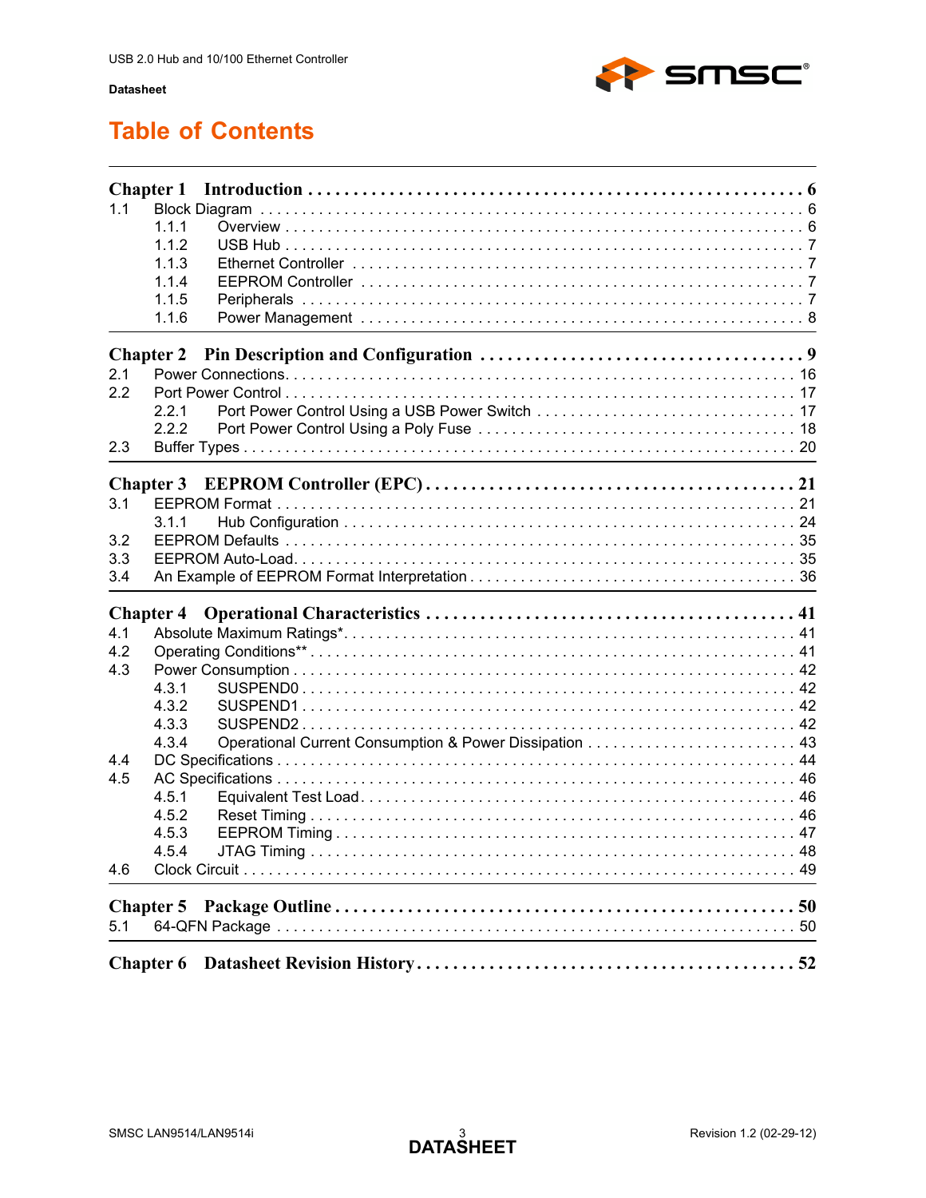# Table of Contents

**Chapter 1 Introduction** . . . . . . . . . . . . . . . . . . . . . . . . . . . . . . . . . . . . . . . . . . . . . . . . . . . . . . 6

1.1 Block Diagram . . . . . . . . . . . . . . . . . . . . . . . . . . . . . . . . . . . . . . . . . . . . . . . . . . . . . . . . . . 6
   1.1.1 Overview . . . . . . . . . . . . . . . . . . . . . . . . . . . . . . . . . . . . . . . . . . . . . . . . . . . . . . . 6
   1.1.2 USB Hub . . . . . . . . . . . . . . . . . . . . . . . . . . . . . . . . . . . . . . . . . . . . . . . . . . . . . . . 7
   1.1.3 Ethernet Controller . . . . . . . . . . . . . . . . . . . . . . . . . . . . . . . . . . . . . . . . . . . . . . . 7
   1.1.4 EEPROM Controller . . . . . . . . . . . . . . . . . . . . . . . . . . . . . . . . . . . . . . . . . . . . . . . 7
   1.1.5 Peripherals . . . . . . . . . . . . . . . . . . . . . . . . . . . . . . . . . . . . . . . . . . . . . . . . . . . . . 7
   1.1.6 Power Management . . . . . . . . . . . . . . . . . . . . . . . . . . . . . . . . . . . . . . . . . . . . . . . 8

**Chapter 2 Pin Description and Configuration** . . . . . . . . . . . . . . . . . . . . . . . . . . . . . . . . . . . 9

2.1 Power Connections. . . . . . . . . . . . . . . . . . . . . . . . . . . . . . . . . . . . . . . . . . . . . . . . . . . . . 16
2.2 Port Power Control . . . . . . . . . . . . . . . . . . . . . . . . . . . . . . . . . . . . . . . . . . . . . . . . . . . . . 17
   2.2.1 Port Power Control Using a USB Power Switch . . . . . . . . . . . . . . . . . . . . . . . . . . . . . . 17
   2.2.2 Port Power Control Using a Poly Fuse . . . . . . . . . . . . . . . . . . . . . . . . . . . . . . . . . . . . 18
2.3 Buffer Types . . . . . . . . . . . . . . . . . . . . . . . . . . . . . . . . . . . . . . . . . . . . . . . . . . . . . . . . . 20

**Chapter 3 EEPROM Controller (EPC)** . . . . . . . . . . . . . . . . . . . . . . . . . . . . . . . . . . . . . . . . 21

3.1 EEPROM Format . . . . . . . . . . . . . . . . . . . . . . . . . . . . . . . . . . . . . . . . . . . . . . . . . . . . . . . 21
   3.1.1 Hub Configuration . . . . . . . . . . . . . . . . . . . . . . . . . . . . . . . . . . . . . . . . . . . . . . . . . 24
3.2 EEPROM Defaults . . . . . . . . . . . . . . . . . . . . . . . . . . . . . . . . . . . . . . . . . . . . . . . . . . . . . . 35
3.3 EEPROM Auto-Load. . . . . . . . . . . . . . . . . . . . . . . . . . . . . . . . . . . . . . . . . . . . . . . . . . . . . 35
3.4 An Example of EEPROM Format Interpretation . . . . . . . . . . . . . . . . . . . . . . . . . . . . . . . . . . . 36

**Chapter 4 Operational Characteristics** . . . . . . . . . . . . . . . . . . . . . . . . . . . . . . . . . . . . . . . . 41

4.1 Absolute Maximum Ratings*. . . . . . . . . . . . . . . . . . . . . . . . . . . . . . . . . . . . . . . . . . . . . . . 41
4.2 Operating Conditions** . . . . . . . . . . . . . . . . . . . . . . . . . . . . . . . . . . . . . . . . . . . . . . . . . . 41
4.3 Power Consumption . . . . . . . . . . . . . . . . . . . . . . . . . . . . . . . . . . . . . . . . . . . . . . . . . . . . 42
   4.3.1 SUSPEND0 . . . . . . . . . . . . . . . . . . . . . . . . . . . . . . . . . . . . . . . . . . . . . . . . . . . . . . 42
   4.3.2 SUSPEND1 . . . . . . . . . . . . . . . . . . . . . . . . . . . . . . . . . . . . . . . . . . . . . . . . . . . . . . 42
   4.3.3 SUSPEND2 . . . . . . . . . . . . . . . . . . . . . . . . . . . . . . . . . . . . . . . . . . . . . . . . . . . . . . 42
   4.3.4 Operational Current Consumption & Power Dissipation . . . . . . . . . . . . . . . . . . . . . . . . . 43
4.4 DC Specifications . . . . . . . . . . . . . . . . . . . . . . . . . . . . . . . . . . . . . . . . . . . . . . . . . . . . . . 44
4.5 AC Specifications . . . . . . . . . . . . . . . . . . . . . . . . . . . . . . . . . . . . . . . . . . . . . . . . . . . . . . 46
   4.5.1 Equivalent Test Load. . . . . . . . . . . . . . . . . . . . . . . . . . . . . . . . . . . . . . . . . . . . . . . . 46
   4.5.2 Reset Timing . . . . . . . . . . . . . . . . . . . . . . . . . . . . . . . . . . . . . . . . . . . . . . . . . . . . . 46
   4.5.3 EEPROM Timing . . . . . . . . . . . . . . . . . . . . . . . . . . . . . . . . . . . . . . . . . . . . . . . . . . . 47
   4.5.4 JTAG Timing . . . . . . . . . . . . . . . . . . . . . . . . . . . . . . . . . . . . . . . . . . . . . . . . . . . . . 48
4.6 Clock Circuit . . . . . . . . . . . . . . . . . . . . . . . . . . . . . . . . . . . . . . . . . . . . . . . . . . . . . . . . . . 49

**Chapter 5 Package Outline** . . . . . . . . . . . . . . . . . . . . . . . . . . . . . . . . . . . . . . . . . . . . . . . . . 50

5.1 64-QFN Package . . . . . . . . . . . . . . . . . . . . . . . . . . . . . . . . . . . . . . . . . . . . . . . . . . . . . . . 50

**Chapter 6 Datasheet Revision History** . . . . . . . . . . . . . . . . . . . . . . . . . . . . . . . . . . . . . . . . . 52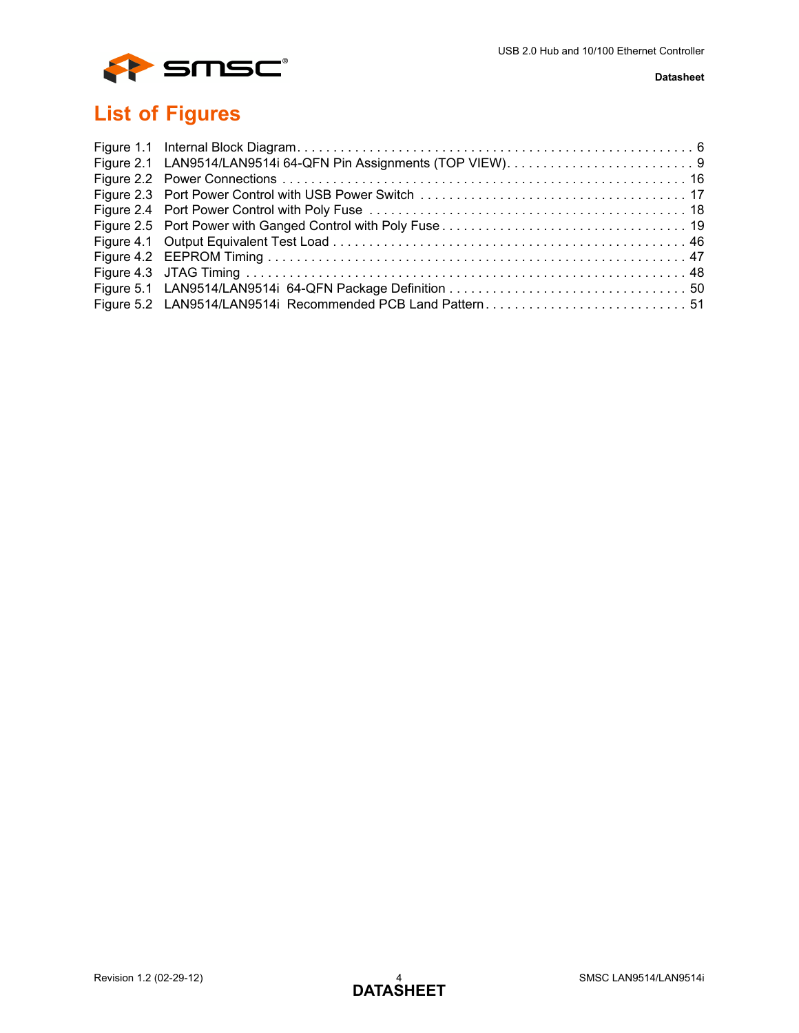# List of Figures

Figure 1.1 Internal Block Diagram . . . . . . . . . . . . . . . . . . . . . . . . . . . . . . . . . . . . . . . . . . . . . . . . . . . . . . 6
Figure 2.1 LAN9514/LAN9514i 64-QFN Pin Assignments (TOP VIEW). . . . . . . . . . . . . . . . . . . . . . . . . . 9
Figure 2.2 Power Connections . . . . . . . . . . . . . . . . . . . . . . . . . . . . . . . . . . . . . . . . . . . . . . . . . . . . . . . . . 16
Figure 2.3 Port Power Control with USB Power Switch . . . . . . . . . . . . . . . . . . . . . . . . . . . . . . . . . . . . . 17
Figure 2.4 Port Power Control with Poly Fuse . . . . . . . . . . . . . . . . . . . . . . . . . . . . . . . . . . . . . . . . . . . . 18
Figure 2.5 Port Power with Ganged Control with Poly Fuse . . . . . . . . . . . . . . . . . . . . . . . . . . . . . . . . . . 19
Figure 4.1 Output Equivalent Test Load . . . . . . . . . . . . . . . . . . . . . . . . . . . . . . . . . . . . . . . . . . . . . . . . . 46
Figure 4.2 EEPROM Timing . . . . . . . . . . . . . . . . . . . . . . . . . . . . . . . . . . . . . . . . . . . . . . . . . . . . . . . . . . 47
Figure 4.3 JTAG Timing . . . . . . . . . . . . . . . . . . . . . . . . . . . . . . . . . . . . . . . . . . . . . . . . . . . . . . . . . . . . . 48
Figure 5.1 LAN9514/LAN9514i 64-QFN Package Definition . . . . . . . . . . . . . . . . . . . . . . . . . . . . . . . . . 50
Figure 5.2 LAN9514/LAN9514i Recommended PCB Land Pattern . . . . . . . . . . . . . . . . . . . . . . . . . . . . 51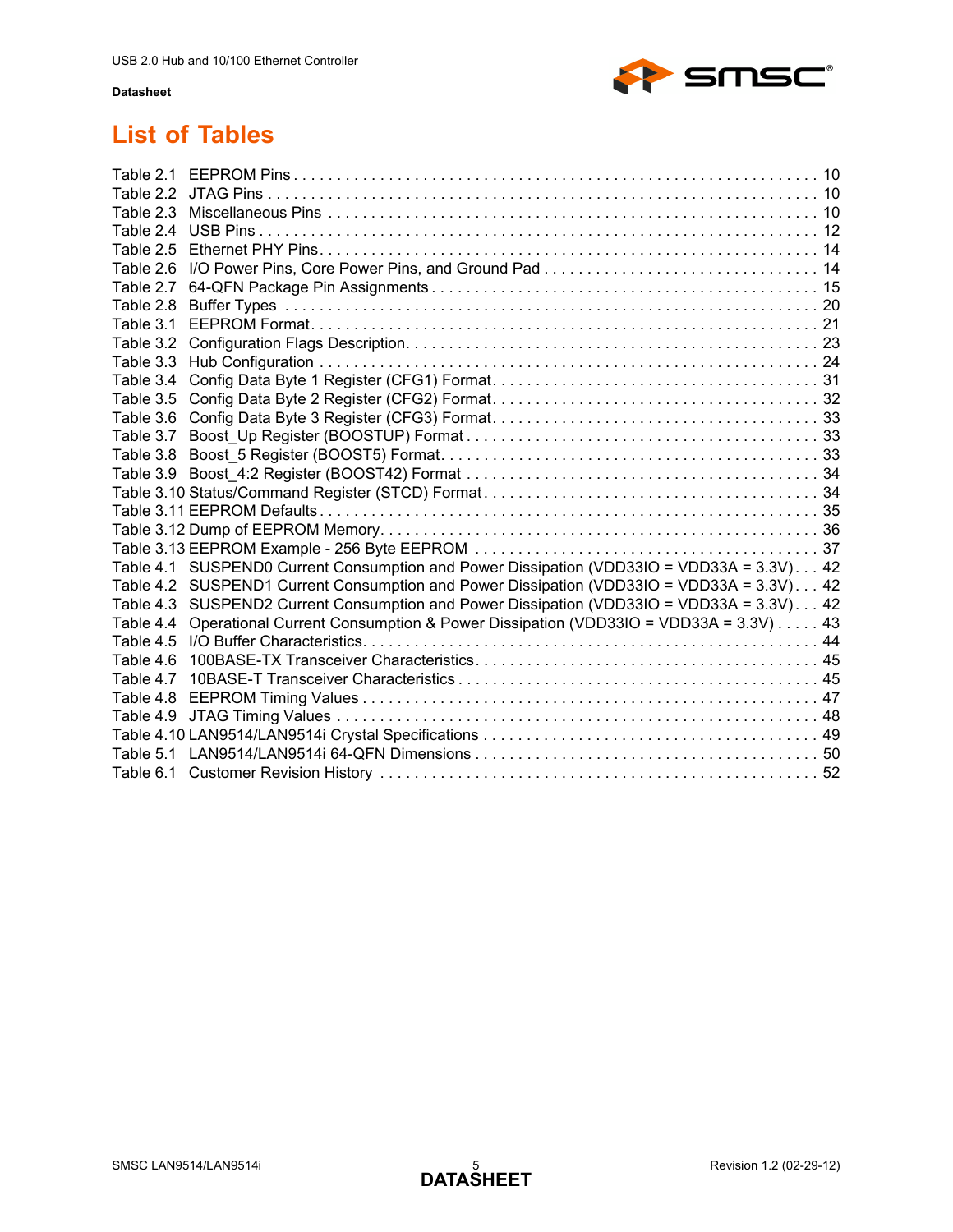# List of Tables

Table 2.1 EEPROM Pins . . . . . . . . . . . . . . . . . . . . . . . . . . . . . . . . . . . . . . . . . . . . . . . . . . . . . . . . . . . 10
Table 2.2 JTAG Pins . . . . . . . . . . . . . . . . . . . . . . . . . . . . . . . . . . . . . . . . . . . . . . . . . . . . . . . . . . . . . 10
Table 2.3 Miscellaneous Pins . . . . . . . . . . . . . . . . . . . . . . . . . . . . . . . . . . . . . . . . . . . . . . . . . . . . . . . 10
Table 2.4 USB Pins . . . . . . . . . . . . . . . . . . . . . . . . . . . . . . . . . . . . . . . . . . . . . . . . . . . . . . . . . . . . . . 12
Table 2.5 Ethernet PHY Pins. . . . . . . . . . . . . . . . . . . . . . . . . . . . . . . . . . . . . . . . . . . . . . . . . . . . . . . . 14
Table 2.6 I/O Power Pins, Core Power Pins, and Ground Pad . . . . . . . . . . . . . . . . . . . . . . . . . . . . . . . . 14
Table 2.7 64-QFN Package Pin Assignments . . . . . . . . . . . . . . . . . . . . . . . . . . . . . . . . . . . . . . . . . . . . 15
Table 2.8 Buffer Types . . . . . . . . . . . . . . . . . . . . . . . . . . . . . . . . . . . . . . . . . . . . . . . . . . . . . . . . . . . . 20
Table 3.1 EEPROM Format. . . . . . . . . . . . . . . . . . . . . . . . . . . . . . . . . . . . . . . . . . . . . . . . . . . . . . . . . 21
Table 3.2 Configuration Flags Description. . . . . . . . . . . . . . . . . . . . . . . . . . . . . . . . . . . . . . . . . . . . . . . 23
Table 3.3 Hub Configuration . . . . . . . . . . . . . . . . . . . . . . . . . . . . . . . . . . . . . . . . . . . . . . . . . . . . . . . . 24
Table 3.4 Config Data Byte 1 Register (CFG1) Format. . . . . . . . . . . . . . . . . . . . . . . . . . . . . . . . . . . . . . 31
Table 3.5 Config Data Byte 2 Register (CFG2) Format. . . . . . . . . . . . . . . . . . . . . . . . . . . . . . . . . . . . . . 32
Table 3.6 Config Data Byte 3 Register (CFG3) Format. . . . . . . . . . . . . . . . . . . . . . . . . . . . . . . . . . . . . . 33
Table 3.7 Boost_Up Register (BOOSTUP) Format . . . . . . . . . . . . . . . . . . . . . . . . . . . . . . . . . . . . . . . . . 33
Table 3.8 Boost_5 Register (BOOST5) Format. . . . . . . . . . . . . . . . . . . . . . . . . . . . . . . . . . . . . . . . . . . 33
Table 3.9 Boost_4:2 Register (BOOST42) Format . . . . . . . . . . . . . . . . . . . . . . . . . . . . . . . . . . . . . . . . . 34
Table 3.10 Status/Command Register (STCD) Format. . . . . . . . . . . . . . . . . . . . . . . . . . . . . . . . . . . . . . 34
Table 3.11 EEPROM Defaults . . . . . . . . . . . . . . . . . . . . . . . . . . . . . . . . . . . . . . . . . . . . . . . . . . . . . . . . 35
Table 3.12 Dump of EEPROM Memory. . . . . . . . . . . . . . . . . . . . . . . . . . . . . . . . . . . . . . . . . . . . . . . . . . 36
Table 3.13 EEPROM Example - 256 Byte EEPROM . . . . . . . . . . . . . . . . . . . . . . . . . . . . . . . . . . . . . . . . 37
Table 4.1 SUSPEND0 Current Consumption and Power Dissipation (VDD33IO = VDD33A = 3.3V) . . . 42
Table 4.2 SUSPEND1 Current Consumption and Power Dissipation (VDD33IO = VDD33A = 3.3V) . . . 42
Table 4.3 SUSPEND2 Current Consumption and Power Dissipation (VDD33IO = VDD33A = 3.3V) . . . 42
Table 4.4 Operational Current Consumption & Power Dissipation (VDD33IO = VDD33A = 3.3V) . . . . . 43
Table 4.5 I/O Buffer Characteristics. . . . . . . . . . . . . . . . . . . . . . . . . . . . . . . . . . . . . . . . . . . . . . . . . . . 44
Table 4.6 100BASE-TX Transceiver Characteristics . . . . . . . . . . . . . . . . . . . . . . . . . . . . . . . . . . . . . . . . 45
Table 4.7 10BASE-T Transceiver Characteristics . . . . . . . . . . . . . . . . . . . . . . . . . . . . . . . . . . . . . . . . . . 45
Table 4.8 EEPROM Timing Values . . . . . . . . . . . . . . . . . . . . . . . . . . . . . . . . . . . . . . . . . . . . . . . . . . . . 47
Table 4.9 JTAG Timing Values . . . . . . . . . . . . . . . . . . . . . . . . . . . . . . . . . . . . . . . . . . . . . . . . . . . . . . . 48
Table 4.10 LAN9514/LAN9514i Crystal Specifications . . . . . . . . . . . . . . . . . . . . . . . . . . . . . . . . . . . . . . 49
Table 5.1 LAN9514/LAN9514i 64-QFN Dimensions . . . . . . . . . . . . . . . . . . . . . . . . . . . . . . . . . . . . . . . . 50
Table 6.1 Customer Revision History . . . . . . . . . . . . . . . . . . . . . . . . . . . . . . . . . . . . . . . . . . . . . . . . . . 52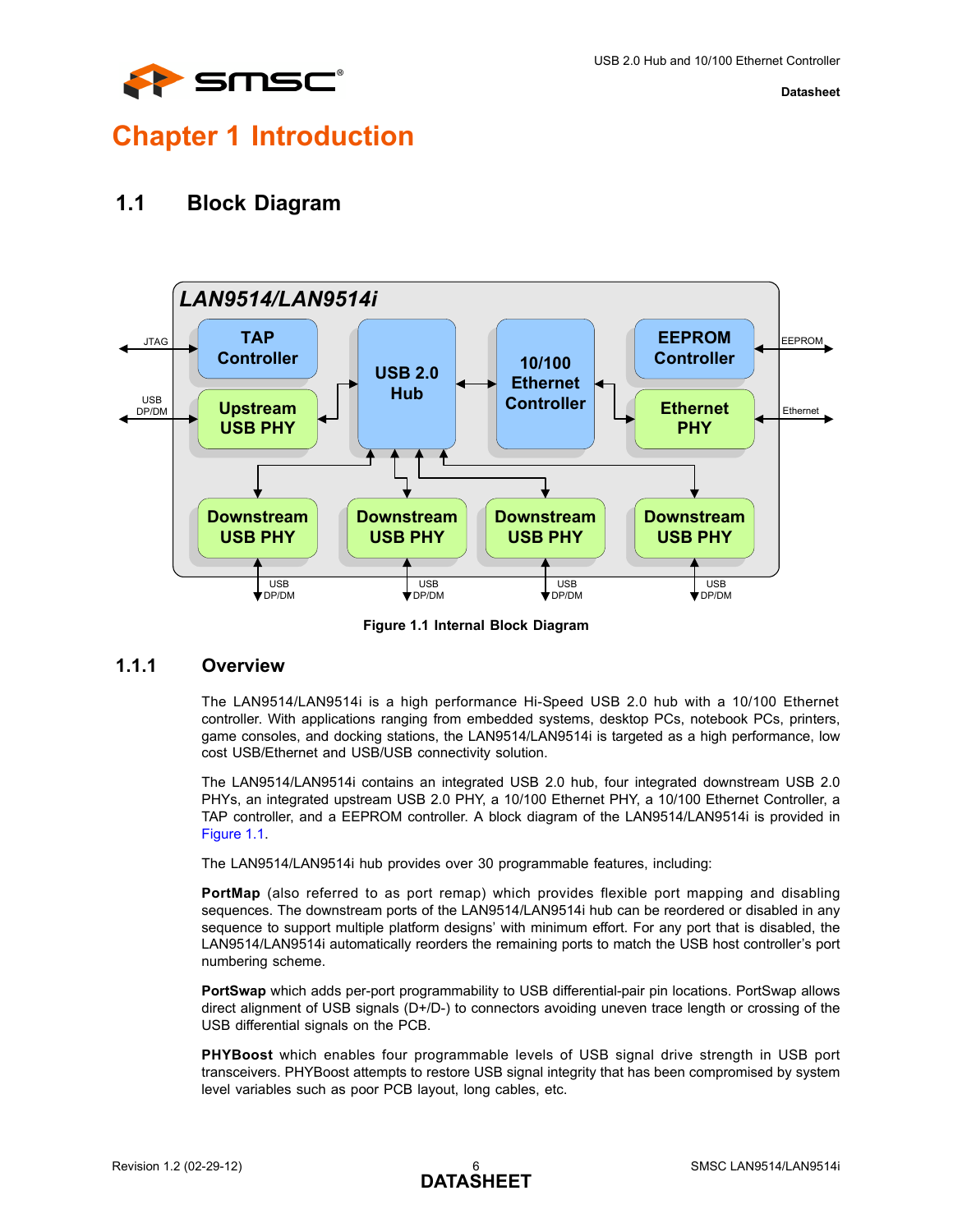# Chapter 1 Introduction

## 1.1 Block Diagram

Figure 1.1 Internal Block Diagram

### 1.1.1 Overview

The LAN9514/LAN9514i is a high performance Hi-Speed USB 2.0 hub with a 10/100 Ethernet controller. With applications ranging from embedded systems, desktop PCs, notebook PCs, printers, game consoles, and docking stations, the LAN9514/LAN9514i is targeted as a high performance, low cost USB/Ethernet and USB/USB connectivity solution.

The LAN9514/LAN9514i contains an integrated USB 2.0 hub, four integrated downstream USB 2.0 PHYs, an integrated upstream USB 2.0 PHY, a 10/100 Ethernet PHY, a 10/100 Ethernet Controller, a TAP controller, and a EEPROM controller. A block diagram of the LAN9514/LAN9514i is provided in Figure 1.1.

The LAN9514/LAN9514i hub provides over 30 programmable features, including:

**PortMap** (also referred to as port remap) which provides flexible port mapping and disabling sequences. The downstream ports of the LAN9514/LAN9514i hub can be reordered or disabled in any sequence to support multiple platform designs' with minimum effort. For any port that is disabled, the LAN9514/LAN9514i automatically reorders the remaining ports to match the USB host controller's port numbering scheme.

**PortSwap** which adds per-port programmability to USB differential-pair pin locations. PortSwap allows direct alignment of USB signals (D+/D-) to connectors avoiding uneven trace length or crossing of the USB differential signals on the PCB.

**PHYBoost** which enables four programmable levels of USB signal drive strength in USB port transceivers. PHYBoost attempts to restore USB signal integrity that has been compromised by system level variables such as poor PCB layout, long cables, etc.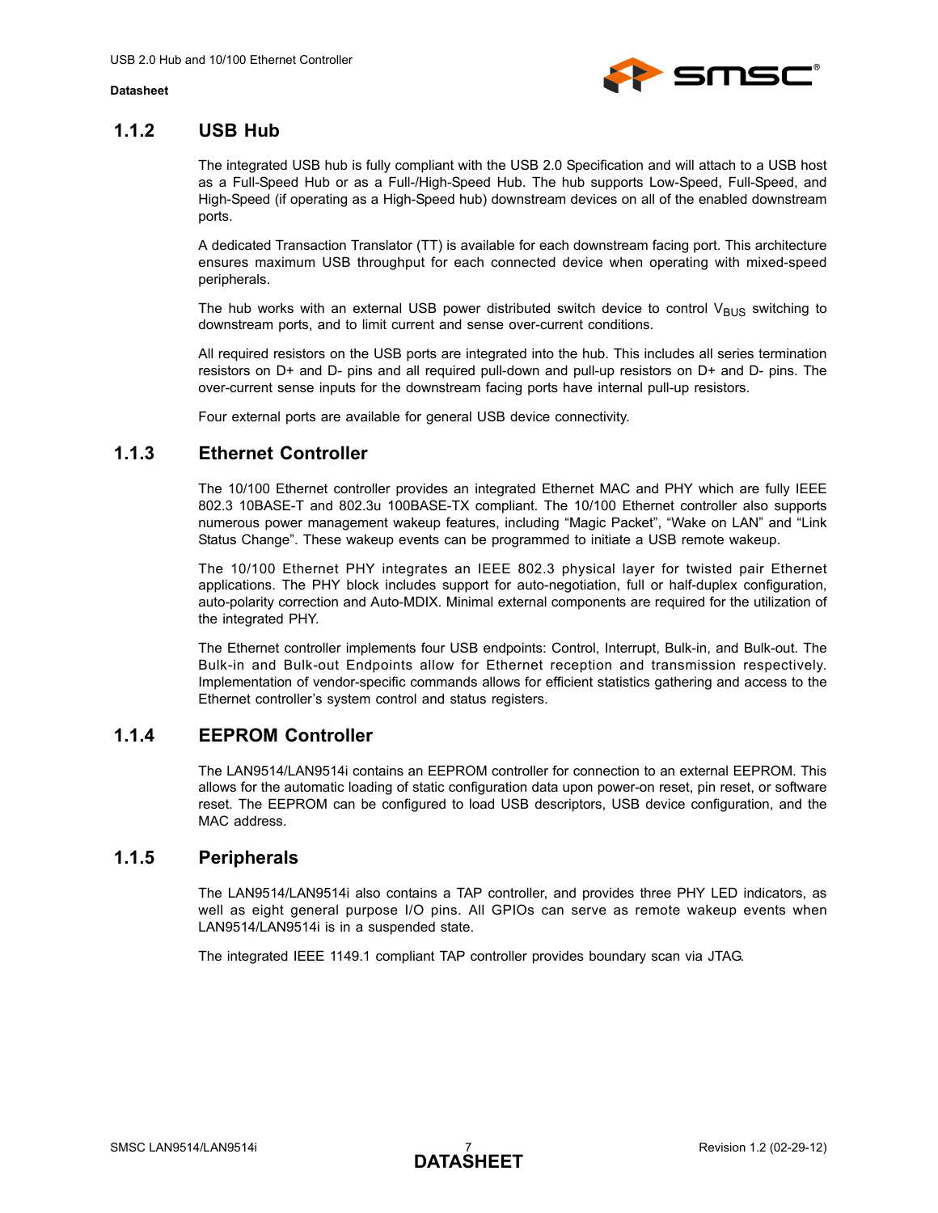### 1.1.2 USB Hub

The integrated USB hub is fully compliant with the USB 2.0 Specification and will attach to a USB host as a Full-Speed Hub or as a Full-/High-Speed Hub. The hub supports Low-Speed, Full-Speed, and High-Speed (if operating as a High-Speed hub) downstream devices on all of the enabled downstream ports.

A dedicated Transaction Translator (TT) is available for each downstream facing port. This architecture ensures maximum USB throughput for each connected device when operating with mixed-speed peripherals.

The hub works with an external USB power distributed switch device to control $V_{BUS}$ switching to downstream ports, and to limit current and sense over-current conditions.

All required resistors on the USB ports are integrated into the hub. This includes all series termination resistors on D+ and D- pins and all required pull-down and pull-up resistors on D+ and D- pins. The over-current sense inputs for the downstream facing ports have internal pull-up resistors.

Four external ports are available for general USB device connectivity.

### 1.1.3 Ethernet Controller

The 10/100 Ethernet controller provides an integrated Ethernet MAC and PHY which are fully IEEE 802.3 10BASE-T and 802.3u 100BASE-TX compliant. The 10/100 Ethernet controller also supports numerous power management wakeup features, including “Magic Packet”, “Wake on LAN” and “Link Status Change”. These wakeup events can be programmed to initiate a USB remote wakeup.

The 10/100 Ethernet PHY integrates an IEEE 802.3 physical layer for twisted pair Ethernet applications. The PHY block includes support for auto-negotiation, full or half-duplex configuration, auto-polarity correction and Auto-MDIX. Minimal external components are required for the utilization of the integrated PHY.

The Ethernet controller implements four USB endpoints: Control, Interrupt, Bulk-in, and Bulk-out. The Bulk-in and Bulk-out Endpoints allow for Ethernet reception and transmission respectively. Implementation of vendor-specific commands allows for efficient statistics gathering and access to the Ethernet controller’s system control and status registers.

### 1.1.4 EEPROM Controller

The LAN9514/LAN9514i contains an EEPROM controller for connection to an external EEPROM. This allows for the automatic loading of static configuration data upon power-on reset, pin reset, or software reset. The EEPROM can be configured to load USB descriptors, USB device configuration, and the MAC address.

### 1.1.5 Peripherals

The LAN9514/LAN9514i also contains a TAP controller, and provides three PHY LED indicators, as well as eight general purpose I/O pins. All GPIOs can serve as remote wakeup events when LAN9514/LAN9514i is in a suspended state.

The integrated IEEE 1149.1 compliant TAP controller provides boundary scan via JTAG.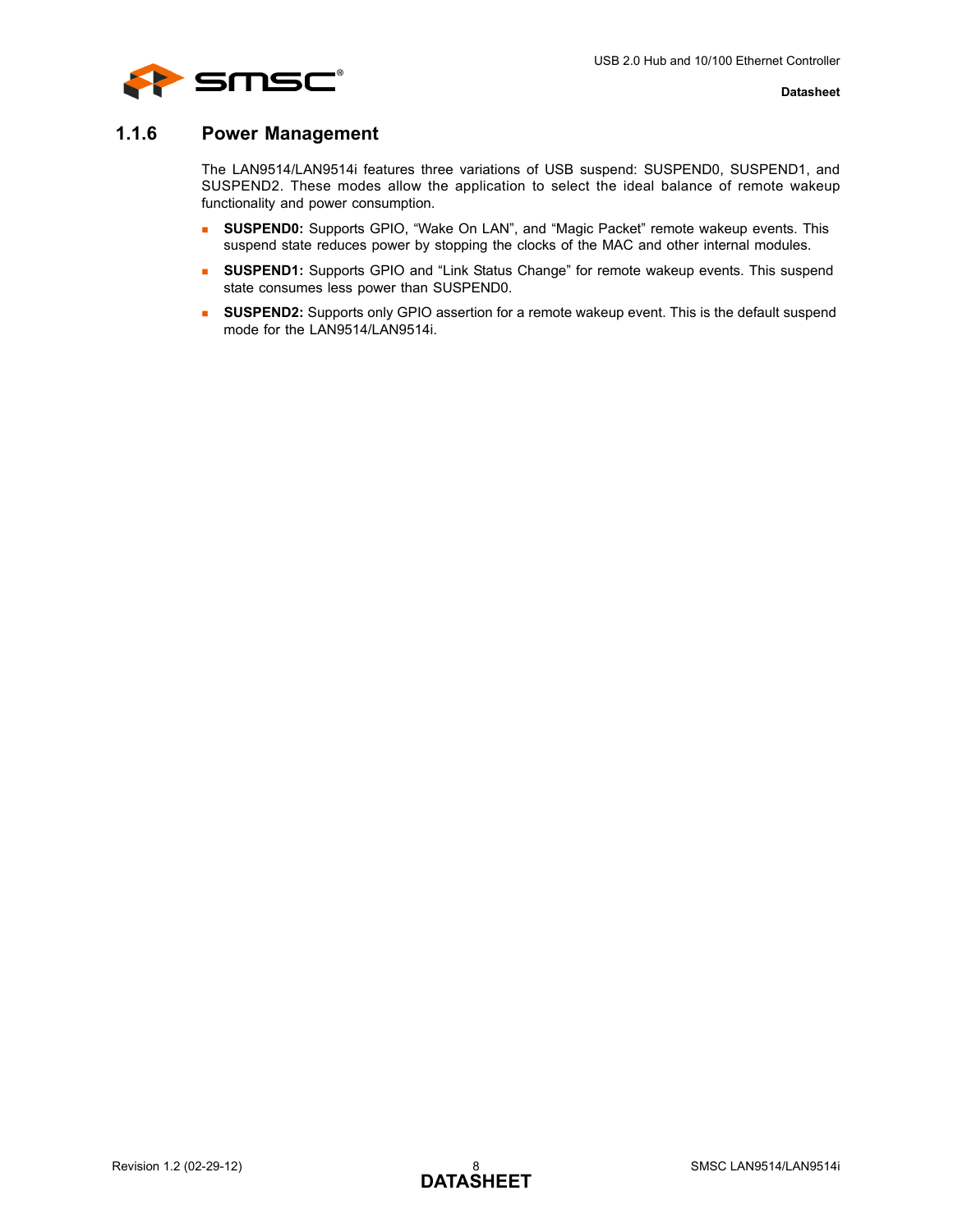### 1.1.6 Power Management

The LAN9514/LAN9514i features three variations of USB suspend: SUSPEND0, SUSPEND1, and SUSPEND2. These modes allow the application to select the ideal balance of remote wakeup functionality and power consumption.

- **SUSPEND0:** Supports GPIO, “Wake On LAN”, and “Magic Packet” remote wakeup events. This suspend state reduces power by stopping the clocks of the MAC and other internal modules.
- **SUSPEND1:** Supports GPIO and “Link Status Change” for remote wakeup events. This suspend state consumes less power than SUSPEND0.
- **SUSPEND2:** Supports only GPIO assertion for a remote wakeup event. This is the default suspend mode for the LAN9514/LAN9514i.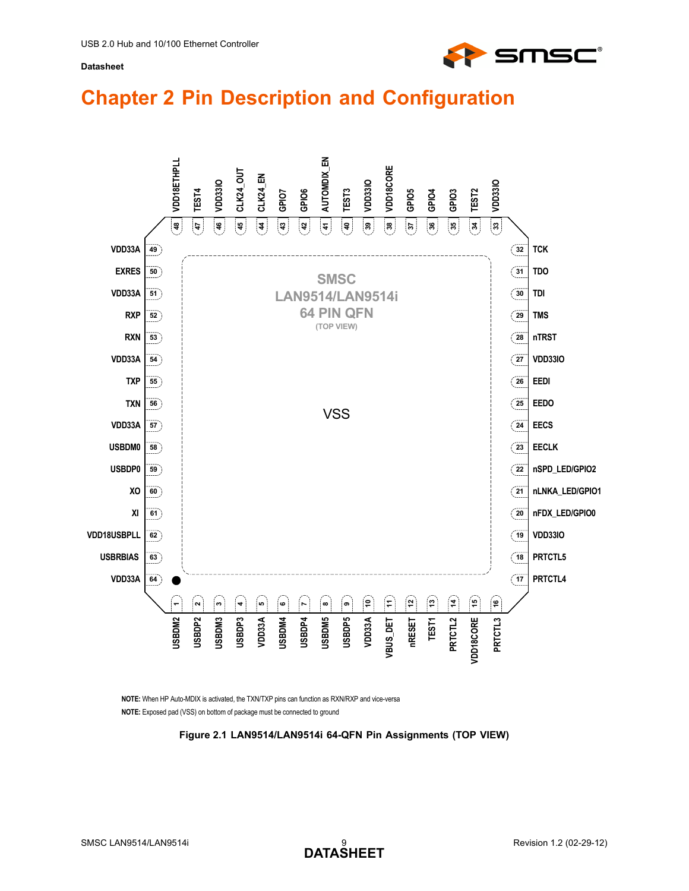# Chapter 2 Pin Description and Configuration

SMSC LAN9514/LAN9514i 64 PIN QFN (TOP VIEW)

| Pin | Name | Pin | Name |
|---|---|---|---|
| 1 | USBDM2 | 33 | VDD33IO |
| 2 | USBDP2 | 34 | TEST2 |
| 3 | USBDM3 | 35 | GPIO3 |
| 4 | USBDP3 | 36 | GPIO4 |
| 5 | VDD33A | 37 | GPIO5 |
| 6 | USBDM4 | 38 | VDD18CORE |
| 7 | USBDP4 | 39 | VDD33IO |
| 8 | USBDM5 | 40 | TEST3 |
| 9 | USBDP5 | 41 | AUTOMDIX_EN |
| 10 | VDD33A | 42 | GPIO6 |
| 11 | VBUS_DET | 43 | GPIO7 |
| 12 | nRESET | 44 | CLK24_EN |
| 13 | TEST1 | 45 | CLK24_OUT |
| 14 | PRTCTL2 | 46 | VDD33IO |
| 15 | VDD18CORE | 47 | TEST4 |
| 16 | PRTCTL3 | 48 | VDD18ETHPLL |
| 17 | PRTCTL4 | 49 | VDD33A |
| 18 | PRTCTL5 | 50 | EXRES |
| 19 | VDD33IO | 51 | VDD33A |
| 20 | nFDX_LED/GPIO0 | 52 | RXP |
| 21 | nLNKA_LED/GPIO1 | 53 | RXN |
| 22 | nSPD_LED/GPIO2 | 54 | VDD33A |
| 23 | EECLK | 55 | TXP |
| 24 | EECS | 56 | TXN |
| 25 | EEDO | 57 | VDD33A |
| 26 | EEDI | 58 | USBDM0 |
| 27 | VDD33IO | 59 | USBDP0 |
| 28 | nTRST | 60 | XO |
| 29 | TMS | 61 | XI |
| 30 | TDI | 62 | VDD18USBPLL |
| 31 | TDO | 63 | USBRBIAS |
| 32 | TCK | 64 | VDD33A |

Exposed pad: VSS

**NOTE:** When HP Auto-MDIX is activated, the TXN/TXP pins can function as RXN/RXP and vice-versa

**NOTE:** Exposed pad (VSS) on bottom of package must be connected to ground

**Figure 2.1 LAN9514/LAN9514i 64-QFN Pin Assignments (TOP VIEW)**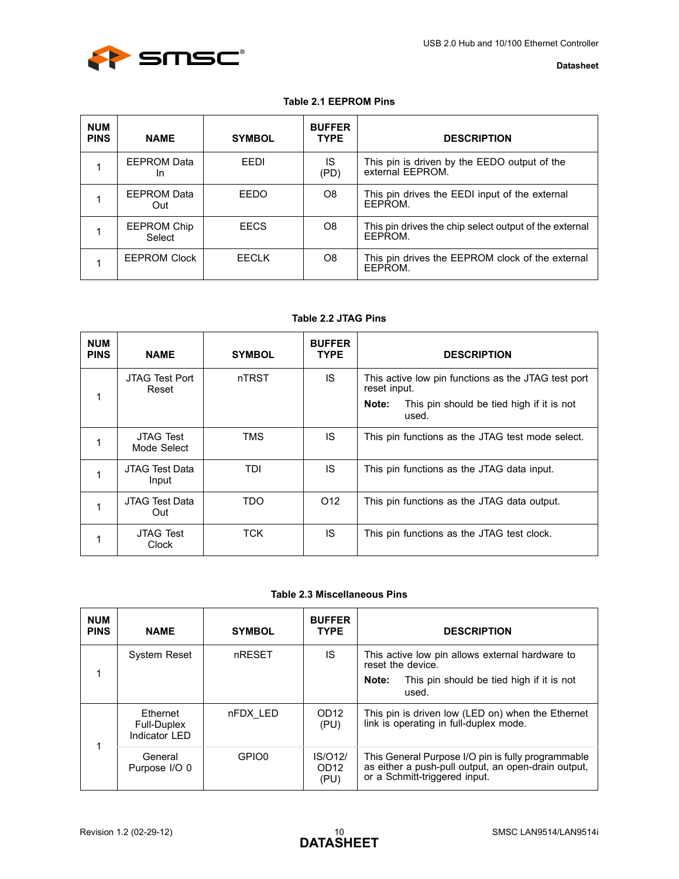**Table 2.1 EEPROM Pins**

| NUM PINS | NAME | SYMBOL | BUFFER TYPE | DESCRIPTION |
|---|---|---|---|---|
| 1 | EEPROM Data In | EEDI | IS (PD) | This pin is driven by the EEDO output of the external EEPROM. |
| 1 | EEPROM Data Out | EEDO | O8 | This pin drives the EEDI input of the external EEPROM. |
| 1 | EEPROM Chip Select | EECS | O8 | This pin drives the chip select output of the external EEPROM. |
| 1 | EEPROM Clock | EECLK | O8 | This pin drives the EEPROM clock of the external EEPROM. |

**Table 2.2 JTAG Pins**

| NUM PINS | NAME | SYMBOL | BUFFER TYPE | DESCRIPTION |
|---|---|---|---|---|
| 1 | JTAG Test Port Reset | nTRST | IS | This active low pin functions as the JTAG test port reset input.<br>**Note:** This pin should be tied high if it is not used. |
| 1 | JTAG Test Mode Select | TMS | IS | This pin functions as the JTAG test mode select. |
| 1 | JTAG Test Data Input | TDI | IS | This pin functions as the JTAG data input. |
| 1 | JTAG Test Data Out | TDO | O12 | This pin functions as the JTAG data output. |
| 1 | JTAG Test Clock | TCK | IS | This pin functions as the JTAG test clock. |

**Table 2.3 Miscellaneous Pins**

| NUM PINS | NAME | SYMBOL | BUFFER TYPE | DESCRIPTION |
|---|---|---|---|---|
| 1 | System Reset | nRESET | IS | This active low pin allows external hardware to reset the device.<br>**Note:** This pin should be tied high if it is not used. |
| 1 | Ethernet Full-Duplex Indicator LED | nFDX_LED | OD12 (PU) | This pin is driven low (LED on) when the Ethernet link is operating in full-duplex mode. |
| | General Purpose I/O 0 | GPIO0 | IS/O12/ OD12 (PU) | This General Purpose I/O pin is fully programmable as either a push-pull output, an open-drain output, or a Schmitt-triggered input. |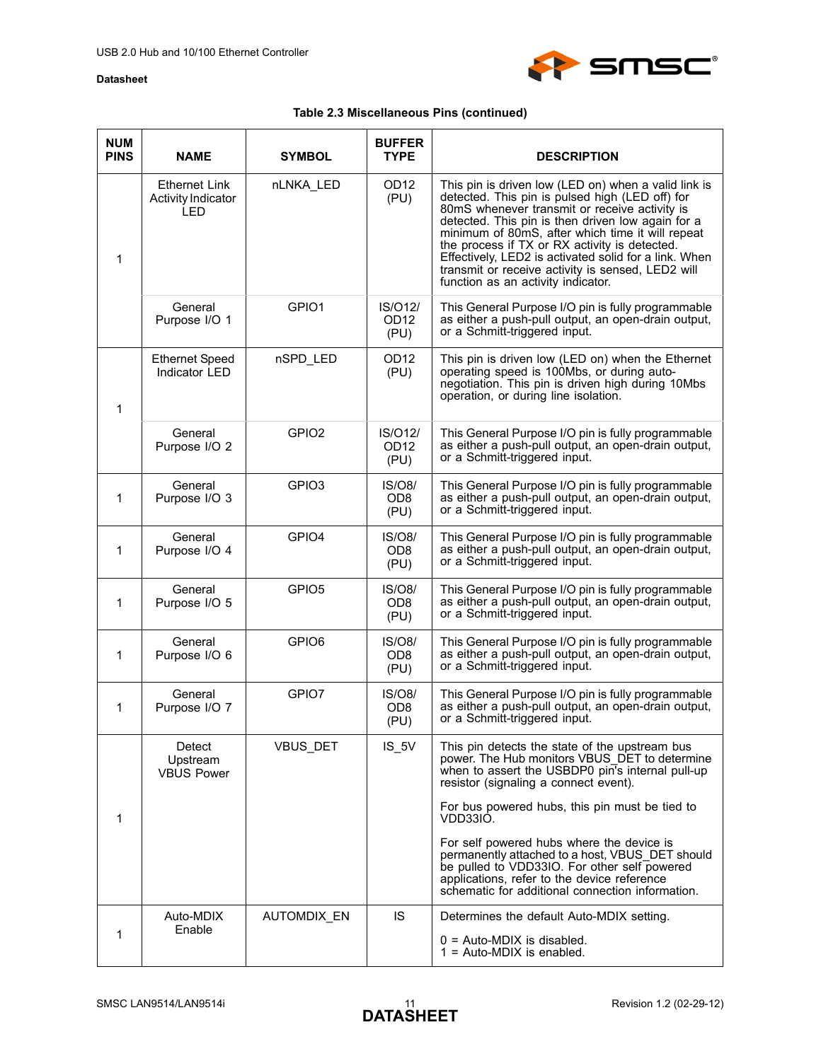**Table 2.3 Miscellaneous Pins (continued)**

| NUM PINS | NAME | SYMBOL | BUFFER TYPE | DESCRIPTION |
|---|---|---|---|---|
| 1 | Ethernet Link Activity Indicator LED | nLNKA_LED | OD12 (PU) | This pin is driven low (LED on) when a valid link is detected. This pin is pulsed high (LED off) for 80mS whenever transmit or receive activity is detected. This pin is then driven low again for a minimum of 80mS, after which time it will repeat the process if TX or RX activity is detected. Effectively, LED2 is activated solid for a link. When transmit or receive activity is sensed, LED2 will function as an activity indicator. |
| | General Purpose I/O 1 | GPIO1 | IS/O12/ OD12 (PU) | This General Purpose I/O pin is fully programmable as either a push-pull output, an open-drain output, or a Schmitt-triggered input. |
| 1 | Ethernet Speed Indicator LED | nSPD_LED | OD12 (PU) | This pin is driven low (LED on) when the Ethernet operating speed is 100Mbs, or during auto-negotiation. This pin is driven high during 10Mbs operation, or during line isolation. |
| | General Purpose I/O 2 | GPIO2 | IS/O12/ OD12 (PU) | This General Purpose I/O pin is fully programmable as either a push-pull output, an open-drain output, or a Schmitt-triggered input. |
| 1 | General Purpose I/O 3 | GPIO3 | IS/O8/ OD8 (PU) | This General Purpose I/O pin is fully programmable as either a push-pull output, an open-drain output, or a Schmitt-triggered input. |
| 1 | General Purpose I/O 4 | GPIO4 | IS/O8/ OD8 (PU) | This General Purpose I/O pin is fully programmable as either a push-pull output, an open-drain output, or a Schmitt-triggered input. |
| 1 | General Purpose I/O 5 | GPIO5 | IS/O8/ OD8 (PU) | This General Purpose I/O pin is fully programmable as either a push-pull output, an open-drain output, or a Schmitt-triggered input. |
| 1 | General Purpose I/O 6 | GPIO6 | IS/O8/ OD8 (PU) | This General Purpose I/O pin is fully programmable as either a push-pull output, an open-drain output, or a Schmitt-triggered input. |
| 1 | General Purpose I/O 7 | GPIO7 | IS/O8/ OD8 (PU) | This General Purpose I/O pin is fully programmable as either a push-pull output, an open-drain output, or a Schmitt-triggered input. |
| 1 | Detect Upstream VBUS Power | VBUS_DET | IS_5V | This pin detects the state of the upstream bus power. The Hub monitors VBUS_DET to determine when to assert the USBDP0 pin's internal pull-up resistor (signaling a connect event).<br><br>For bus powered hubs, this pin must be tied to VDD33IO.<br><br>For self powered hubs where the device is permanently attached to a host, VBUS_DET should be pulled to VDD33IO. For other self powered applications, refer to the device reference schematic for additional connection information. |
| 1 | Auto-MDIX Enable | AUTOMDIX_EN | IS | Determines the default Auto-MDIX setting.<br><br>0 = Auto-MDIX is disabled.<br>1 = Auto-MDIX is enabled. |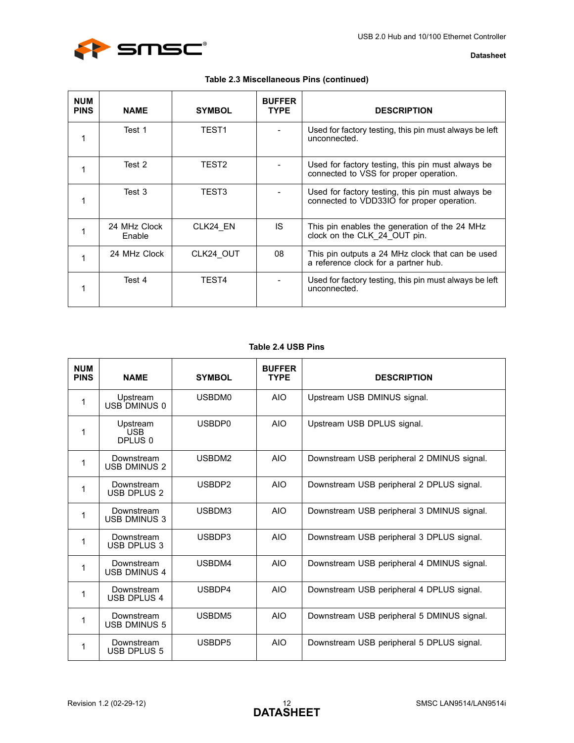**Table 2.3 Miscellaneous Pins (continued)**

| NUM PINS | NAME | SYMBOL | BUFFER TYPE | DESCRIPTION |
|---|---|---|---|---|
| 1 | Test 1 | TEST1 | - | Used for factory testing, this pin must always be left unconnected. |
| 1 | Test 2 | TEST2 | - | Used for factory testing, this pin must always be connected to VSS for proper operation. |
| 1 | Test 3 | TEST3 | - | Used for factory testing, this pin must always be connected to VDD33IO for proper operation. |
| 1 | 24 MHz Clock Enable | CLK24_EN | IS | This pin enables the generation of the 24 MHz clock on the CLK_24_OUT pin. |
| 1 | 24 MHz Clock | CLK24_OUT | 08 | This pin outputs a 24 MHz clock that can be used a reference clock for a partner hub. |
| 1 | Test 4 | TEST4 | - | Used for factory testing, this pin must always be left unconnected. |

**Table 2.4 USB Pins**

| NUM PINS | NAME | SYMBOL | BUFFER TYPE | DESCRIPTION |
|---|---|---|---|---|
| 1 | Upstream USB DMINUS 0 | USBDM0 | AIO | Upstream USB DMINUS signal. |
| 1 | Upstream USB DPLUS 0 | USBDP0 | AIO | Upstream USB DPLUS signal. |
| 1 | Downstream USB DMINUS 2 | USBDM2 | AIO | Downstream USB peripheral 2 DMINUS signal. |
| 1 | Downstream USB DPLUS 2 | USBDP2 | AIO | Downstream USB peripheral 2 DPLUS signal. |
| 1 | Downstream USB DMINUS 3 | USBDM3 | AIO | Downstream USB peripheral 3 DMINUS signal. |
| 1 | Downstream USB DPLUS 3 | USBDP3 | AIO | Downstream USB peripheral 3 DPLUS signal. |
| 1 | Downstream USB DMINUS 4 | USBDM4 | AIO | Downstream USB peripheral 4 DMINUS signal. |
| 1 | Downstream USB DPLUS 4 | USBDP4 | AIO | Downstream USB peripheral 4 DPLUS signal. |
| 1 | Downstream USB DMINUS 5 | USBDM5 | AIO | Downstream USB peripheral 5 DMINUS signal. |
| 1 | Downstream USB DPLUS 5 | USBDP5 | AIO | Downstream USB peripheral 5 DPLUS signal. |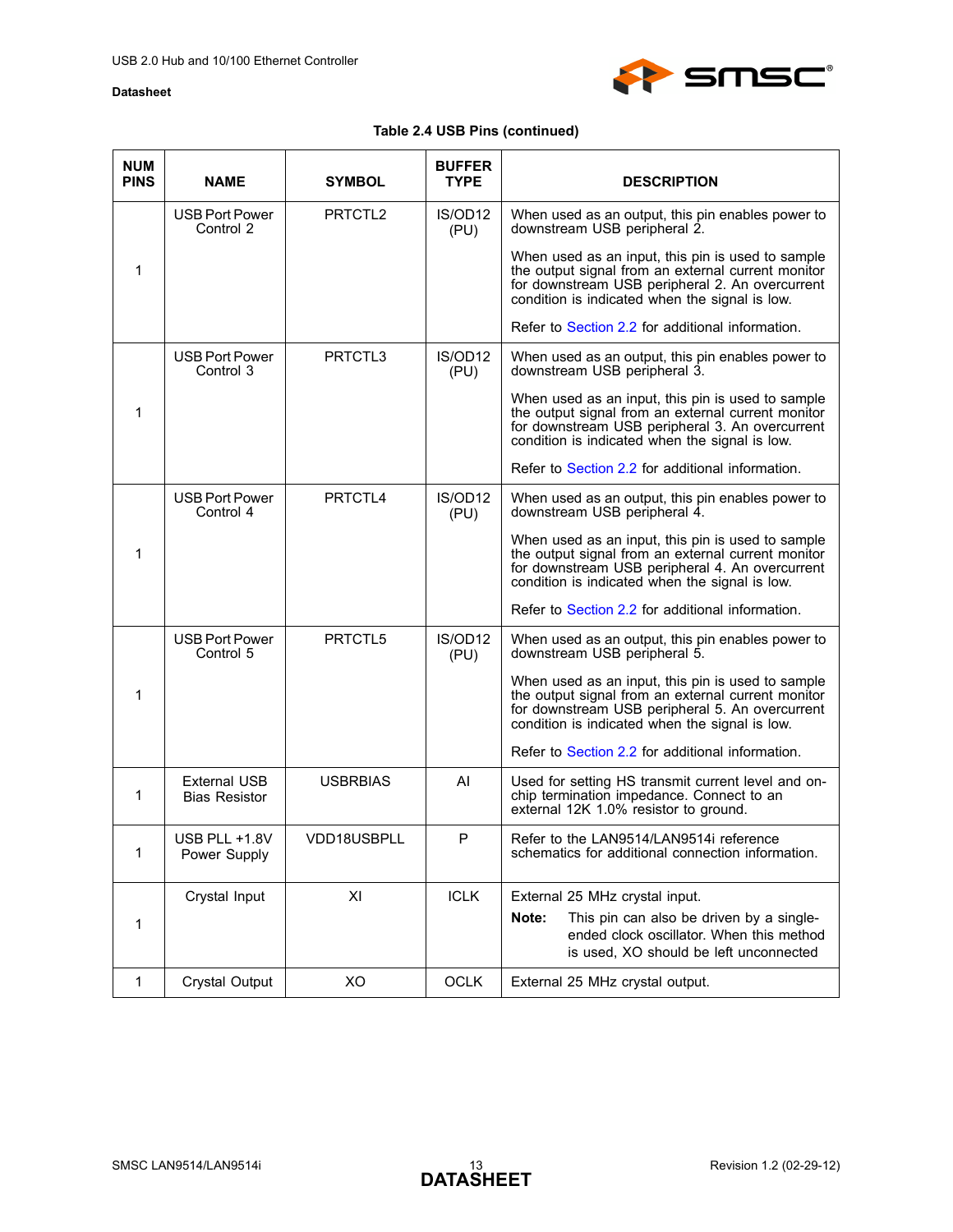**Table 2.4 USB Pins (continued)**

| NUM PINS | NAME | SYMBOL | BUFFER TYPE | DESCRIPTION |
|---|---|---|---|---|
| 1 | USB Port Power Control 2 | PRTCTL2 | IS/OD12 (PU) | When used as an output, this pin enables power to downstream USB peripheral 2.<br><br>When used as an input, this pin is used to sample the output signal from an external current monitor for downstream USB peripheral 2. An overcurrent condition is indicated when the signal is low.<br><br>Refer to Section 2.2 for additional information. |
| 1 | USB Port Power Control 3 | PRTCTL3 | IS/OD12 (PU) | When used as an output, this pin enables power to downstream USB peripheral 3.<br><br>When used as an input, this pin is used to sample the output signal from an external current monitor for downstream USB peripheral 3. An overcurrent condition is indicated when the signal is low.<br><br>Refer to Section 2.2 for additional information. |
| 1 | USB Port Power Control 4 | PRTCTL4 | IS/OD12 (PU) | When used as an output, this pin enables power to downstream USB peripheral 4.<br><br>When used as an input, this pin is used to sample the output signal from an external current monitor for downstream USB peripheral 4. An overcurrent condition is indicated when the signal is low.<br><br>Refer to Section 2.2 for additional information. |
| 1 | USB Port Power Control 5 | PRTCTL5 | IS/OD12 (PU) | When used as an output, this pin enables power to downstream USB peripheral 5.<br><br>When used as an input, this pin is used to sample the output signal from an external current monitor for downstream USB peripheral 5. An overcurrent condition is indicated when the signal is low.<br><br>Refer to Section 2.2 for additional information. |
| 1 | External USB Bias Resistor | USBRBIAS | AI | Used for setting HS transmit current level and on-chip termination impedance. Connect to an external 12K 1.0% resistor to ground. |
| 1 | USB PLL +1.8V Power Supply | VDD18USBPLL | P | Refer to the LAN9514/LAN9514i reference schematics for additional connection information. |
| 1 | Crystal Input | XI | ICLK | External 25 MHz crystal input.<br>**Note:** This pin can also be driven by a single-ended clock oscillator. When this method is used, XO should be left unconnected |
| 1 | Crystal Output | XO | OCLK | External 25 MHz crystal output. |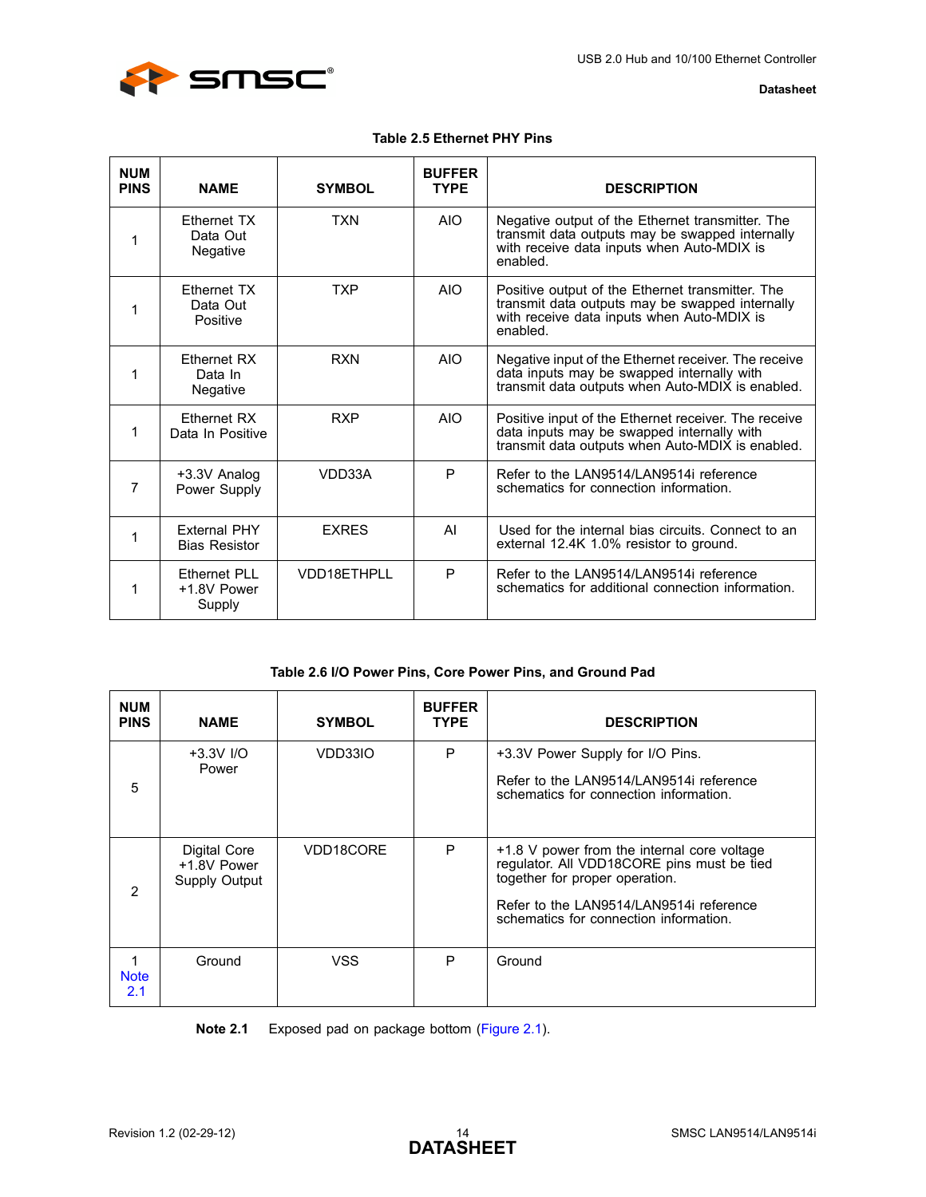**Table 2.5 Ethernet PHY Pins**

| NUM PINS | NAME | SYMBOL | BUFFER TYPE | DESCRIPTION |
|---|---|---|---|---|
| 1 | Ethernet TX Data Out Negative | TXN | AIO | Negative output of the Ethernet transmitter. The transmit data outputs may be swapped internally with receive data inputs when Auto-MDIX is enabled. |
| 1 | Ethernet TX Data Out Positive | TXP | AIO | Positive output of the Ethernet transmitter. The transmit data outputs may be swapped internally with receive data inputs when Auto-MDIX is enabled. |
| 1 | Ethernet RX Data In Negative | RXN | AIO | Negative input of the Ethernet receiver. The receive data inputs may be swapped internally with transmit data outputs when Auto-MDIX is enabled. |
| 1 | Ethernet RX Data In Positive | RXP | AIO | Positive input of the Ethernet receiver. The receive data inputs may be swapped internally with transmit data outputs when Auto-MDIX is enabled. |
| 7 | +3.3V Analog Power Supply | VDD33A | P | Refer to the LAN9514/LAN9514i reference schematics for connection information. |
| 1 | External PHY Bias Resistor | EXRES | AI | Used for the internal bias circuits. Connect to an external 12.4K 1.0% resistor to ground. |
| 1 | Ethernet PLL +1.8V Power Supply | VDD18ETHPLL | P | Refer to the LAN9514/LAN9514i reference schematics for additional connection information. |

**Table 2.6 I/O Power Pins, Core Power Pins, and Ground Pad**

| NUM PINS | NAME | SYMBOL | BUFFER TYPE | DESCRIPTION |
|---|---|---|---|---|
| 5 | +3.3V I/O Power | VDD33IO | P | +3.3V Power Supply for I/O Pins.<br><br>Refer to the LAN9514/LAN9514i reference schematics for connection information. |
| 2 | Digital Core +1.8V Power Supply Output | VDD18CORE | P | +1.8 V power from the internal core voltage regulator. All VDD18CORE pins must be tied together for proper operation.<br><br>Refer to the LAN9514/LAN9514i reference schematics for connection information. |
| 1 Note 2.1 | Ground | VSS | P | Ground |

**Note 2.1** Exposed pad on package bottom (Figure 2.1).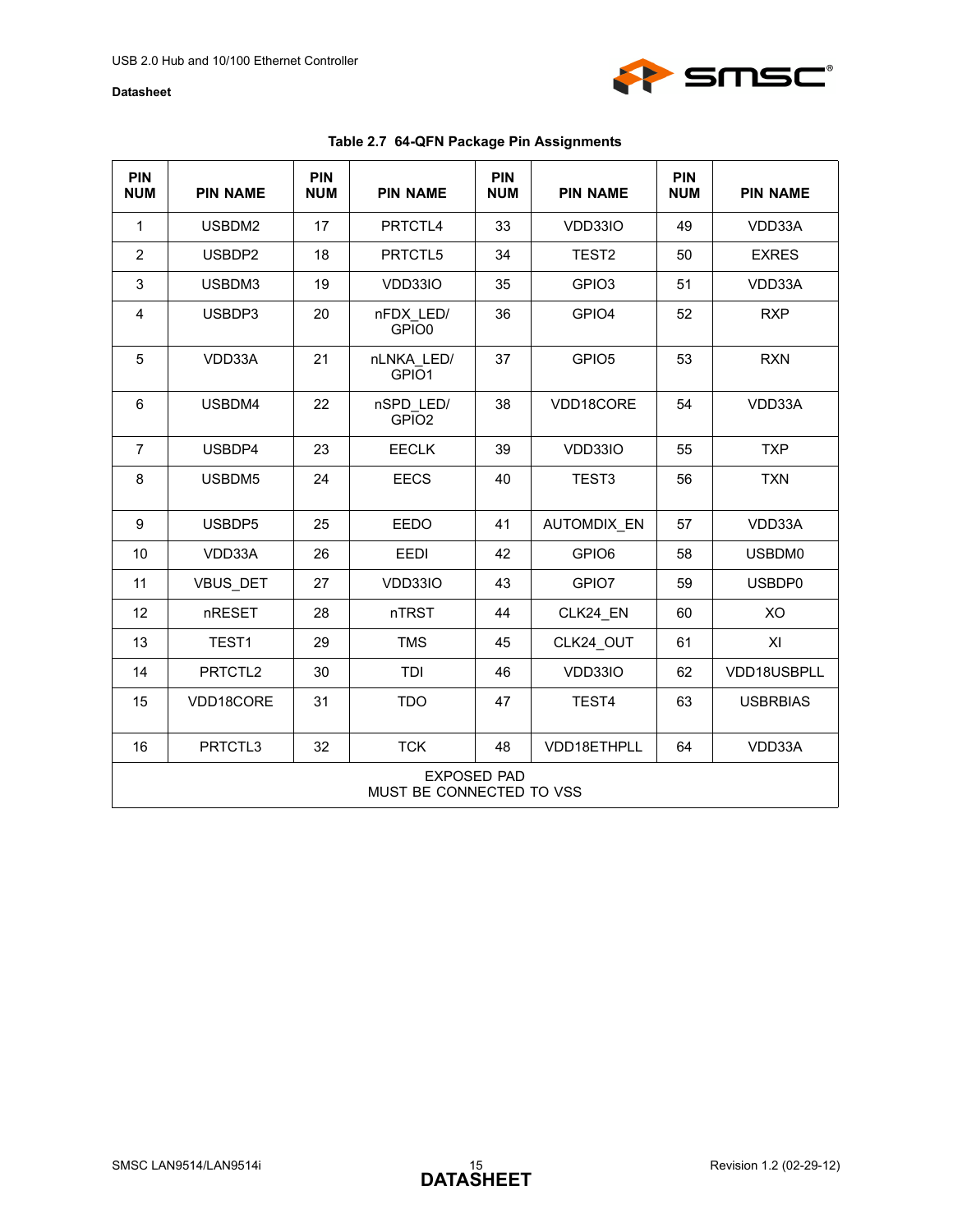**Table 2.7 64-QFN Package Pin Assignments**

| PIN NUM | PIN NAME | PIN NUM | PIN NAME | PIN NUM | PIN NAME | PIN NUM | PIN NAME |
|---|---|---|---|---|---|---|---|
| 1 | USBDM2 | 17 | PRTCTL4 | 33 | VDD33IO | 49 | VDD33A |
| 2 | USBDP2 | 18 | PRTCTL5 | 34 | TEST2 | 50 | EXRES |
| 3 | USBDM3 | 19 | VDD33IO | 35 | GPIO3 | 51 | VDD33A |
| 4 | USBDP3 | 20 | nFDX_LED/ GPIO0 | 36 | GPIO4 | 52 | RXP |
| 5 | VDD33A | 21 | nLNKA_LED/ GPIO1 | 37 | GPIO5 | 53 | RXN |
| 6 | USBDM4 | 22 | nSPD_LED/ GPIO2 | 38 | VDD18CORE | 54 | VDD33A |
| 7 | USBDP4 | 23 | EECLK | 39 | VDD33IO | 55 | TXP |
| 8 | USBDM5 | 24 | EECS | 40 | TEST3 | 56 | TXN |
| 9 | USBDP5 | 25 | EEDO | 41 | AUTOMDIX_EN | 57 | VDD33A |
| 10 | VDD33A | 26 | EEDI | 42 | GPIO6 | 58 | USBDM0 |
| 11 | VBUS_DET | 27 | VDD33IO | 43 | GPIO7 | 59 | USBDP0 |
| 12 | nRESET | 28 | nTRST | 44 | CLK24_EN | 60 | XO |
| 13 | TEST1 | 29 | TMS | 45 | CLK24_OUT | 61 | XI |
| 14 | PRTCTL2 | 30 | TDI | 46 | VDD33IO | 62 | VDD18USBPLL |
| 15 | VDD18CORE | 31 | TDO | 47 | TEST4 | 63 | USBRBIAS |
| 16 | PRTCTL3 | 32 | TCK | 48 | VDD18ETHPLL | 64 | VDD33A |
| EXPOSED PAD MUST BE CONNECTED TO VSS | | | | | | | |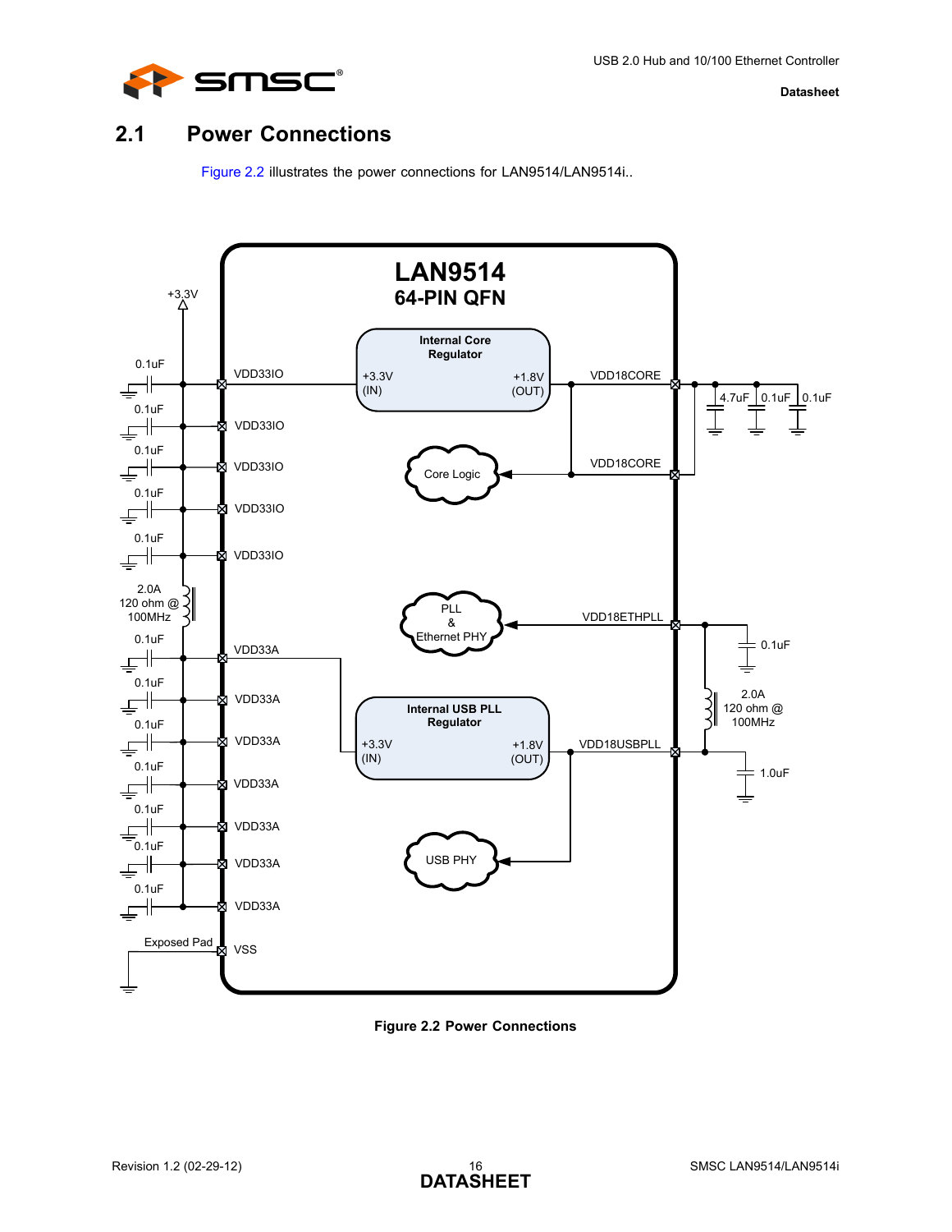## 2.1 Power Connections

Figure 2.2 illustrates the power connections for LAN9514/LAN9514i..

**Figure 2.2 Power Connections**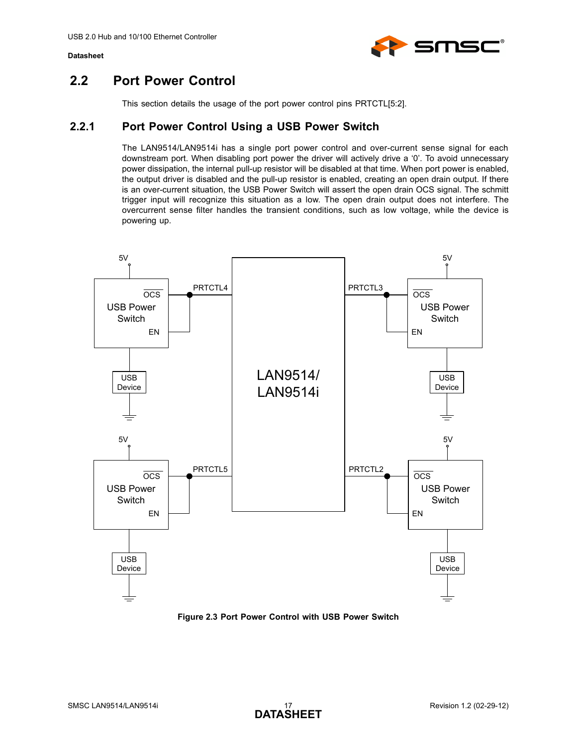## 2.2 Port Power Control

This section details the usage of the port power control pins PRTCTL[5:2].

### 2.2.1 Port Power Control Using a USB Power Switch

The LAN9514/LAN9514i has a single port power control and over-current sense signal for each downstream port. When disabling port power the driver will actively drive a '0'. To avoid unnecessary power dissipation, the internal pull-up resistor will be disabled at that time. When port power is enabled, the output driver is disabled and the pull-up resistor is enabled, creating an open drain output. If there is an over-current situation, the USB Power Switch will assert the open drain OCS signal. The schmitt trigger input will recognize this situation as a low. The open drain output does not interfere. The overcurrent sense filter handles the transient conditions, such as low voltage, while the device is powering up.

**Figure 2.3 Port Power Control with USB Power Switch**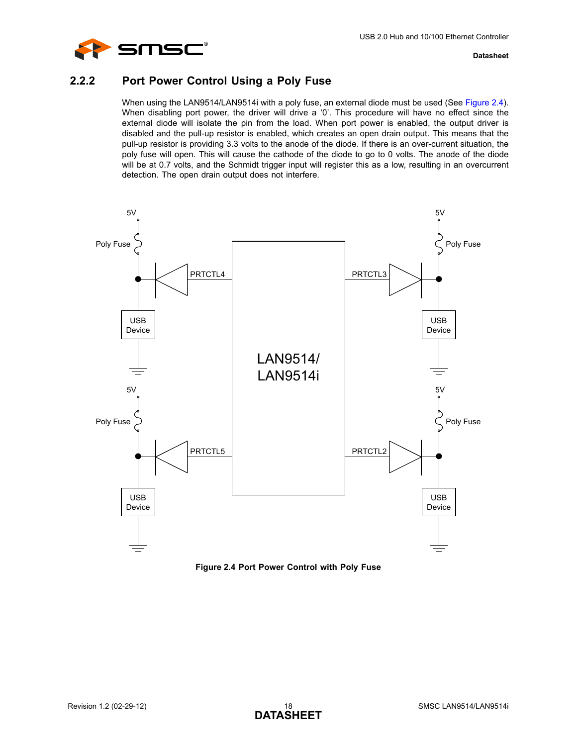### 2.2.2 Port Power Control Using a Poly Fuse

When using the LAN9514/LAN9514i with a poly fuse, an external diode must be used (See Figure 2.4). When disabling port power, the driver will drive a '0'. This procedure will have no effect since the external diode will isolate the pin from the load. When port power is enabled, the output driver is disabled and the pull-up resistor is enabled, which creates an open drain output. This means that the pull-up resistor is providing 3.3 volts to the anode of the diode. If there is an over-current situation, the poly fuse will open. This will cause the cathode of the diode to go to 0 volts. The anode of the diode will be at 0.7 volts, and the Schmidt trigger input will register this as a low, resulting in an overcurrent detection. The open drain output does not interfere.

**Figure 2.4 Port Power Control with Poly Fuse**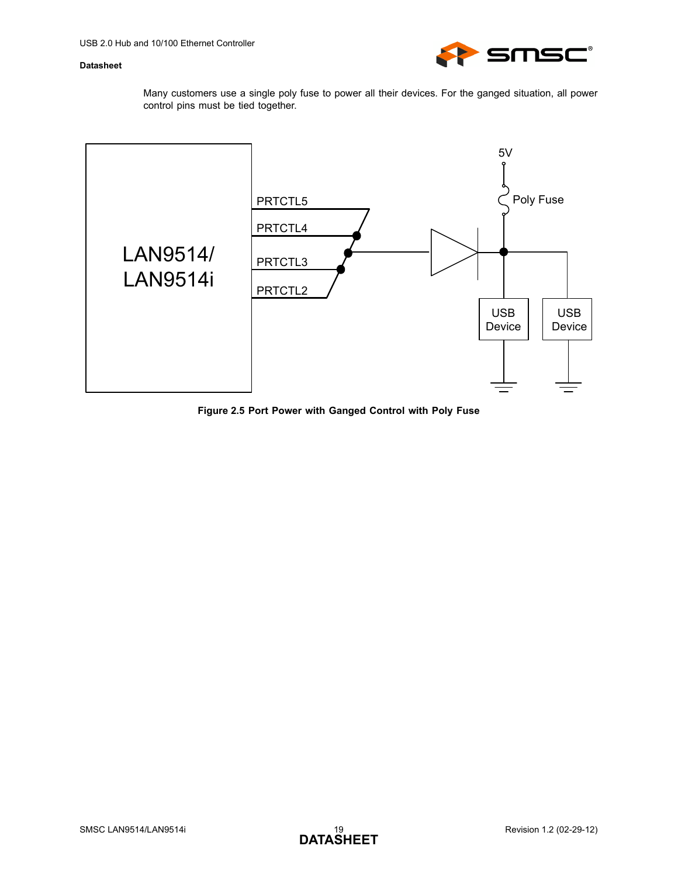Many customers use a single poly fuse to power all their devices. For the ganged situation, all power control pins must be tied together.

Figure 2.5 Port Power with Ganged Control with Poly Fuse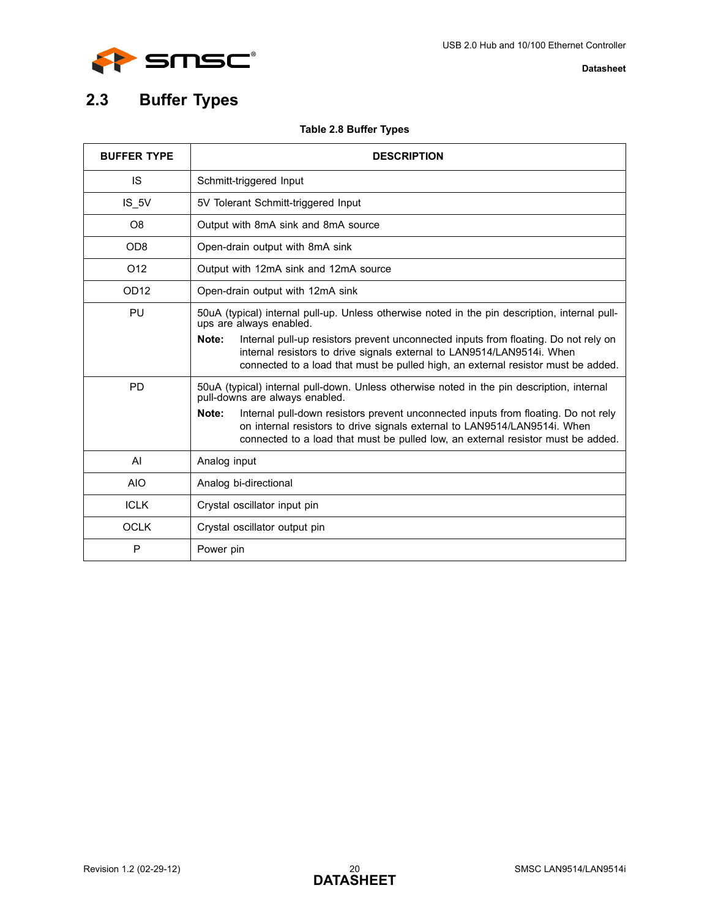## 2.3 Buffer Types

**Table 2.8 Buffer Types**

| BUFFER TYPE | DESCRIPTION |
|---|---|
| IS | Schmitt-triggered Input |
| IS_5V | 5V Tolerant Schmitt-triggered Input |
| O8 | Output with 8mA sink and 8mA source |
| OD8 | Open-drain output with 8mA sink |
| O12 | Output with 12mA sink and 12mA source |
| OD12 | Open-drain output with 12mA sink |
| PU | 50uA (typical) internal pull-up. Unless otherwise noted in the pin description, internal pull-ups are always enabled. **Note:** Internal pull-up resistors prevent unconnected inputs from floating. Do not rely on internal resistors to drive signals external to LAN9514/LAN9514i. When connected to a load that must be pulled high, an external resistor must be added. |
| PD | 50uA (typical) internal pull-down. Unless otherwise noted in the pin description, internal pull-downs are always enabled. **Note:** Internal pull-down resistors prevent unconnected inputs from floating. Do not rely on internal resistors to drive signals external to LAN9514/LAN9514i. When connected to a load that must be pulled low, an external resistor must be added. |
| AI | Analog input |
| AIO | Analog bi-directional |
| ICLK | Crystal oscillator input pin |
| OCLK | Crystal oscillator output pin |
| P | Power pin |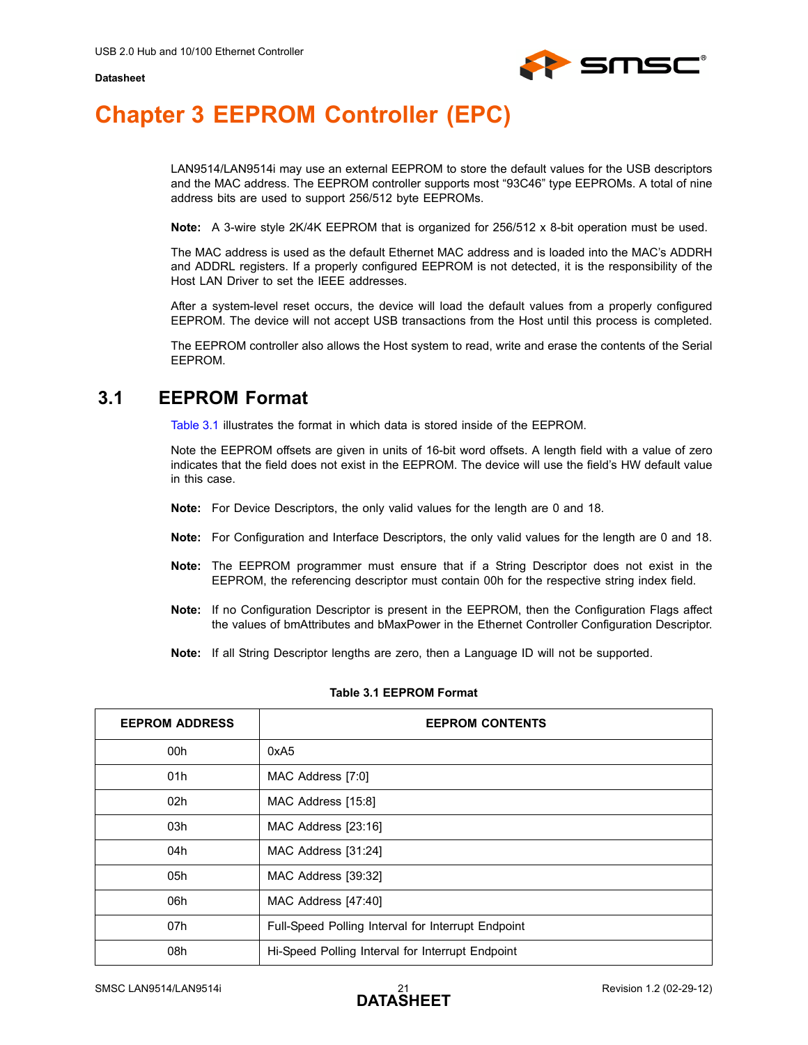# Chapter 3 EEPROM Controller (EPC)

LAN9514/LAN9514i may use an external EEPROM to store the default values for the USB descriptors and the MAC address. The EEPROM controller supports most "93C46" type EEPROMs. A total of nine address bits are used to support 256/512 byte EEPROMs.

**Note:** A 3-wire style 2K/4K EEPROM that is organized for 256/512 x 8-bit operation must be used.

The MAC address is used as the default Ethernet MAC address and is loaded into the MAC's ADDRH and ADDRL registers. If a properly configured EEPROM is not detected, it is the responsibility of the Host LAN Driver to set the IEEE addresses.

After a system-level reset occurs, the device will load the default values from a properly configured EEPROM. The device will not accept USB transactions from the Host until this process is completed.

The EEPROM controller also allows the Host system to read, write and erase the contents of the Serial EEPROM.

## 3.1 EEPROM Format

Table 3.1 illustrates the format in which data is stored inside of the EEPROM.

Note the EEPROM offsets are given in units of 16-bit word offsets. A length field with a value of zero indicates that the field does not exist in the EEPROM. The device will use the field's HW default value in this case.

**Note:** For Device Descriptors, the only valid values for the length are 0 and 18.

**Note:** For Configuration and Interface Descriptors, the only valid values for the length are 0 and 18.

**Note:** The EEPROM programmer must ensure that if a String Descriptor does not exist in the EEPROM, the referencing descriptor must contain 00h for the respective string index field.

**Note:** If no Configuration Descriptor is present in the EEPROM, then the Configuration Flags affect the values of bmAttributes and bMaxPower in the Ethernet Controller Configuration Descriptor.

**Note:** If all String Descriptor lengths are zero, then a Language ID will not be supported.

**Table 3.1 EEPROM Format**

| EEPROM ADDRESS | EEPROM CONTENTS |
|---|---|
| 00h | 0xA5 |
| 01h | MAC Address [7:0] |
| 02h | MAC Address [15:8] |
| 03h | MAC Address [23:16] |
| 04h | MAC Address [31:24] |
| 05h | MAC Address [39:32] |
| 06h | MAC Address [47:40] |
| 07h | Full-Speed Polling Interval for Interrupt Endpoint |
| 08h | Hi-Speed Polling Interval for Interrupt Endpoint |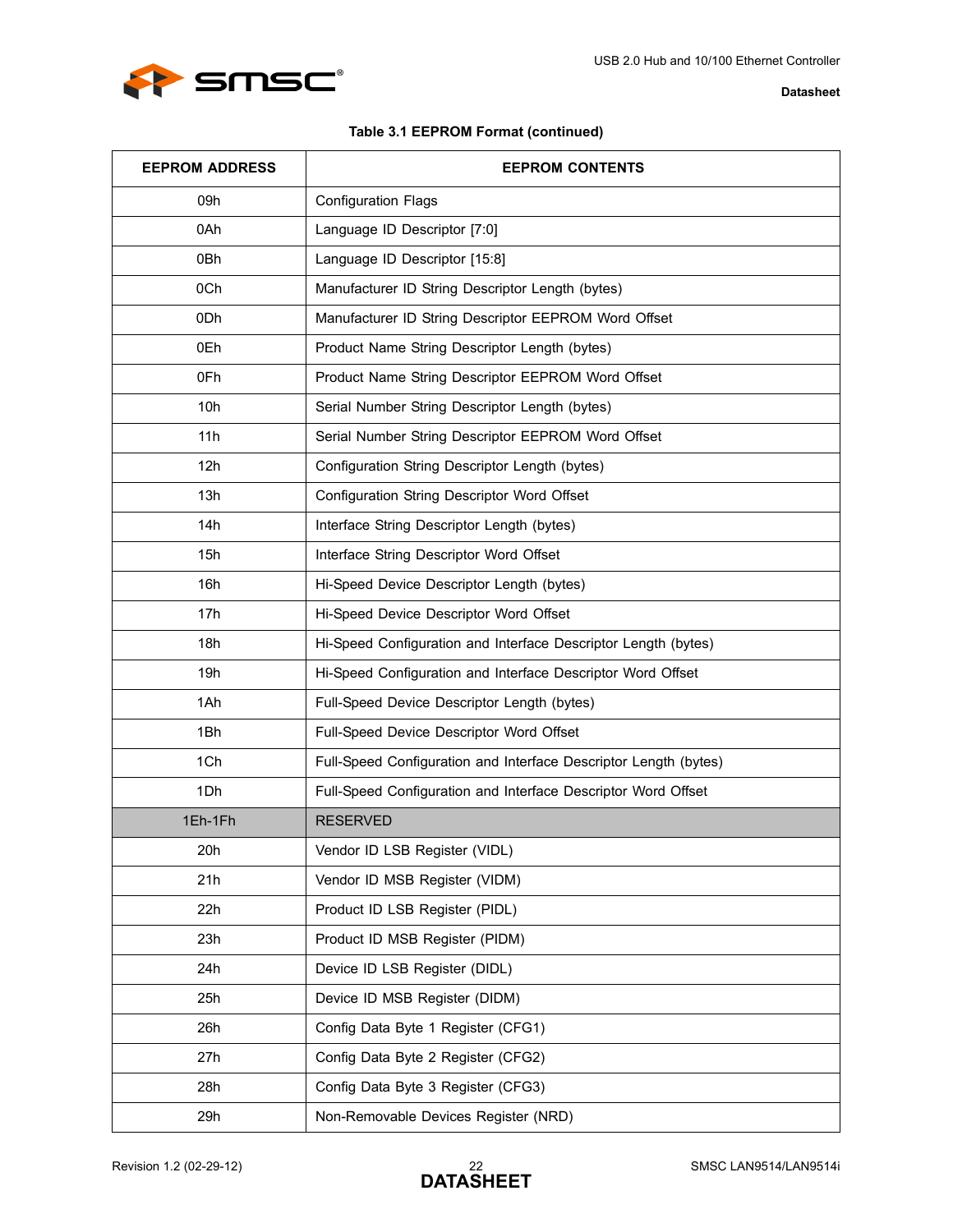**Table 3.1 EEPROM Format (continued)**

| EEPROM ADDRESS | EEPROM CONTENTS |
|---|---|
| 09h | Configuration Flags |
| 0Ah | Language ID Descriptor [7:0] |
| 0Bh | Language ID Descriptor [15:8] |
| 0Ch | Manufacturer ID String Descriptor Length (bytes) |
| 0Dh | Manufacturer ID String Descriptor EEPROM Word Offset |
| 0Eh | Product Name String Descriptor Length (bytes) |
| 0Fh | Product Name String Descriptor EEPROM Word Offset |
| 10h | Serial Number String Descriptor Length (bytes) |
| 11h | Serial Number String Descriptor EEPROM Word Offset |
| 12h | Configuration String Descriptor Length (bytes) |
| 13h | Configuration String Descriptor Word Offset |
| 14h | Interface String Descriptor Length (bytes) |
| 15h | Interface String Descriptor Word Offset |
| 16h | Hi-Speed Device Descriptor Length (bytes) |
| 17h | Hi-Speed Device Descriptor Word Offset |
| 18h | Hi-Speed Configuration and Interface Descriptor Length (bytes) |
| 19h | Hi-Speed Configuration and Interface Descriptor Word Offset |
| 1Ah | Full-Speed Device Descriptor Length (bytes) |
| 1Bh | Full-Speed Device Descriptor Word Offset |
| 1Ch | Full-Speed Configuration and Interface Descriptor Length (bytes) |
| 1Dh | Full-Speed Configuration and Interface Descriptor Word Offset |
| 1Eh-1Fh | RESERVED |
| 20h | Vendor ID LSB Register (VIDL) |
| 21h | Vendor ID MSB Register (VIDM) |
| 22h | Product ID LSB Register (PIDL) |
| 23h | Product ID MSB Register (PIDM) |
| 24h | Device ID LSB Register (DIDL) |
| 25h | Device ID MSB Register (DIDM) |
| 26h | Config Data Byte 1 Register (CFG1) |
| 27h | Config Data Byte 2 Register (CFG2) |
| 28h | Config Data Byte 3 Register (CFG3) |
| 29h | Non-Removable Devices Register (NRD) |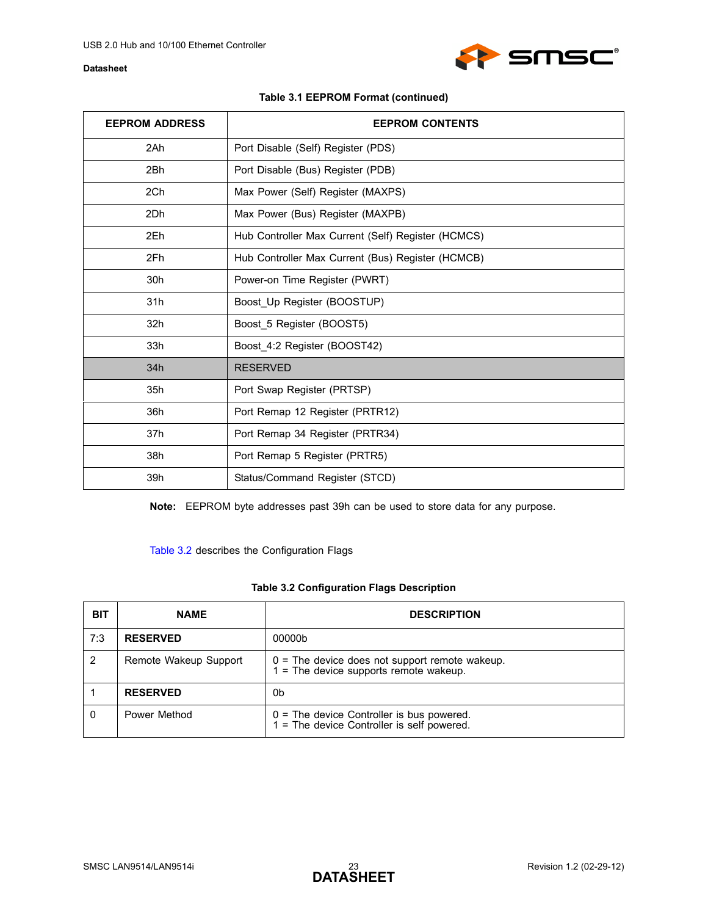**Table 3.1 EEPROM Format (continued)**

| EEPROM ADDRESS | EEPROM CONTENTS |
|---|---|
| 2Ah | Port Disable (Self) Register (PDS) |
| 2Bh | Port Disable (Bus) Register (PDB) |
| 2Ch | Max Power (Self) Register (MAXPS) |
| 2Dh | Max Power (Bus) Register (MAXPB) |
| 2Eh | Hub Controller Max Current (Self) Register (HCMCS) |
| 2Fh | Hub Controller Max Current (Bus) Register (HCMCB) |
| 30h | Power-on Time Register (PWRT) |
| 31h | Boost_Up Register (BOOSTUP) |
| 32h | Boost_5 Register (BOOST5) |
| 33h | Boost_4:2 Register (BOOST42) |
| 34h | RESERVED |
| 35h | Port Swap Register (PRTSP) |
| 36h | Port Remap 12 Register (PRTR12) |
| 37h | Port Remap 34 Register (PRTR34) |
| 38h | Port Remap 5 Register (PRTR5) |
| 39h | Status/Command Register (STCD) |

**Note:** EEPROM byte addresses past 39h can be used to store data for any purpose.

Table 3.2 describes the Configuration Flags

**Table 3.2 Configuration Flags Description**

| BIT | NAME | DESCRIPTION |
|---|---|---|
| 7:3 | **RESERVED** | 00000b |
| 2 | Remote Wakeup Support | 0 = The device does not support remote wakeup.<br>1 = The device supports remote wakeup. |
| 1 | **RESERVED** | 0b |
| 0 | Power Method | 0 = The device Controller is bus powered.<br>1 = The device Controller is self powered. |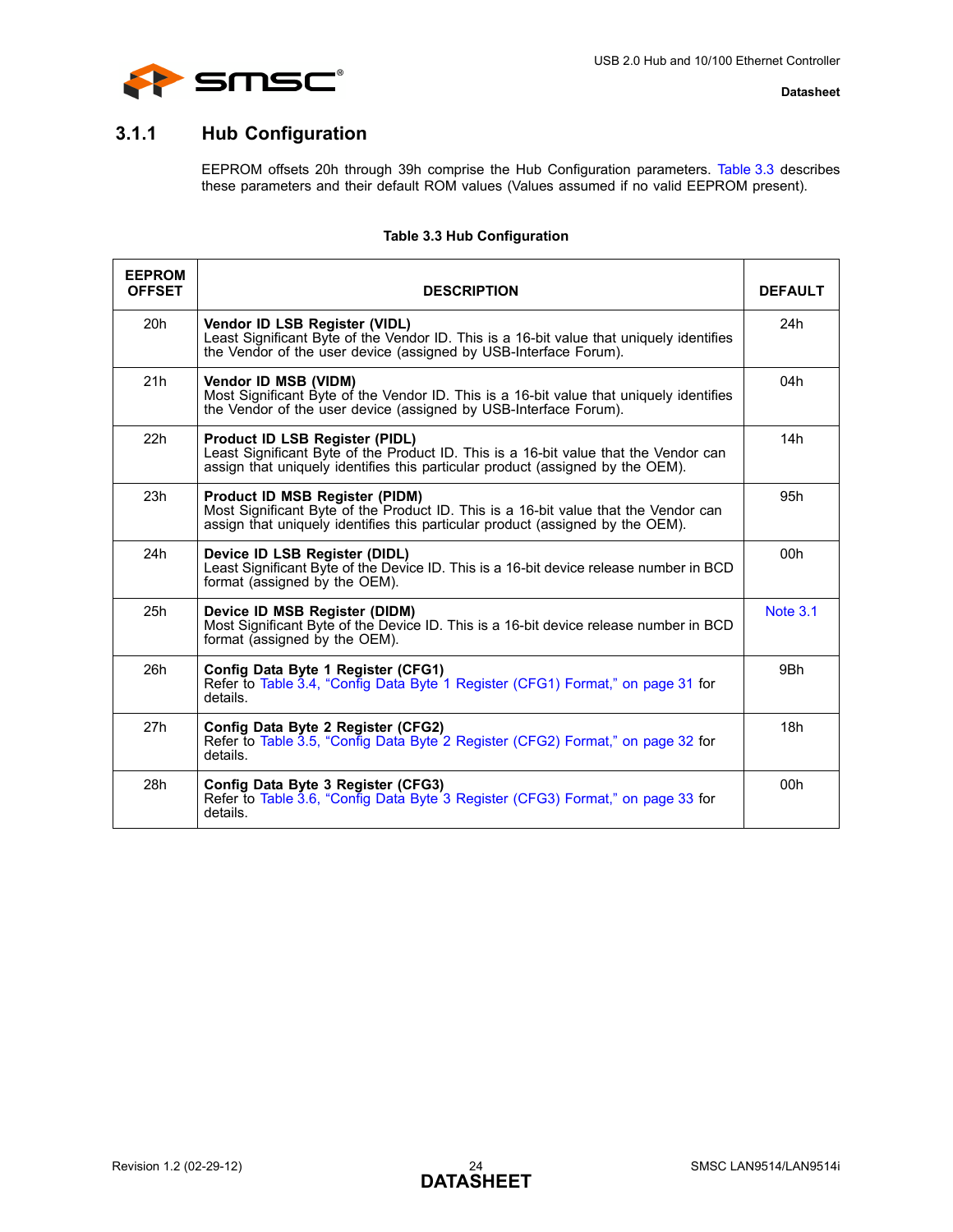### 3.1.1 Hub Configuration

EEPROM offsets 20h through 39h comprise the Hub Configuration parameters. Table 3.3 describes these parameters and their default ROM values (Values assumed if no valid EEPROM present).

**Table 3.3 Hub Configuration**

| EEPROM OFFSET | DESCRIPTION | DEFAULT |
|---|---|---|
| 20h | **Vendor ID LSB Register (VIDL)**<br>Least Significant Byte of the Vendor ID. This is a 16-bit value that uniquely identifies the Vendor of the user device (assigned by USB-Interface Forum). | 24h |
| 21h | **Vendor ID MSB (VIDM)**<br>Most Significant Byte of the Vendor ID. This is a 16-bit value that uniquely identifies the Vendor of the user device (assigned by USB-Interface Forum). | 04h |
| 22h | **Product ID LSB Register (PIDL)**<br>Least Significant Byte of the Product ID. This is a 16-bit value that the Vendor can assign that uniquely identifies this particular product (assigned by the OEM). | 14h |
| 23h | **Product ID MSB Register (PIDM)**<br>Most Significant Byte of the Product ID. This is a 16-bit value that the Vendor can assign that uniquely identifies this particular product (assigned by the OEM). | 95h |
| 24h | **Device ID LSB Register (DIDL)**<br>Least Significant Byte of the Device ID. This is a 16-bit device release number in BCD format (assigned by the OEM). | 00h |
| 25h | **Device ID MSB Register (DIDM)**<br>Most Significant Byte of the Device ID. This is a 16-bit device release number in BCD format (assigned by the OEM). | Note 3.1 |
| 26h | **Config Data Byte 1 Register (CFG1)**<br>Refer to Table 3.4, "Config Data Byte 1 Register (CFG1) Format," on page 31 for details. | 9Bh |
| 27h | **Config Data Byte 2 Register (CFG2)**<br>Refer to Table 3.5, "Config Data Byte 2 Register (CFG2) Format," on page 32 for details. | 18h |
| 28h | **Config Data Byte 3 Register (CFG3)**<br>Refer to Table 3.6, "Config Data Byte 3 Register (CFG3) Format," on page 33 for details. | 00h |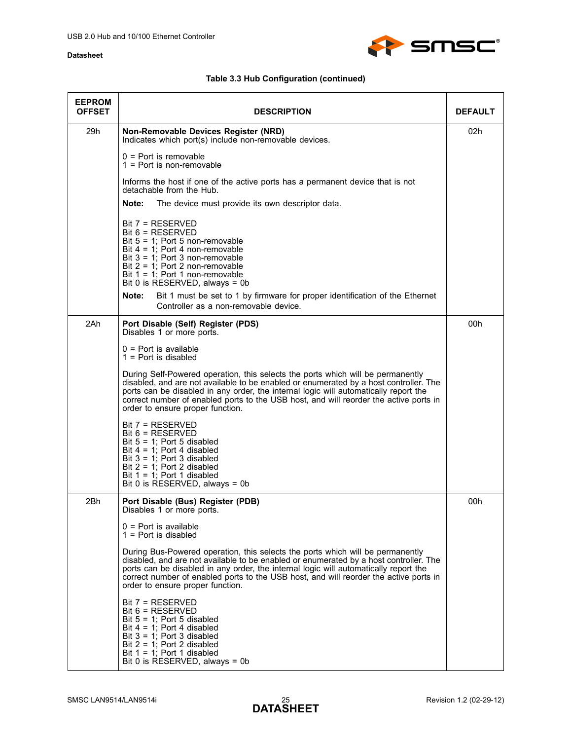**Table 3.3 Hub Configuration (continued)**

| EEPROM OFFSET | DESCRIPTION | DEFAULT |
|---|---|---|
| 29h | **Non-Removable Devices Register (NRD)**<br>Indicates which port(s) include non-removable devices.<br><br>0 = Port is removable<br>1 = Port is non-removable<br><br>Informs the host if one of the active ports has a permanent device that is not detachable from the Hub.<br><br>**Note:** The device must provide its own descriptor data.<br><br>Bit 7 = RESERVED<br>Bit 6 = RESERVED<br>Bit 5 = 1; Port 5 non-removable<br>Bit 4 = 1; Port 4 non-removable<br>Bit 3 = 1; Port 3 non-removable<br>Bit 2 = 1; Port 2 non-removable<br>Bit 1 = 1; Port 1 non-removable<br>Bit 0 is RESERVED, always = 0b<br><br>**Note:** Bit 1 must be set to 1 by firmware for proper identification of the Ethernet Controller as a non-removable device. | 02h |
| 2Ah | **Port Disable (Self) Register (PDS)**<br>Disables 1 or more ports.<br><br>0 = Port is available<br>1 = Port is disabled<br><br>During Self-Powered operation, this selects the ports which will be permanently disabled, and are not available to be enabled or enumerated by a host controller. The ports can be disabled in any order, the internal logic will automatically report the correct number of enabled ports to the USB host, and will reorder the active ports in order to ensure proper function.<br><br>Bit 7 = RESERVED<br>Bit 6 = RESERVED<br>Bit 5 = 1; Port 5 disabled<br>Bit 4 = 1; Port 4 disabled<br>Bit 3 = 1; Port 3 disabled<br>Bit 2 = 1; Port 2 disabled<br>Bit 1 = 1; Port 1 disabled<br>Bit 0 is RESERVED, always = 0b | 00h |
| 2Bh | **Port Disable (Bus) Register (PDB)**<br>Disables 1 or more ports.<br><br>0 = Port is available<br>1 = Port is disabled<br><br>During Bus-Powered operation, this selects the ports which will be permanently disabled, and are not available to be enabled or enumerated by a host controller. The ports can be disabled in any order, the internal logic will automatically report the correct number of enabled ports to the USB host, and will reorder the active ports in order to ensure proper function.<br><br>Bit 7 = RESERVED<br>Bit 6 = RESERVED<br>Bit 5 = 1; Port 5 disabled<br>Bit 4 = 1; Port 4 disabled<br>Bit 3 = 1; Port 3 disabled<br>Bit 2 = 1; Port 2 disabled<br>Bit 1 = 1; Port 1 disabled<br>Bit 0 is RESERVED, always = 0b | 00h |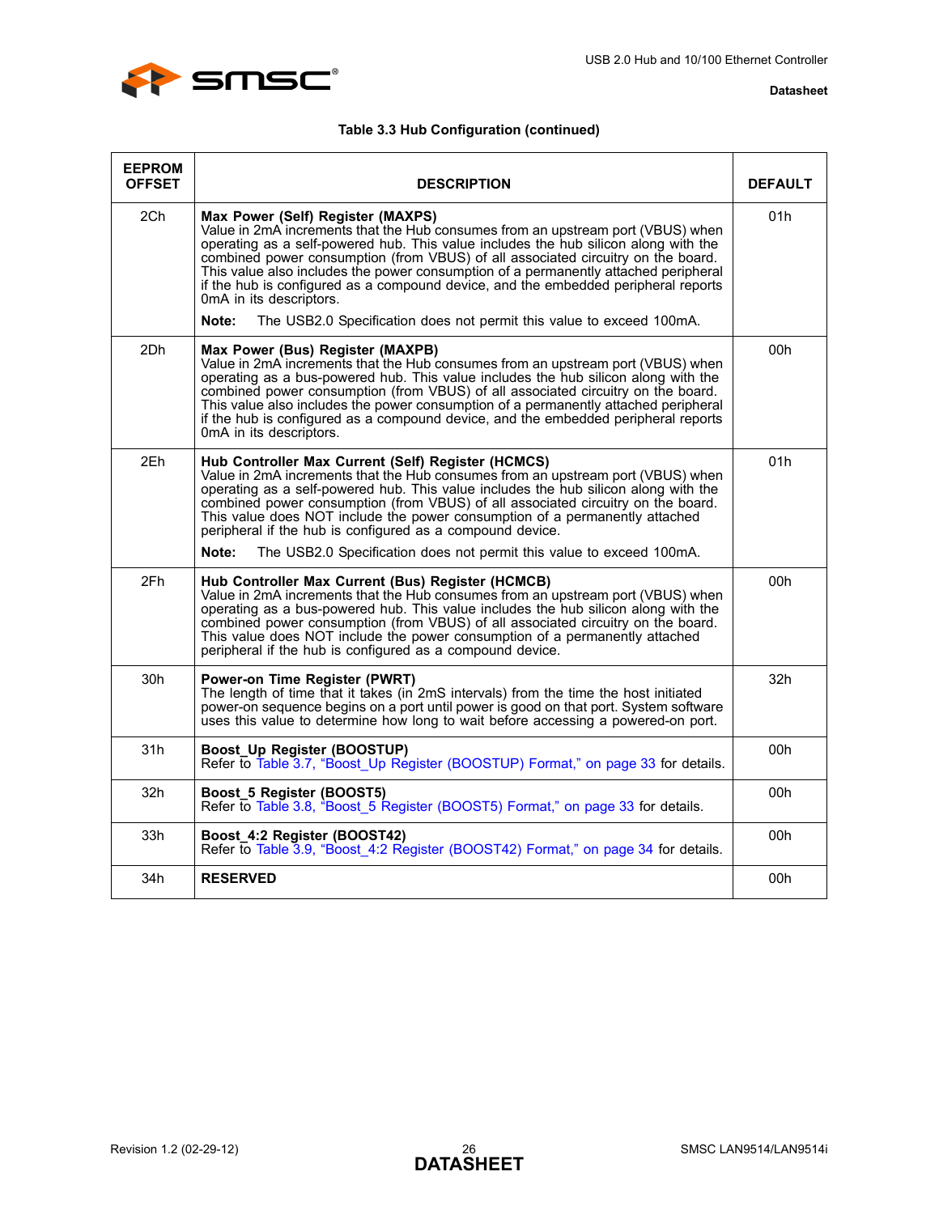**Table 3.3 Hub Configuration (continued)**

| EEPROM OFFSET | DESCRIPTION | DEFAULT |
|---|---|---|
| 2Ch | **Max Power (Self) Register (MAXPS)**<br>Value in 2mA increments that the Hub consumes from an upstream port (VBUS) when operating as a self-powered hub. This value includes the hub silicon along with the combined power consumption (from VBUS) of all associated circuitry on the board. This value also includes the power consumption of a permanently attached peripheral if the hub is configured as a compound device, and the embedded peripheral reports 0mA in its descriptors.<br>**Note:** The USB2.0 Specification does not permit this value to exceed 100mA. | 01h |
| 2Dh | **Max Power (Bus) Register (MAXPB)**<br>Value in 2mA increments that the Hub consumes from an upstream port (VBUS) when operating as a bus-powered hub. This value includes the hub silicon along with the combined power consumption (from VBUS) of all associated circuitry on the board. This value also includes the power consumption of a permanently attached peripheral if the hub is configured as a compound device, and the embedded peripheral reports 0mA in its descriptors. | 00h |
| 2Eh | **Hub Controller Max Current (Self) Register (HCMCS)**<br>Value in 2mA increments that the Hub consumes from an upstream port (VBUS) when operating as a self-powered hub. This value includes the hub silicon along with the combined power consumption (from VBUS) of all associated circuitry on the board. This value does NOT include the power consumption of a permanently attached peripheral if the hub is configured as a compound device.<br>**Note:** The USB2.0 Specification does not permit this value to exceed 100mA. | 01h |
| 2Fh | **Hub Controller Max Current (Bus) Register (HCMCB)**<br>Value in 2mA increments that the Hub consumes from an upstream port (VBUS) when operating as a bus-powered hub. This value includes the hub silicon along with the combined power consumption (from VBUS) of all associated circuitry on the board. This value does NOT include the power consumption of a permanently attached peripheral if the hub is configured as a compound device. | 00h |
| 30h | **Power-on Time Register (PWRT)**<br>The length of time that it takes (in 2mS intervals) from the time the host initiated power-on sequence begins on a port until power is good on that port. System software uses this value to determine how long to wait before accessing a powered-on port. | 32h |
| 31h | **Boost_Up Register (BOOSTUP)**<br>Refer to Table 3.7, "Boost_Up Register (BOOSTUP) Format," on page 33 for details. | 00h |
| 32h | **Boost_5 Register (BOOST5)**<br>Refer to Table 3.8, "Boost_5 Register (BOOST5) Format," on page 33 for details. | 00h |
| 33h | **Boost_4:2 Register (BOOST42)**<br>Refer to Table 3.9, "Boost_4:2 Register (BOOST42) Format," on page 34 for details. | 00h |
| 34h | **RESERVED** | 00h |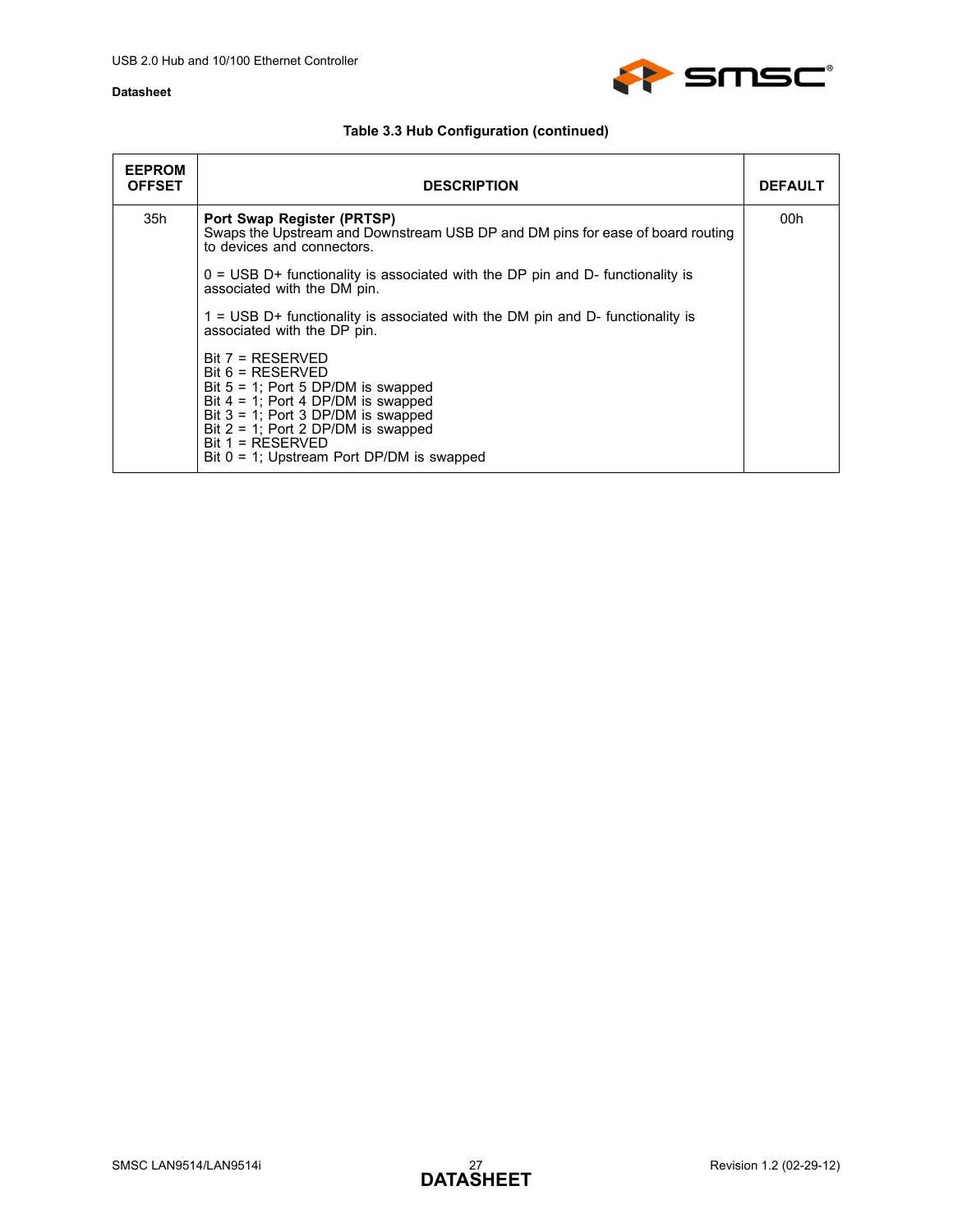**Table 3.3 Hub Configuration (continued)**

| EEPROM OFFSET | DESCRIPTION | DEFAULT |
|---|---|---|
| 35h | **Port Swap Register (PRTSP)**<br>Swaps the Upstream and Downstream USB DP and DM pins for ease of board routing to devices and connectors.<br><br>0 = USB D+ functionality is associated with the DP pin and D- functionality is associated with the DM pin.<br><br>1 = USB D+ functionality is associated with the DM pin and D- functionality is associated with the DP pin.<br><br>Bit 7 = RESERVED<br>Bit 6 = RESERVED<br>Bit 5 = 1; Port 5 DP/DM is swapped<br>Bit 4 = 1; Port 4 DP/DM is swapped<br>Bit 3 = 1; Port 3 DP/DM is swapped<br>Bit 2 = 1; Port 2 DP/DM is swapped<br>Bit 1 = RESERVED<br>Bit 0 = 1; Upstream Port DP/DM is swapped | 00h |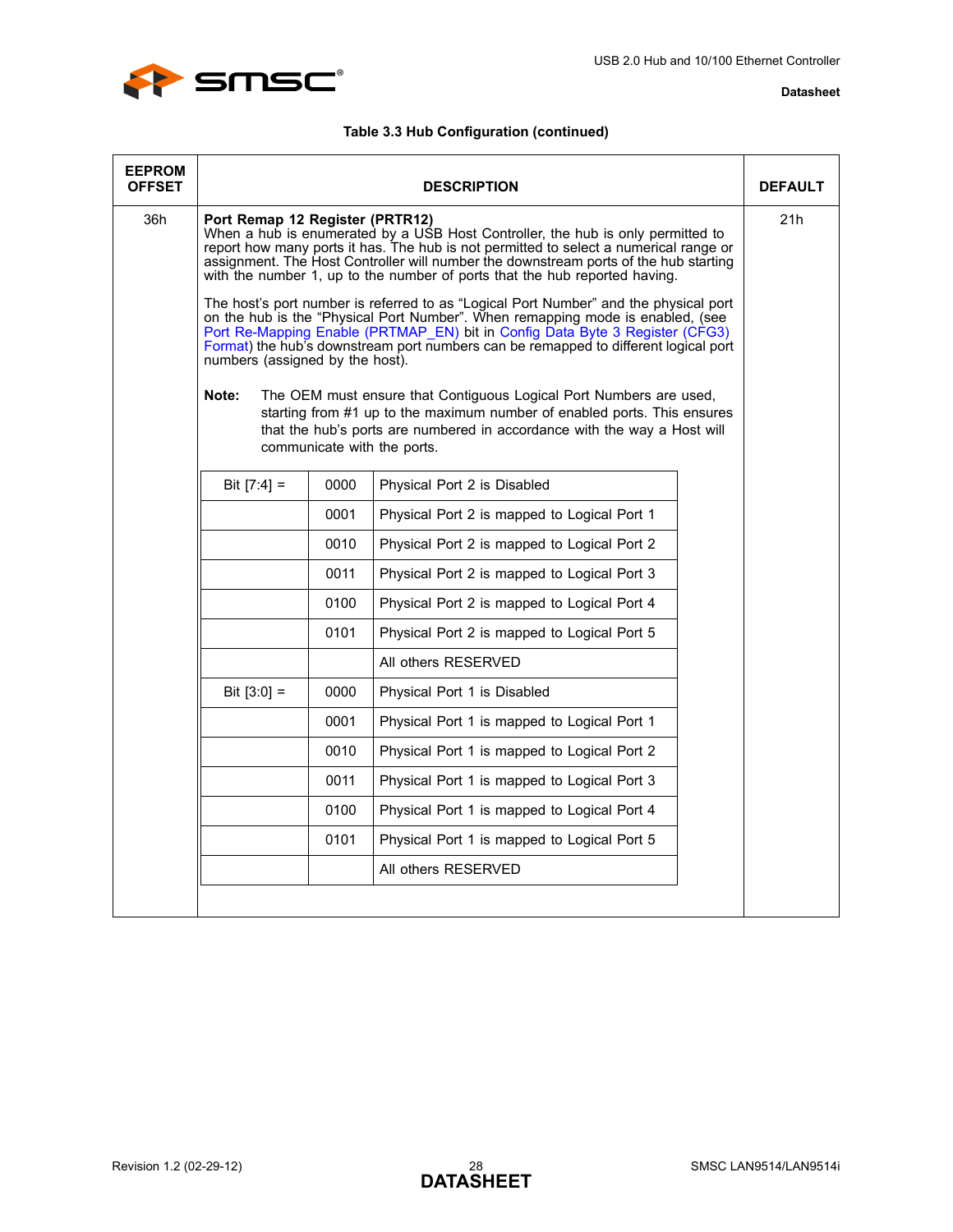**Table 3.3 Hub Configuration (continued)**

| EEPROM OFFSET | DESCRIPTION | DEFAULT |
|---|---|---|
| 36h | **Port Remap 12 Register (PRTR12)**<br>When a hub is enumerated by a USB Host Controller, the hub is only permitted to report how many ports it has. The hub is not permitted to select a numerical range or assignment. The Host Controller will number the downstream ports of the hub starting with the number 1, up to the number of ports that the hub reported having.<br><br>The host's port number is referred to as "Logical Port Number" and the physical port on the hub is the "Physical Port Number". When remapping mode is enabled, (see Port Re-Mapping Enable (PRTMAP_EN) bit in Config Data Byte 3 Register (CFG3) Format) the hub's downstream port numbers can be remapped to different logical port numbers (assigned by the host).<br><br>**Note:** The OEM must ensure that Contiguous Logical Port Numbers are used, starting from #1 up to the maximum number of enabled ports. This ensures that the hub's ports are numbered in accordance with the way a Host will communicate with the ports. | 21h |

| | | |
|---|---|---|
| Bit [7:4] = | 0000 | Physical Port 2 is Disabled |
| | 0001 | Physical Port 2 is mapped to Logical Port 1 |
| | 0010 | Physical Port 2 is mapped to Logical Port 2 |
| | 0011 | Physical Port 2 is mapped to Logical Port 3 |
| | 0100 | Physical Port 2 is mapped to Logical Port 4 |
| | 0101 | Physical Port 2 is mapped to Logical Port 5 |
| | | All others RESERVED |
| Bit [3:0] = | 0000 | Physical Port 1 is Disabled |
| | 0001 | Physical Port 1 is mapped to Logical Port 1 |
| | 0010 | Physical Port 1 is mapped to Logical Port 2 |
| | 0011 | Physical Port 1 is mapped to Logical Port 3 |
| | 0100 | Physical Port 1 is mapped to Logical Port 4 |
| | 0101 | Physical Port 1 is mapped to Logical Port 5 |
| | | All others RESERVED |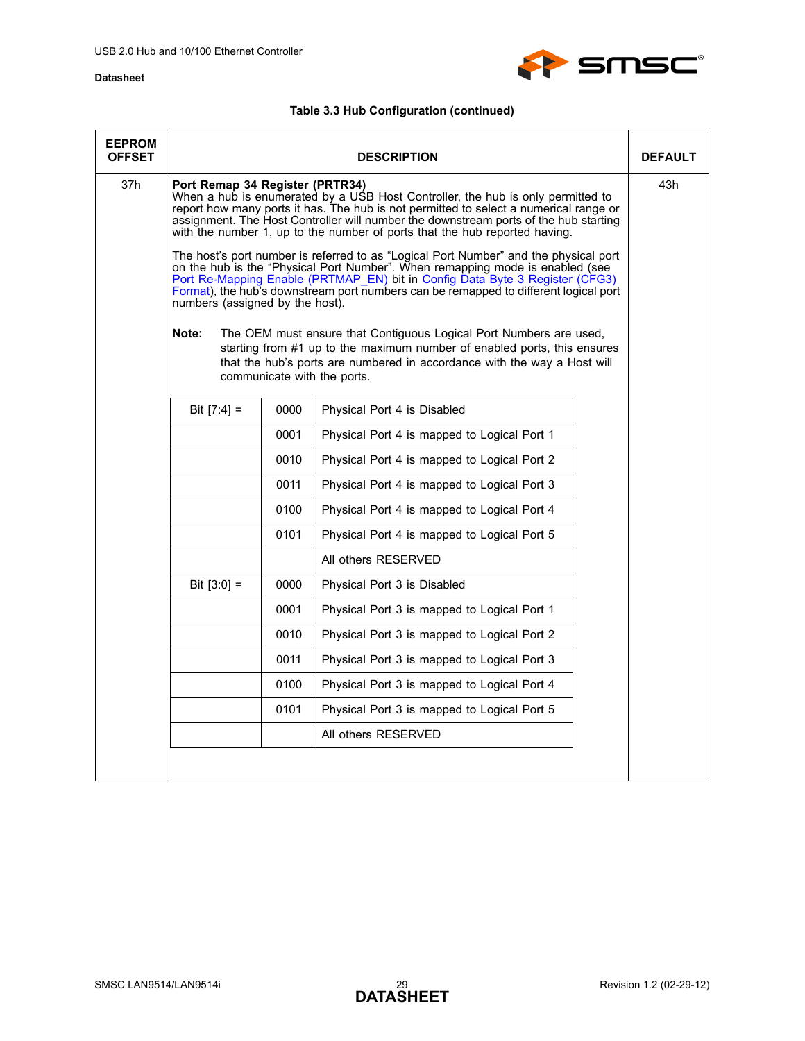**Table 3.3 Hub Configuration (continued)**

| EEPROM OFFSET | DESCRIPTION | DEFAULT |
|---|---|---|
| 37h | **Port Remap 34 Register (PRTR34)**<br>When a hub is enumerated by a USB Host Controller, the hub is only permitted to report how many ports it has. The hub is not permitted to select a numerical range or assignment. The Host Controller will number the downstream ports of the hub starting with the number 1, up to the number of ports that the hub reported having.<br><br>The host's port number is referred to as "Logical Port Number" and the physical port on the hub is the "Physical Port Number". When remapping mode is enabled (see Port Re-Mapping Enable (PRTMAP_EN) bit in Config Data Byte 3 Register (CFG3) Format), the hub's downstream port numbers can be remapped to different logical port numbers (assigned by the host).<br><br>**Note:** The OEM must ensure that Contiguous Logical Port Numbers are used, starting from #1 up to the maximum number of enabled ports, this ensures that the hub's ports are numbered in accordance with the way a Host will communicate with the ports. | 43h |

| | | |
|---|---|---|
| Bit [7:4] = | 0000 | Physical Port 4 is Disabled |
| | 0001 | Physical Port 4 is mapped to Logical Port 1 |
| | 0010 | Physical Port 4 is mapped to Logical Port 2 |
| | 0011 | Physical Port 4 is mapped to Logical Port 3 |
| | 0100 | Physical Port 4 is mapped to Logical Port 4 |
| | 0101 | Physical Port 4 is mapped to Logical Port 5 |
| | | All others RESERVED |
| Bit [3:0] = | 0000 | Physical Port 3 is Disabled |
| | 0001 | Physical Port 3 is mapped to Logical Port 1 |
| | 0010 | Physical Port 3 is mapped to Logical Port 2 |
| | 0011 | Physical Port 3 is mapped to Logical Port 3 |
| | 0100 | Physical Port 3 is mapped to Logical Port 4 |
| | 0101 | Physical Port 3 is mapped to Logical Port 5 |
| | | All others RESERVED |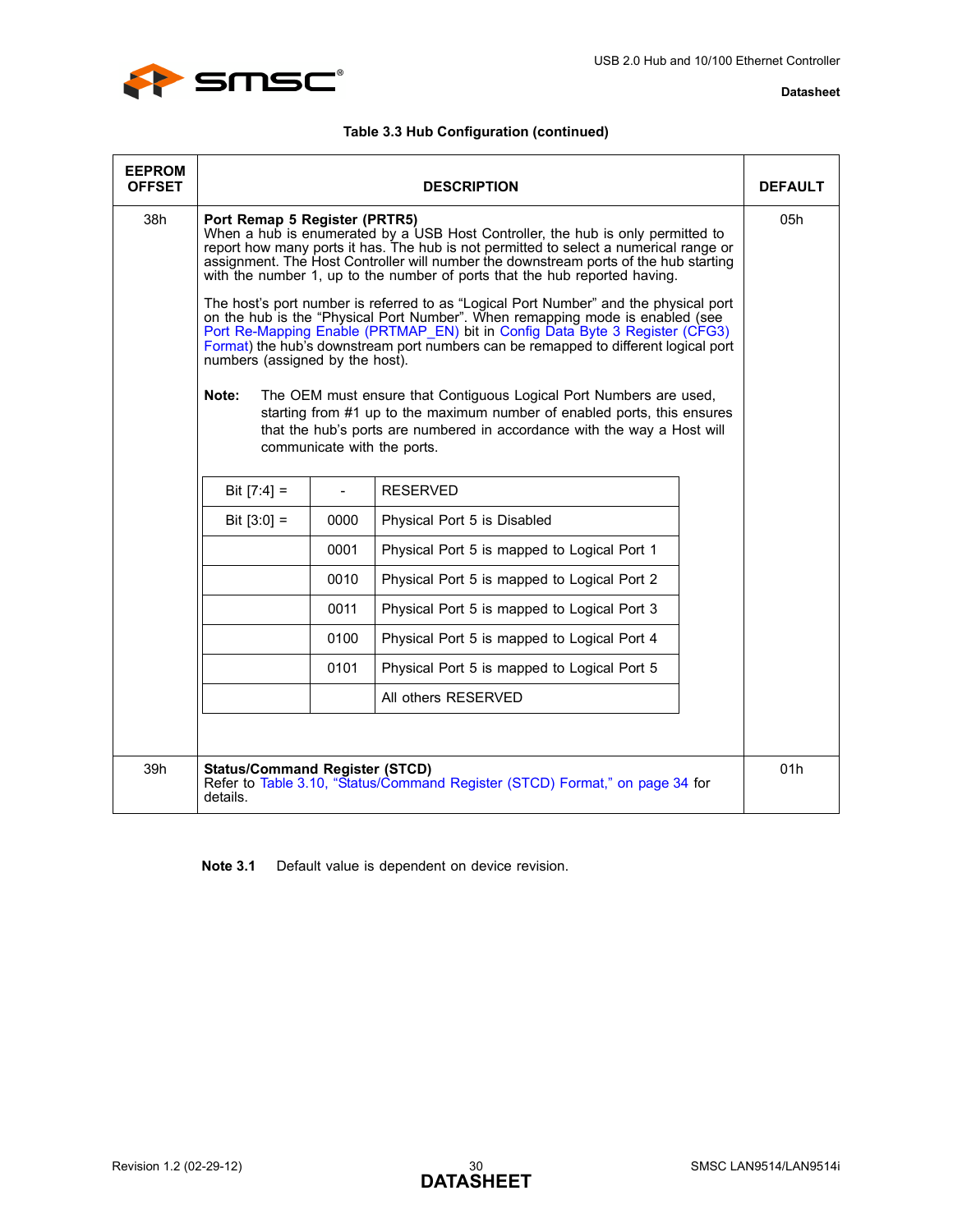**Table 3.3 Hub Configuration (continued)**

| EEPROM OFFSET | DESCRIPTION | DEFAULT |
|---|---|---|
| 38h | **Port Remap 5 Register (PRTR5)**<br>When a hub is enumerated by a USB Host Controller, the hub is only permitted to report how many ports it has. The hub is not permitted to select a numerical range or assignment. The Host Controller will number the downstream ports of the hub starting with the number 1, up to the number of ports that the hub reported having.<br><br>The host's port number is referred to as "Logical Port Number" and the physical port on the hub is the "Physical Port Number". When remapping mode is enabled (see Port Re-Mapping Enable (PRTMAP_EN) bit in Config Data Byte 3 Register (CFG3) Format) the hub's downstream port numbers can be remapped to different logical port numbers (assigned by the host).<br><br>**Note:** The OEM must ensure that Contiguous Logical Port Numbers are used, starting from #1 up to the maximum number of enabled ports, this ensures that the hub's ports are numbered in accordance with the way a Host will communicate with the ports.<br><br>Bit [7:4] = - : RESERVED<br>Bit [3:0] = 0000 : Physical Port 5 is Disabled<br>0001 : Physical Port 5 is mapped to Logical Port 1<br>0010 : Physical Port 5 is mapped to Logical Port 2<br>0011 : Physical Port 5 is mapped to Logical Port 3<br>0100 : Physical Port 5 is mapped to Logical Port 4<br>0101 : Physical Port 5 is mapped to Logical Port 5<br>All others RESERVED | 05h |
| 39h | **Status/Command Register (STCD)**<br>Refer to Table 3.10, "Status/Command Register (STCD) Format," on page 34 for details. | 01h |

**Note 3.1** Default value is dependent on device revision.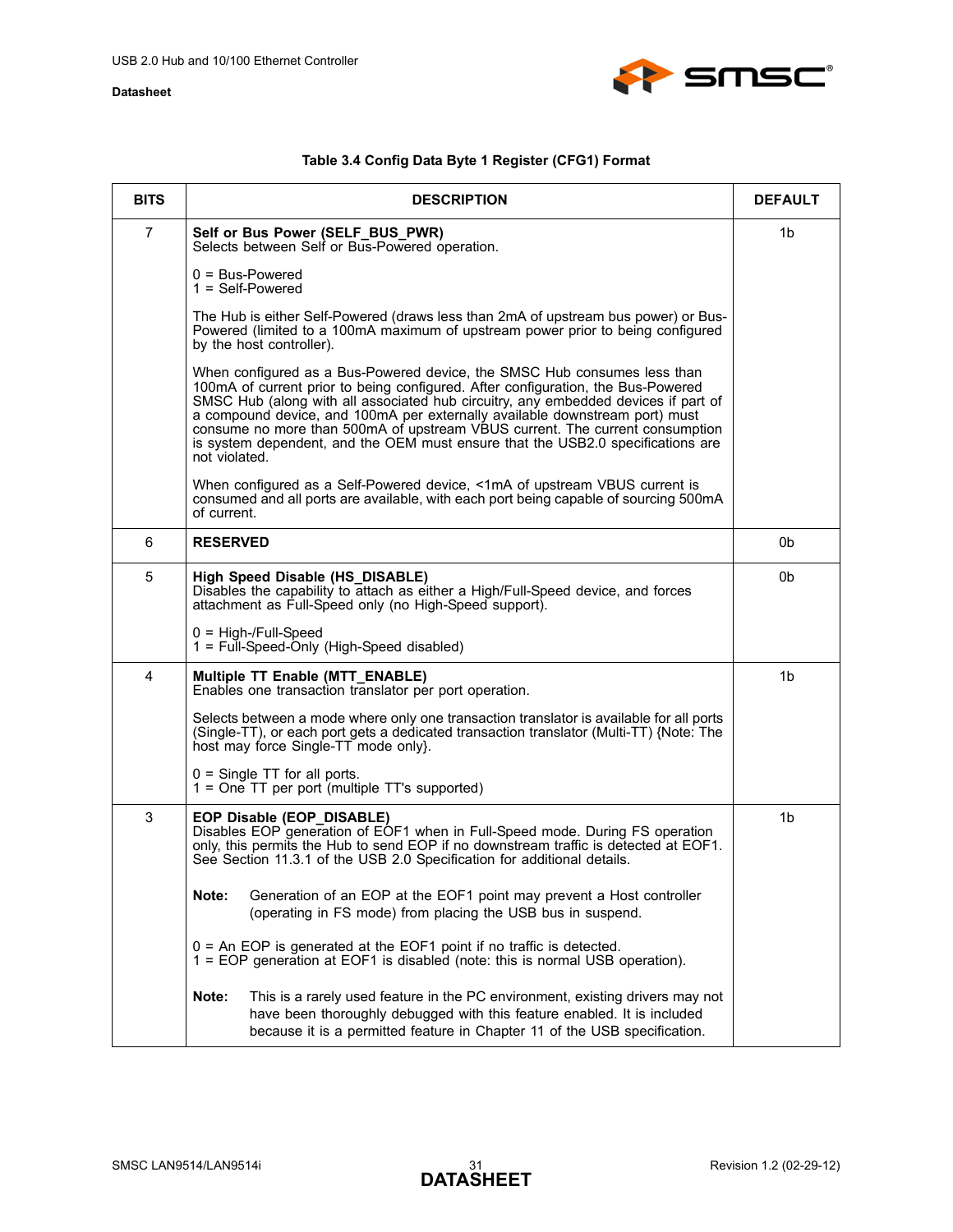**Table 3.4 Config Data Byte 1 Register (CFG1) Format**

| BITS | DESCRIPTION | DEFAULT |
|---|---|---|
| 7 | **Self or Bus Power (SELF_BUS_PWR)**<br>Selects between Self or Bus-Powered operation.<br><br>0 = Bus-Powered<br>1 = Self-Powered<br><br>The Hub is either Self-Powered (draws less than 2mA of upstream bus power) or Bus-Powered (limited to a 100mA maximum of upstream power prior to being configured by the host controller).<br><br>When configured as a Bus-Powered device, the SMSC Hub consumes less than 100mA of current prior to being configured. After configuration, the Bus-Powered SMSC Hub (along with all associated hub circuitry, any embedded devices if part of a compound device, and 100mA per externally available downstream port) must consume no more than 500mA of upstream VBUS current. The current consumption is system dependent, and the OEM must ensure that the USB2.0 specifications are not violated.<br><br>When configured as a Self-Powered device, <1mA of upstream VBUS current is consumed and all ports are available, with each port being capable of sourcing 500mA of current. | 1b |
| 6 | **RESERVED** | 0b |
| 5 | **High Speed Disable (HS_DISABLE)**<br>Disables the capability to attach as either a High/Full-Speed device, and forces attachment as Full-Speed only (no High-Speed support).<br><br>0 = High-/Full-Speed<br>1 = Full-Speed-Only (High-Speed disabled) | 0b |
| 4 | **Multiple TT Enable (MTT_ENABLE)**<br>Enables one transaction translator per port operation.<br><br>Selects between a mode where only one transaction translator is available for all ports (Single-TT), or each port gets a dedicated transaction translator (Multi-TT) {Note: The host may force Single-TT mode only}.<br><br>0 = Single TT for all ports.<br>1 = One TT per port (multiple TT's supported) | 1b |
| 3 | **EOP Disable (EOP_DISABLE)**<br>Disables EOP generation of EOF1 when in Full-Speed mode. During FS operation only, this permits the Hub to send EOP if no downstream traffic is detected at EOF1. See Section 11.3.1 of the USB 2.0 Specification for additional details.<br><br>**Note:** Generation of an EOP at the EOF1 point may prevent a Host controller (operating in FS mode) from placing the USB bus in suspend.<br><br>0 = An EOP is generated at the EOF1 point if no traffic is detected.<br>1 = EOP generation at EOF1 is disabled (note: this is normal USB operation).<br><br>**Note:** This is a rarely used feature in the PC environment, existing drivers may not have been thoroughly debugged with this feature enabled. It is included because it is a permitted feature in Chapter 11 of the USB specification. | 1b |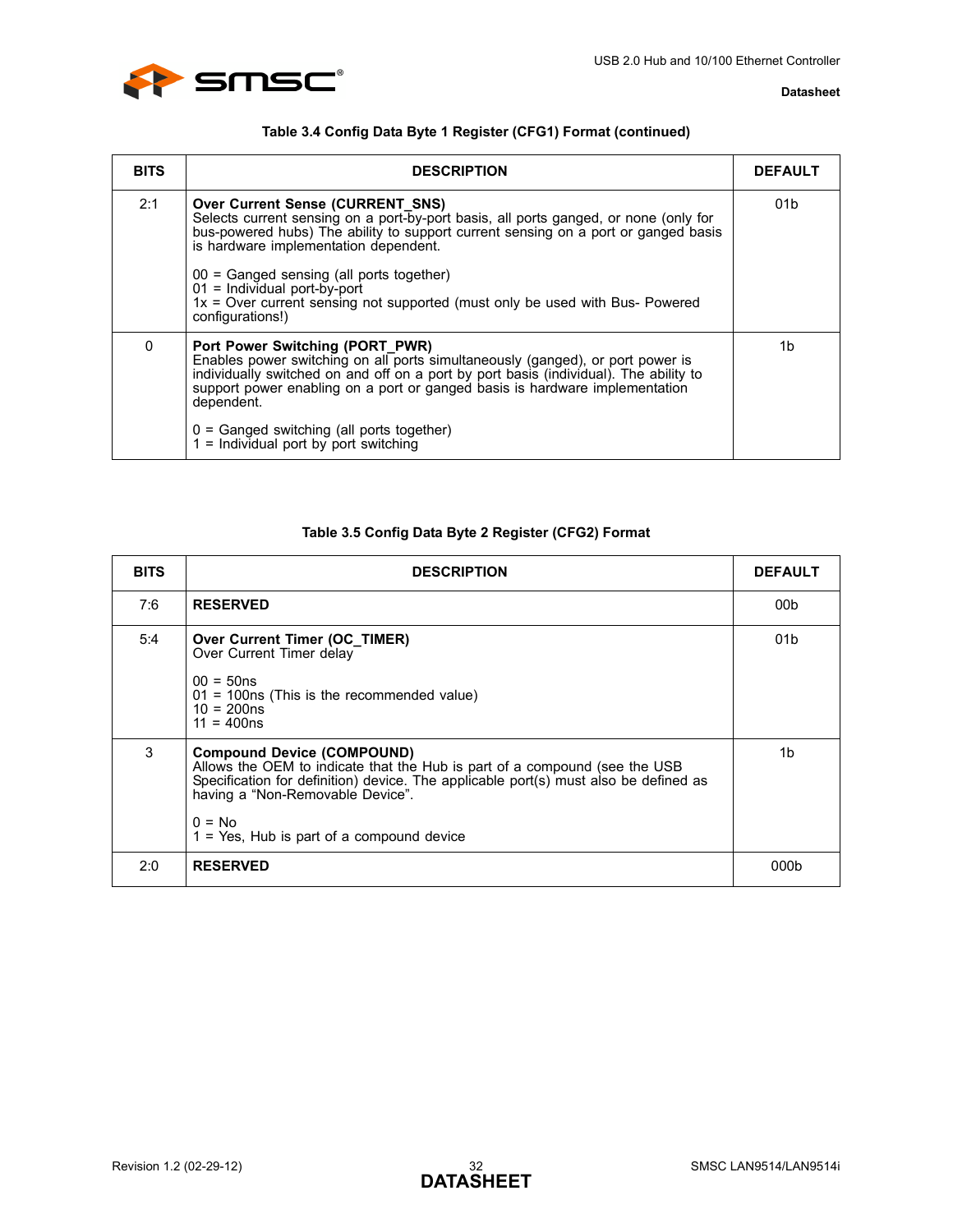**Table 3.4 Config Data Byte 1 Register (CFG1) Format (continued)**

| BITS | DESCRIPTION | DEFAULT |
|---|---|---|
| 2:1 | **Over Current Sense (CURRENT_SNS)**<br>Selects current sensing on a port-by-port basis, all ports ganged, or none (only for bus-powered hubs) The ability to support current sensing on a port or ganged basis is hardware implementation dependent.<br><br>00 = Ganged sensing (all ports together)<br>01 = Individual port-by-port<br>1x = Over current sensing not supported (must only be used with Bus- Powered configurations!) | 01b |
| 0 | **Port Power Switching (PORT_PWR)**<br>Enables power switching on all ports simultaneously (ganged), or port power is individually switched on and off on a port by port basis (individual). The ability to support power enabling on a port or ganged basis is hardware implementation dependent.<br><br>0 = Ganged switching (all ports together)<br>1 = Individual port by port switching | 1b |

**Table 3.5 Config Data Byte 2 Register (CFG2) Format**

| BITS | DESCRIPTION | DEFAULT |
|---|---|---|
| 7:6 | **RESERVED** | 00b |
| 5:4 | **Over Current Timer (OC_TIMER)**<br>Over Current Timer delay<br><br>00 = 50ns<br>01 = 100ns (This is the recommended value)<br>10 = 200ns<br>11 = 400ns | 01b |
| 3 | **Compound Device (COMPOUND)**<br>Allows the OEM to indicate that the Hub is part of a compound (see the USB Specification for definition) device. The applicable port(s) must also be defined as having a “Non-Removable Device”.<br><br>0 = No<br>1 = Yes, Hub is part of a compound device | 1b |
| 2:0 | **RESERVED** | 000b |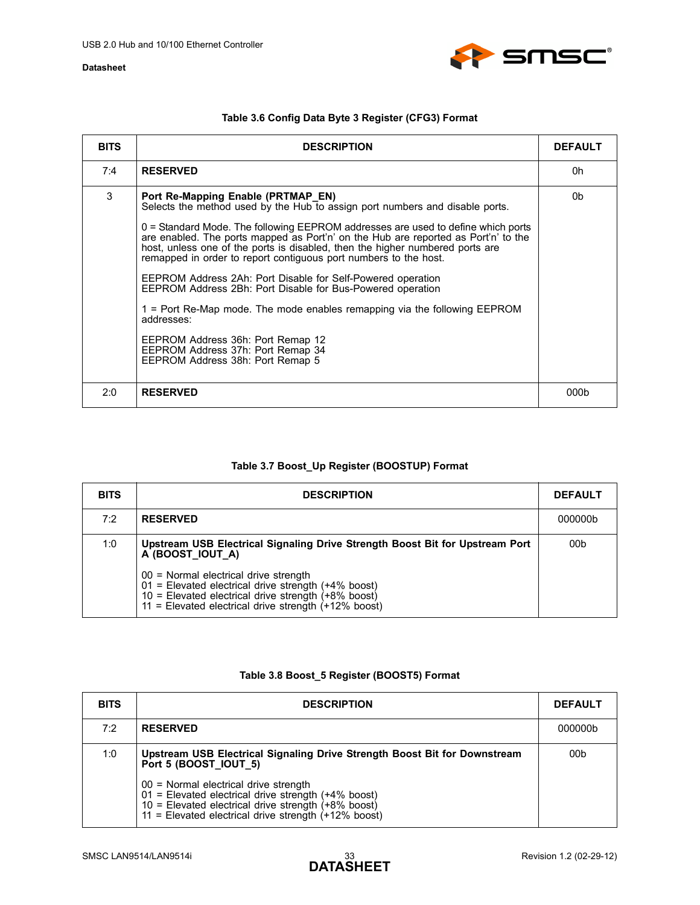**Table 3.6 Config Data Byte 3 Register (CFG3) Format**

| BITS | DESCRIPTION | DEFAULT |
|---|---|---|
| 7:4 | **RESERVED** | 0h |
| 3 | **Port Re-Mapping Enable (PRTMAP_EN)**<br>Selects the method used by the Hub to assign port numbers and disable ports.<br><br>0 = Standard Mode. The following EEPROM addresses are used to define which ports are enabled. The ports mapped as Port'n' on the Hub are reported as Port'n' to the host, unless one of the ports is disabled, then the higher numbered ports are remapped in order to report contiguous port numbers to the host.<br><br>EEPROM Address 2Ah: Port Disable for Self-Powered operation<br>EEPROM Address 2Bh: Port Disable for Bus-Powered operation<br><br>1 = Port Re-Map mode. The mode enables remapping via the following EEPROM addresses:<br><br>EEPROM Address 36h: Port Remap 12<br>EEPROM Address 37h: Port Remap 34<br>EEPROM Address 38h: Port Remap 5 | 0b |
| 2:0 | **RESERVED** | 000b |

**Table 3.7 Boost_Up Register (BOOSTUP) Format**

| BITS | DESCRIPTION | DEFAULT |
|---|---|---|
| 7:2 | **RESERVED** | 000000b |
| 1:0 | **Upstream USB Electrical Signaling Drive Strength Boost Bit for Upstream Port A (BOOST_IOUT_A)**<br><br>00 = Normal electrical drive strength<br>01 = Elevated electrical drive strength (+4% boost)<br>10 = Elevated electrical drive strength (+8% boost)<br>11 = Elevated electrical drive strength (+12% boost) | 00b |

**Table 3.8 Boost_5 Register (BOOST5) Format**

| BITS | DESCRIPTION | DEFAULT |
|---|---|---|
| 7:2 | **RESERVED** | 000000b |
| 1:0 | **Upstream USB Electrical Signaling Drive Strength Boost Bit for Downstream Port 5 (BOOST_IOUT_5)**<br><br>00 = Normal electrical drive strength<br>01 = Elevated electrical drive strength (+4% boost)<br>10 = Elevated electrical drive strength (+8% boost)<br>11 = Elevated electrical drive strength (+12% boost) | 00b |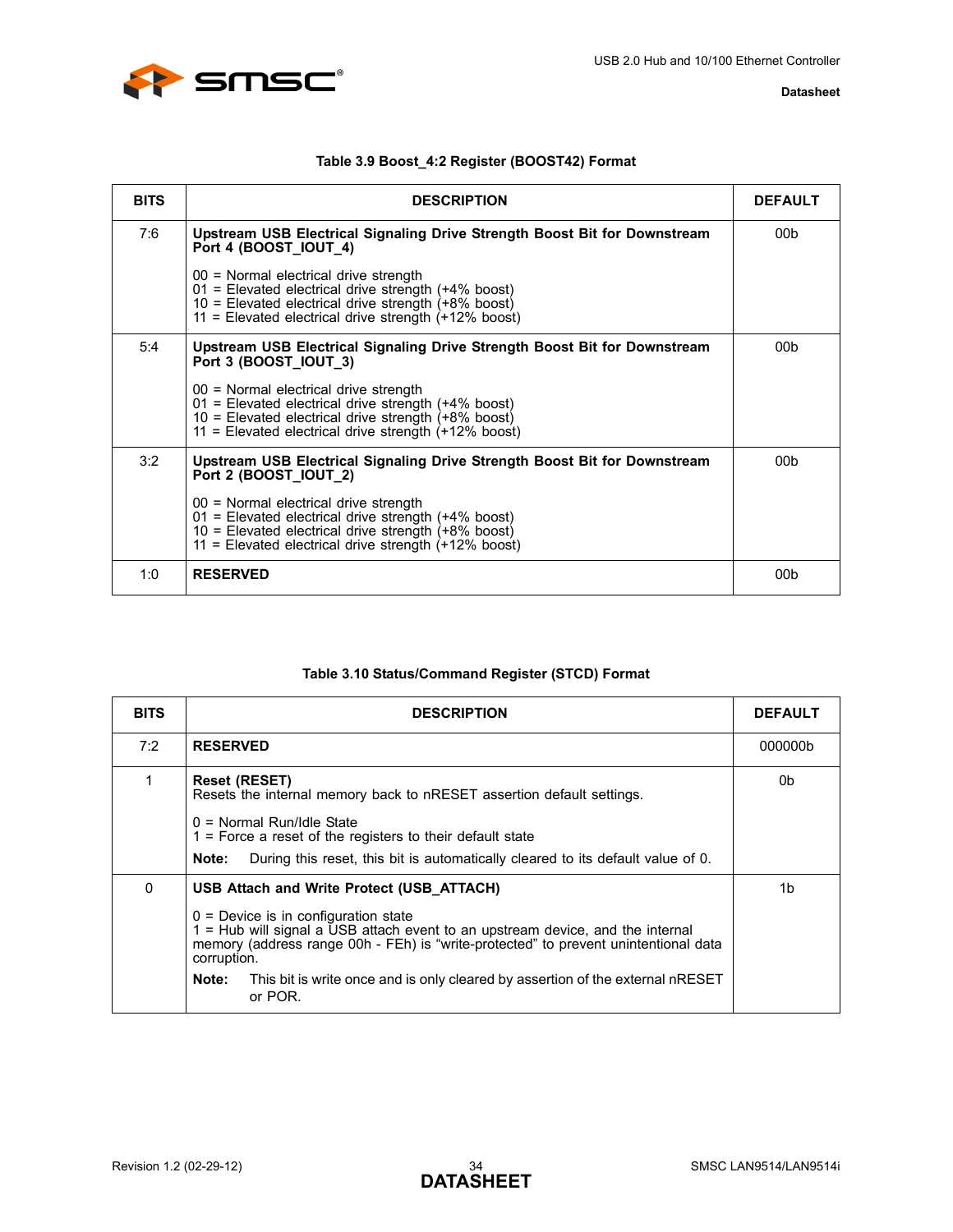**Table 3.9 Boost_4:2 Register (BOOST42) Format**

| BITS | DESCRIPTION | DEFAULT |
|---|---|---|
| 7:6 | **Upstream USB Electrical Signaling Drive Strength Boost Bit for Downstream Port 4 (BOOST_IOUT_4)**<br><br>00 = Normal electrical drive strength<br>01 = Elevated electrical drive strength (+4% boost)<br>10 = Elevated electrical drive strength (+8% boost)<br>11 = Elevated electrical drive strength (+12% boost) | 00b |
| 5:4 | **Upstream USB Electrical Signaling Drive Strength Boost Bit for Downstream Port 3 (BOOST_IOUT_3)**<br><br>00 = Normal electrical drive strength<br>01 = Elevated electrical drive strength (+4% boost)<br>10 = Elevated electrical drive strength (+8% boost)<br>11 = Elevated electrical drive strength (+12% boost) | 00b |
| 3:2 | **Upstream USB Electrical Signaling Drive Strength Boost Bit for Downstream Port 2 (BOOST_IOUT_2)**<br><br>00 = Normal electrical drive strength<br>01 = Elevated electrical drive strength (+4% boost)<br>10 = Elevated electrical drive strength (+8% boost)<br>11 = Elevated electrical drive strength (+12% boost) | 00b |
| 1:0 | **RESERVED** | 00b |

**Table 3.10 Status/Command Register (STCD) Format**

| BITS | DESCRIPTION | DEFAULT |
|---|---|---|
| 7:2 | **RESERVED** | 000000b |
| 1 | **Reset (RESET)**<br>Resets the internal memory back to nRESET assertion default settings.<br><br>0 = Normal Run/Idle State<br>1 = Force a reset of the registers to their default state<br><br>**Note:** During this reset, this bit is automatically cleared to its default value of 0. | 0b |
| 0 | **USB Attach and Write Protect (USB_ATTACH)**<br><br>0 = Device is in configuration state<br>1 = Hub will signal a USB attach event to an upstream device, and the internal memory (address range 00h - FEh) is "write-protected" to prevent unintentional data corruption.<br><br>**Note:** This bit is write once and is only cleared by assertion of the external nRESET or POR. | 1b |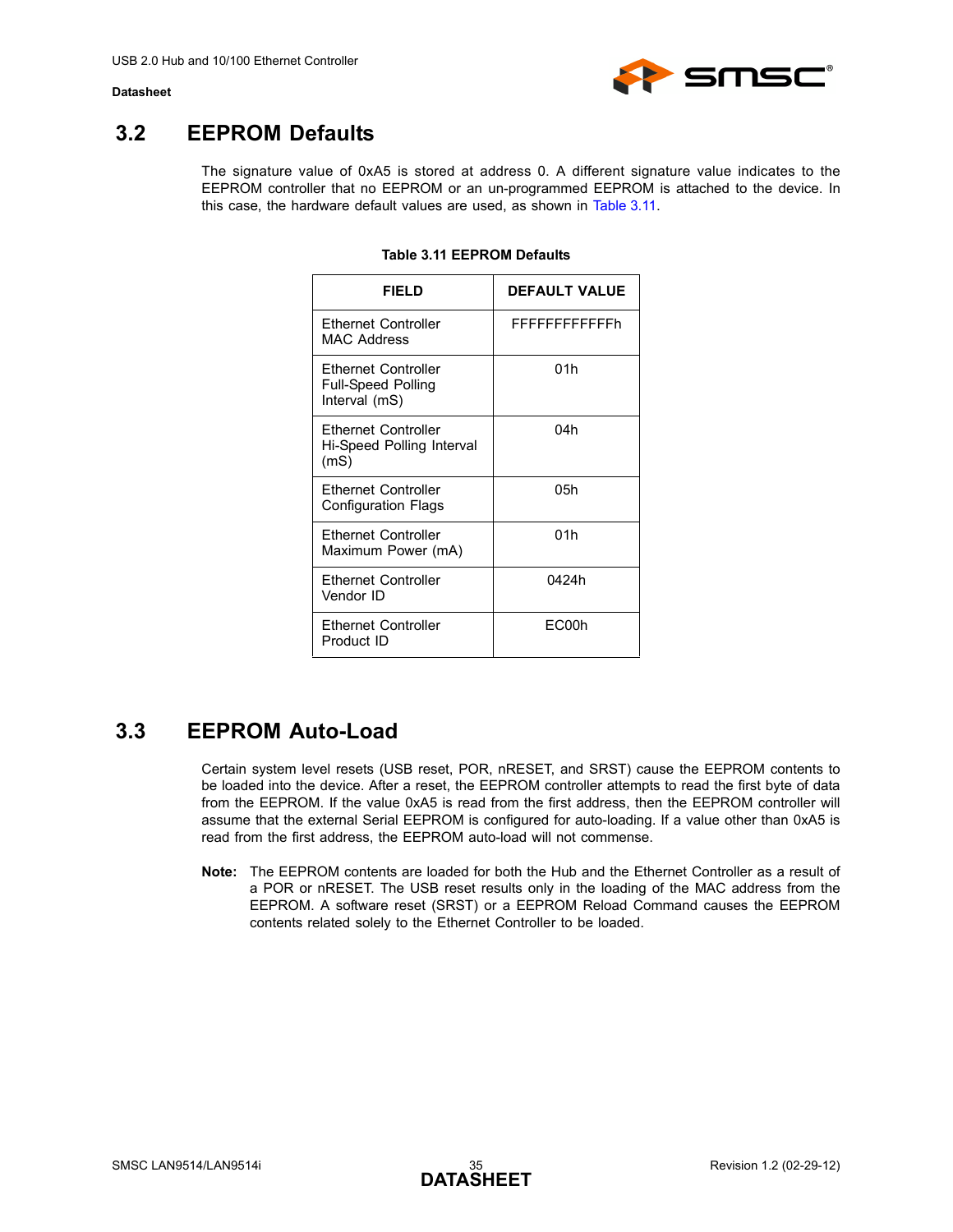## 3.2 EEPROM Defaults

The signature value of 0xA5 is stored at address 0. A different signature value indicates to the EEPROM controller that no EEPROM or an un-programmed EEPROM is attached to the device. In this case, the hardware default values are used, as shown in Table 3.11.

**Table 3.11 EEPROM Defaults**

| FIELD | DEFAULT VALUE |
|---|---|
| Ethernet Controller MAC Address | FFFFFFFFFFFFh |
| Ethernet Controller Full-Speed Polling Interval (mS) | 01h |
| Ethernet Controller Hi-Speed Polling Interval (mS) | 04h |
| Ethernet Controller Configuration Flags | 05h |
| Ethernet Controller Maximum Power (mA) | 01h |
| Ethernet Controller Vendor ID | 0424h |
| Ethernet Controller Product ID | EC00h |

## 3.3 EEPROM Auto-Load

Certain system level resets (USB reset, POR, nRESET, and SRST) cause the EEPROM contents to be loaded into the device. After a reset, the EEPROM controller attempts to read the first byte of data from the EEPROM. If the value 0xA5 is read from the first address, then the EEPROM controller will assume that the external Serial EEPROM is configured for auto-loading. If a value other than 0xA5 is read from the first address, the EEPROM auto-load will not commense.

**Note:** The EEPROM contents are loaded for both the Hub and the Ethernet Controller as a result of a POR or nRESET. The USB reset results only in the loading of the MAC address from the EEPROM. A software reset (SRST) or a EEPROM Reload Command causes the EEPROM contents related solely to the Ethernet Controller to be loaded.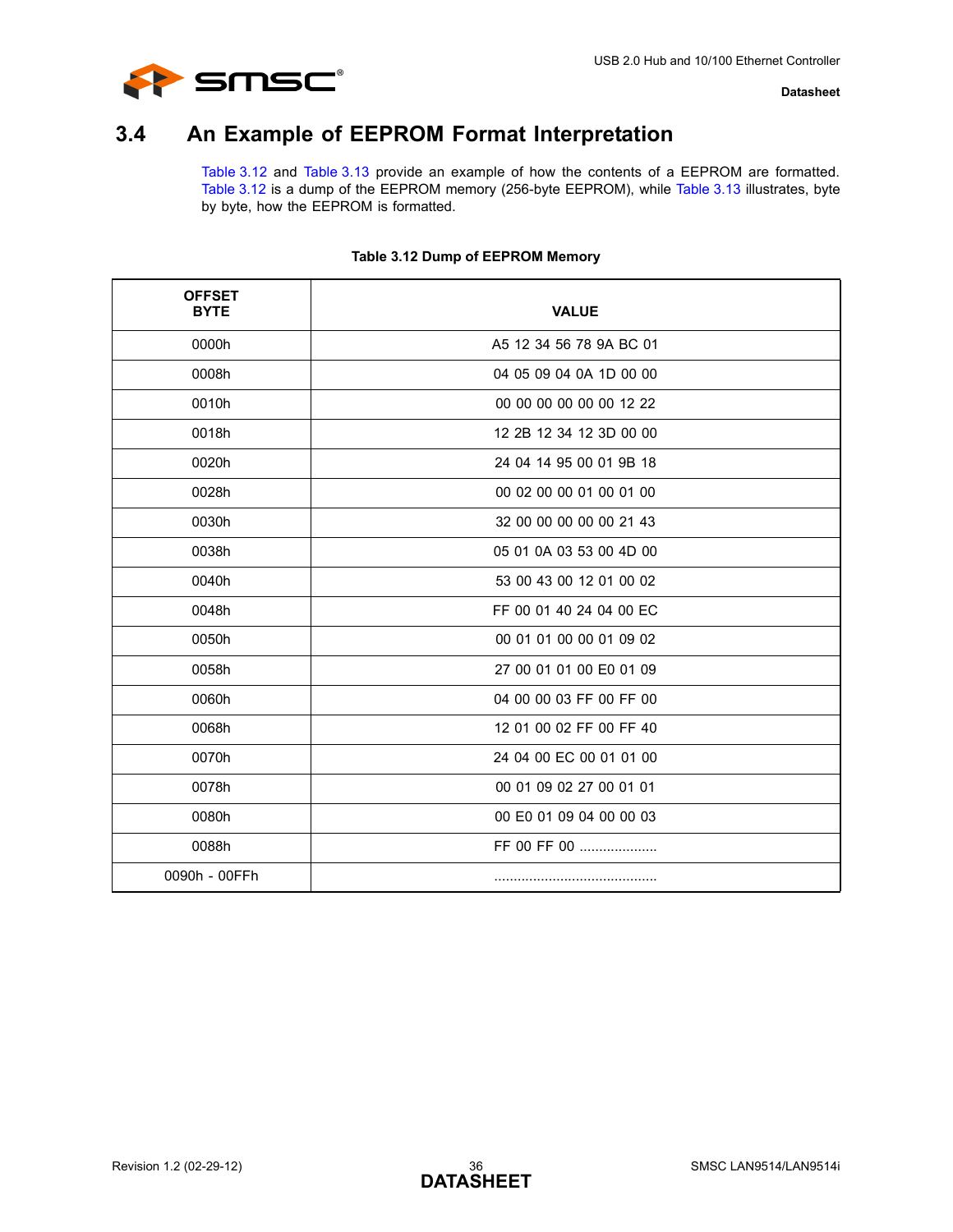## 3.4 An Example of EEPROM Format Interpretation

Table 3.12 and Table 3.13 provide an example of how the contents of a EEPROM are formatted. Table 3.12 is a dump of the EEPROM memory (256-byte EEPROM), while Table 3.13 illustrates, byte by byte, how the EEPROM is formatted.

**Table 3.12 Dump of EEPROM Memory**

| OFFSET BYTE | VALUE |
|---|---|
| 0000h | A5 12 34 56 78 9A BC 01 |
| 0008h | 04 05 09 04 0A 1D 00 00 |
| 0010h | 00 00 00 00 00 00 12 22 |
| 0018h | 12 2B 12 34 12 3D 00 00 |
| 0020h | 24 04 14 95 00 01 9B 18 |
| 0028h | 00 02 00 00 01 00 01 00 |
| 0030h | 32 00 00 00 00 00 21 43 |
| 0038h | 05 01 0A 03 53 00 4D 00 |
| 0040h | 53 00 43 00 12 01 00 02 |
| 0048h | FF 00 01 40 24 04 00 EC |
| 0050h | 00 01 01 00 00 01 09 02 |
| 0058h | 27 00 01 01 00 E0 01 09 |
| 0060h | 04 00 00 03 FF 00 FF 00 |
| 0068h | 12 01 00 02 FF 00 FF 40 |
| 0070h | 24 04 00 EC 00 01 01 00 |
| 0078h | 00 01 09 02 27 00 01 01 |
| 0080h | 00 E0 01 09 04 00 00 03 |
| 0088h | FF 00 FF 00 .................... |
| 0090h - 00FFh | .......................................... |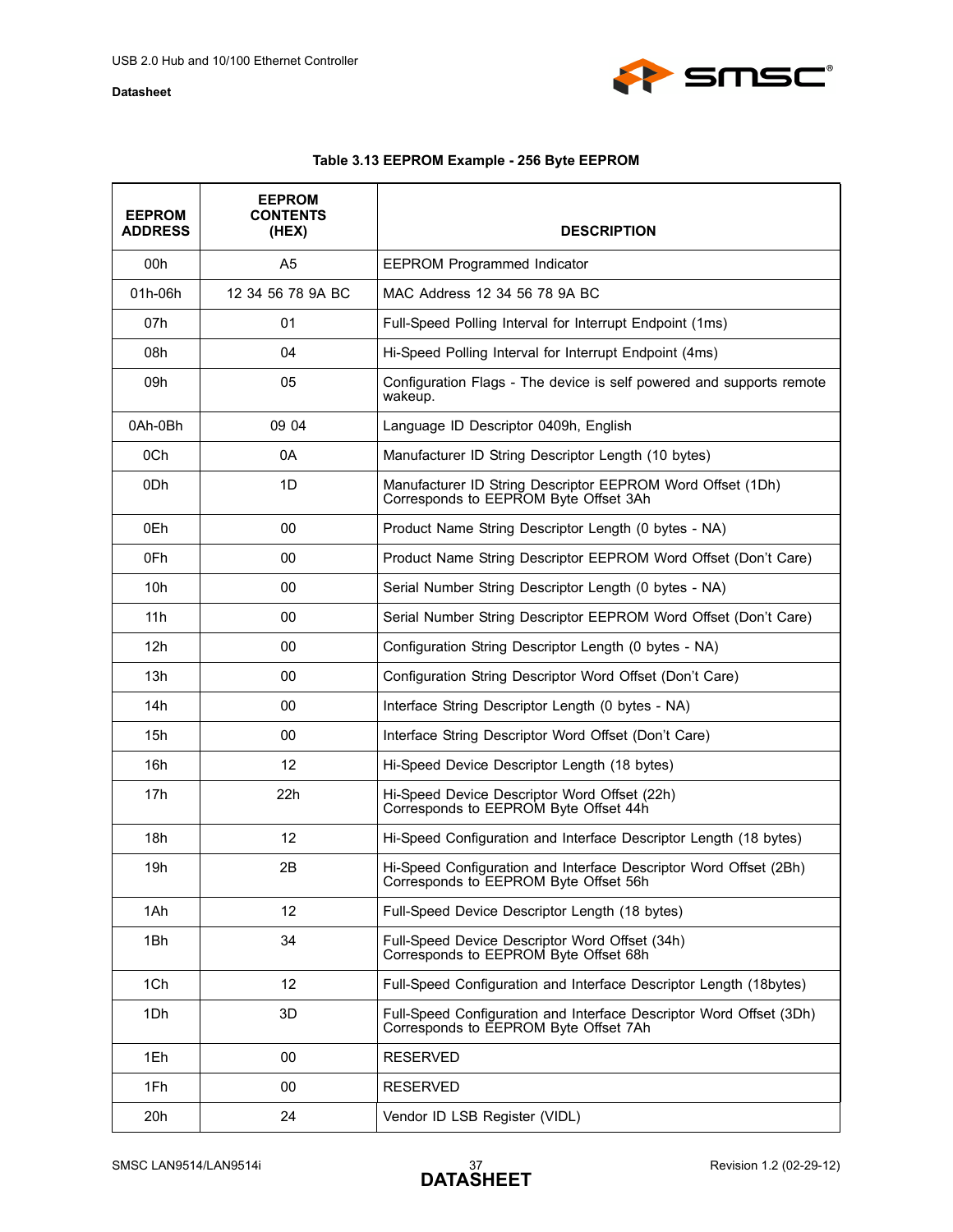**Table 3.13 EEPROM Example - 256 Byte EEPROM**

| EEPROM ADDRESS | EEPROM CONTENTS (HEX) | DESCRIPTION |
|---|---|---|
| 00h | A5 | EEPROM Programmed Indicator |
| 01h-06h | 12 34 56 78 9A BC | MAC Address 12 34 56 78 9A BC |
| 07h | 01 | Full-Speed Polling Interval for Interrupt Endpoint (1ms) |
| 08h | 04 | Hi-Speed Polling Interval for Interrupt Endpoint (4ms) |
| 09h | 05 | Configuration Flags - The device is self powered and supports remote wakeup. |
| 0Ah-0Bh | 09 04 | Language ID Descriptor 0409h, English |
| 0Ch | 0A | Manufacturer ID String Descriptor Length (10 bytes) |
| 0Dh | 1D | Manufacturer ID String Descriptor EEPROM Word Offset (1Dh) Corresponds to EEPROM Byte Offset 3Ah |
| 0Eh | 00 | Product Name String Descriptor Length (0 bytes - NA) |
| 0Fh | 00 | Product Name String Descriptor EEPROM Word Offset (Don't Care) |
| 10h | 00 | Serial Number String Descriptor Length (0 bytes - NA) |
| 11h | 00 | Serial Number String Descriptor EEPROM Word Offset (Don't Care) |
| 12h | 00 | Configuration String Descriptor Length (0 bytes - NA) |
| 13h | 00 | Configuration String Descriptor Word Offset (Don't Care) |
| 14h | 00 | Interface String Descriptor Length (0 bytes - NA) |
| 15h | 00 | Interface String Descriptor Word Offset (Don't Care) |
| 16h | 12 | Hi-Speed Device Descriptor Length (18 bytes) |
| 17h | 22h | Hi-Speed Device Descriptor Word Offset (22h) Corresponds to EEPROM Byte Offset 44h |
| 18h | 12 | Hi-Speed Configuration and Interface Descriptor Length (18 bytes) |
| 19h | 2B | Hi-Speed Configuration and Interface Descriptor Word Offset (2Bh) Corresponds to EEPROM Byte Offset 56h |
| 1Ah | 12 | Full-Speed Device Descriptor Length (18 bytes) |
| 1Bh | 34 | Full-Speed Device Descriptor Word Offset (34h) Corresponds to EEPROM Byte Offset 68h |
| 1Ch | 12 | Full-Speed Configuration and Interface Descriptor Length (18bytes) |
| 1Dh | 3D | Full-Speed Configuration and Interface Descriptor Word Offset (3Dh) Corresponds to EEPROM Byte Offset 7Ah |
| 1Eh | 00 | RESERVED |
| 1Fh | 00 | RESERVED |
| 20h | 24 | Vendor ID LSB Register (VIDL) |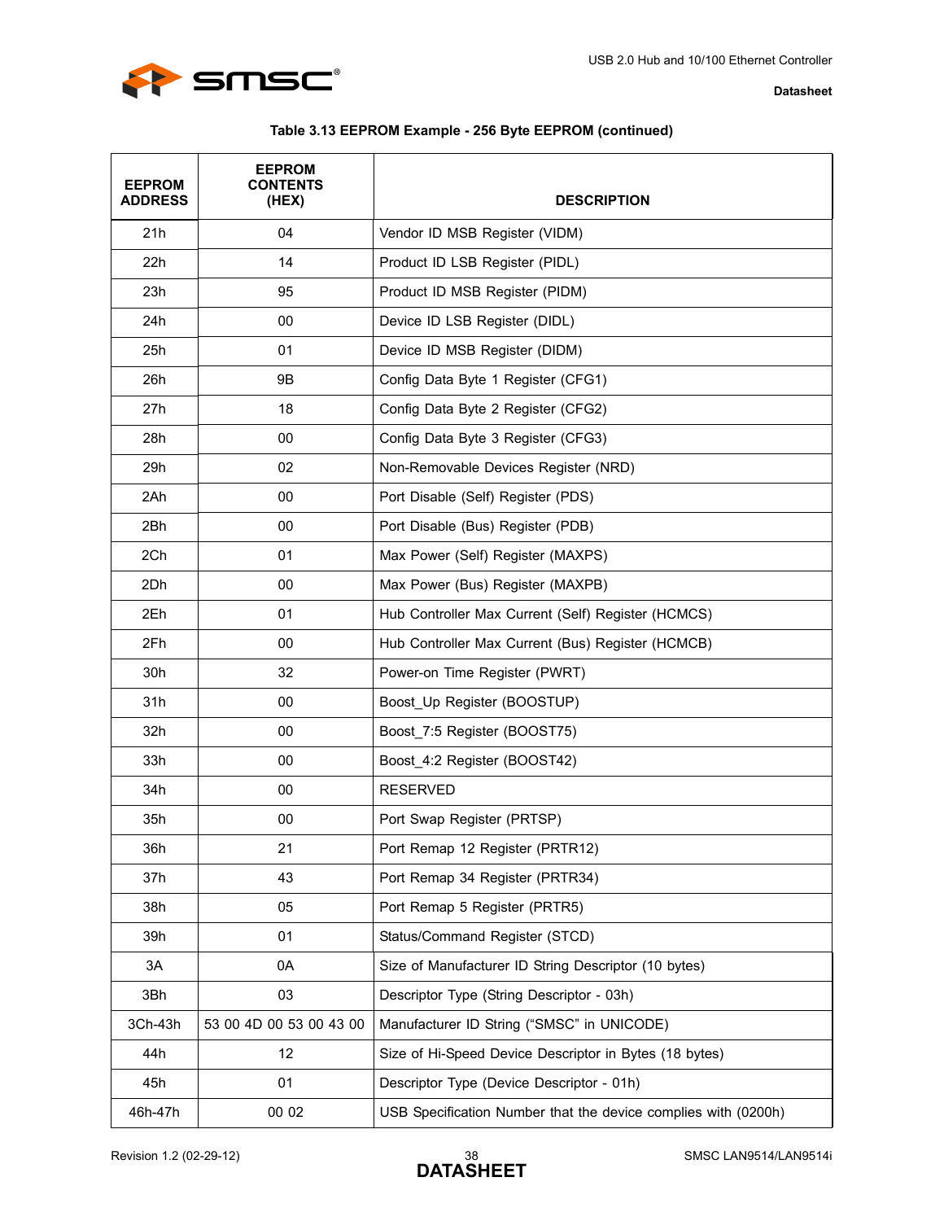**Table 3.13 EEPROM Example - 256 Byte EEPROM (continued)**

| EEPROM ADDRESS | EEPROM CONTENTS (HEX) | DESCRIPTION |
|---|---|---|
| 21h | 04 | Vendor ID MSB Register (VIDM) |
| 22h | 14 | Product ID LSB Register (PIDL) |
| 23h | 95 | Product ID MSB Register (PIDM) |
| 24h | 00 | Device ID LSB Register (DIDL) |
| 25h | 01 | Device ID MSB Register (DIDM) |
| 26h | 9B | Config Data Byte 1 Register (CFG1) |
| 27h | 18 | Config Data Byte 2 Register (CFG2) |
| 28h | 00 | Config Data Byte 3 Register (CFG3) |
| 29h | 02 | Non-Removable Devices Register (NRD) |
| 2Ah | 00 | Port Disable (Self) Register (PDS) |
| 2Bh | 00 | Port Disable (Bus) Register (PDB) |
| 2Ch | 01 | Max Power (Self) Register (MAXPS) |
| 2Dh | 00 | Max Power (Bus) Register (MAXPB) |
| 2Eh | 01 | Hub Controller Max Current (Self) Register (HCMCS) |
| 2Fh | 00 | Hub Controller Max Current (Bus) Register (HCMCB) |
| 30h | 32 | Power-on Time Register (PWRT) |
| 31h | 00 | Boost_Up Register (BOOSTUP) |
| 32h | 00 | Boost_7:5 Register (BOOST75) |
| 33h | 00 | Boost_4:2 Register (BOOST42) |
| 34h | 00 | RESERVED |
| 35h | 00 | Port Swap Register (PRTSP) |
| 36h | 21 | Port Remap 12 Register (PRTR12) |
| 37h | 43 | Port Remap 34 Register (PRTR34) |
| 38h | 05 | Port Remap 5 Register (PRTR5) |
| 39h | 01 | Status/Command Register (STCD) |
| 3A | 0A | Size of Manufacturer ID String Descriptor (10 bytes) |
| 3Bh | 03 | Descriptor Type (String Descriptor - 03h) |
| 3Ch-43h | 53 00 4D 00 53 00 43 00 | Manufacturer ID String (“SMSC” in UNICODE) |
| 44h | 12 | Size of Hi-Speed Device Descriptor in Bytes (18 bytes) |
| 45h | 01 | Descriptor Type (Device Descriptor - 01h) |
| 46h-47h | 00 02 | USB Specification Number that the device complies with (0200h) |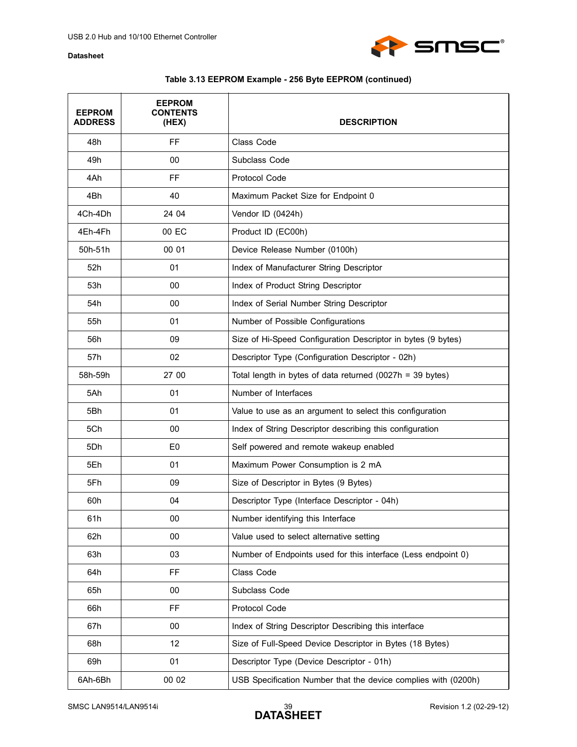**Table 3.13 EEPROM Example - 256 Byte EEPROM (continued)**

| EEPROM ADDRESS | EEPROM CONTENTS (HEX) | DESCRIPTION |
|---|---|---|
| 48h | FF | Class Code |
| 49h | 00 | Subclass Code |
| 4Ah | FF | Protocol Code |
| 4Bh | 40 | Maximum Packet Size for Endpoint 0 |
| 4Ch-4Dh | 24 04 | Vendor ID (0424h) |
| 4Eh-4Fh | 00 EC | Product ID (EC00h) |
| 50h-51h | 00 01 | Device Release Number (0100h) |
| 52h | 01 | Index of Manufacturer String Descriptor |
| 53h | 00 | Index of Product String Descriptor |
| 54h | 00 | Index of Serial Number String Descriptor |
| 55h | 01 | Number of Possible Configurations |
| 56h | 09 | Size of Hi-Speed Configuration Descriptor in bytes (9 bytes) |
| 57h | 02 | Descriptor Type (Configuration Descriptor - 02h) |
| 58h-59h | 27 00 | Total length in bytes of data returned (0027h = 39 bytes) |
| 5Ah | 01 | Number of Interfaces |
| 5Bh | 01 | Value to use as an argument to select this configuration |
| 5Ch | 00 | Index of String Descriptor describing this configuration |
| 5Dh | E0 | Self powered and remote wakeup enabled |
| 5Eh | 01 | Maximum Power Consumption is 2 mA |
| 5Fh | 09 | Size of Descriptor in Bytes (9 Bytes) |
| 60h | 04 | Descriptor Type (Interface Descriptor - 04h) |
| 61h | 00 | Number identifying this Interface |
| 62h | 00 | Value used to select alternative setting |
| 63h | 03 | Number of Endpoints used for this interface (Less endpoint 0) |
| 64h | FF | Class Code |
| 65h | 00 | Subclass Code |
| 66h | FF | Protocol Code |
| 67h | 00 | Index of String Descriptor Describing this interface |
| 68h | 12 | Size of Full-Speed Device Descriptor in Bytes (18 Bytes) |
| 69h | 01 | Descriptor Type (Device Descriptor - 01h) |
| 6Ah-6Bh | 00 02 | USB Specification Number that the device complies with (0200h) |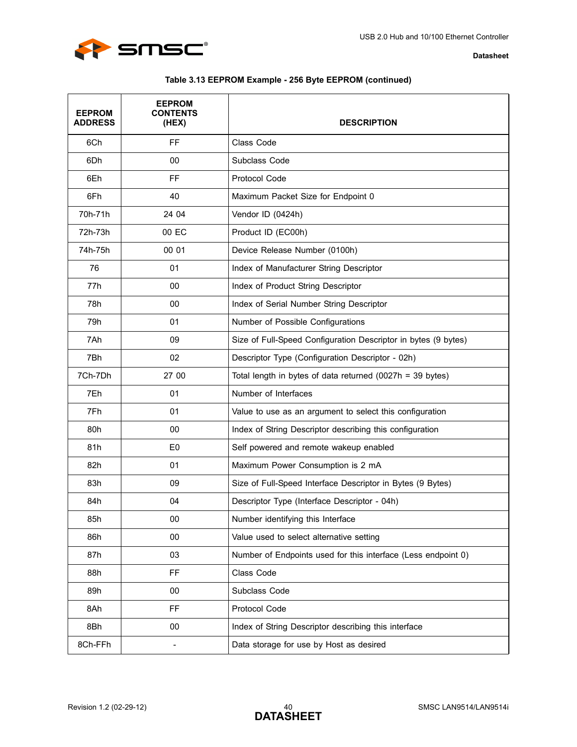**Table 3.13 EEPROM Example - 256 Byte EEPROM (continued)**

| EEPROM ADDRESS | EEPROM CONTENTS (HEX) | DESCRIPTION |
|---|---|---|
| 6Ch | FF | Class Code |
| 6Dh | 00 | Subclass Code |
| 6Eh | FF | Protocol Code |
| 6Fh | 40 | Maximum Packet Size for Endpoint 0 |
| 70h-71h | 24 04 | Vendor ID (0424h) |
| 72h-73h | 00 EC | Product ID (EC00h) |
| 74h-75h | 00 01 | Device Release Number (0100h) |
| 76 | 01 | Index of Manufacturer String Descriptor |
| 77h | 00 | Index of Product String Descriptor |
| 78h | 00 | Index of Serial Number String Descriptor |
| 79h | 01 | Number of Possible Configurations |
| 7Ah | 09 | Size of Full-Speed Configuration Descriptor in bytes (9 bytes) |
| 7Bh | 02 | Descriptor Type (Configuration Descriptor - 02h) |
| 7Ch-7Dh | 27 00 | Total length in bytes of data returned (0027h = 39 bytes) |
| 7Eh | 01 | Number of Interfaces |
| 7Fh | 01 | Value to use as an argument to select this configuration |
| 80h | 00 | Index of String Descriptor describing this configuration |
| 81h | E0 | Self powered and remote wakeup enabled |
| 82h | 01 | Maximum Power Consumption is 2 mA |
| 83h | 09 | Size of Full-Speed Interface Descriptor in Bytes (9 Bytes) |
| 84h | 04 | Descriptor Type (Interface Descriptor - 04h) |
| 85h | 00 | Number identifying this Interface |
| 86h | 00 | Value used to select alternative setting |
| 87h | 03 | Number of Endpoints used for this interface (Less endpoint 0) |
| 88h | FF | Class Code |
| 89h | 00 | Subclass Code |
| 8Ah | FF | Protocol Code |
| 8Bh | 00 | Index of String Descriptor describing this interface |
| 8Ch-FFh | - | Data storage for use by Host as desired |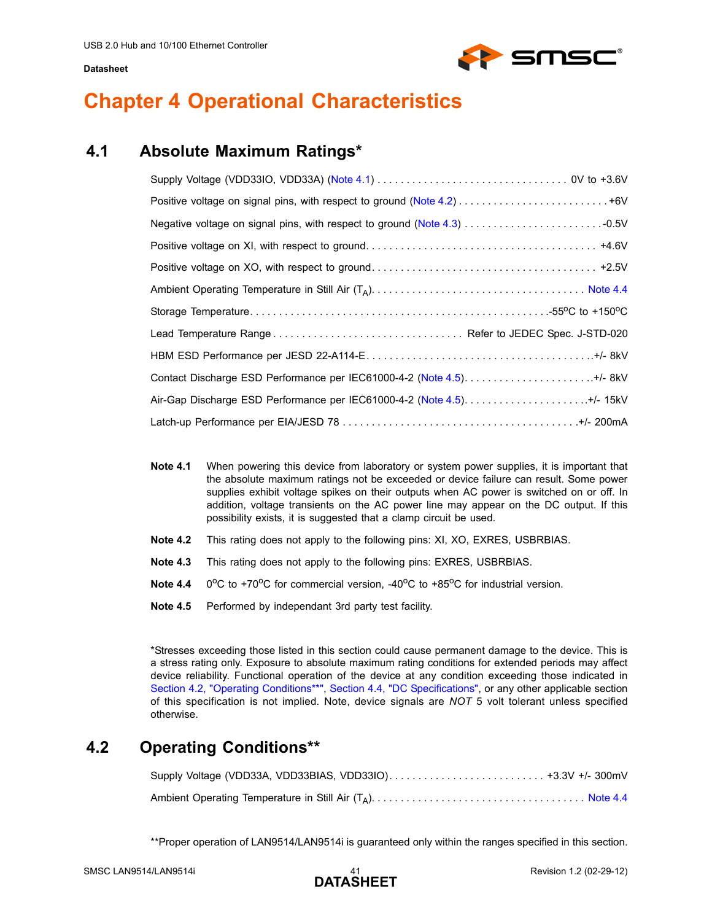# Chapter 4 Operational Characteristics

## 4.1 Absolute Maximum Ratings*

Supply Voltage (VDD33IO, VDD33A) (Note 4.1) . . . . . . . . . . . . . . . . . . . . . . . . . . . . . . . . . 0V to +3.6V

Positive voltage on signal pins, with respect to ground (Note 4.2) . . . . . . . . . . . . . . . . . . . . . . . . . . +6V

Negative voltage on signal pins, with respect to ground (Note 4.3) . . . . . . . . . . . . . . . . . . . . . . . . . -0.5V

Positive voltage on XI, with respect to ground. . . . . . . . . . . . . . . . . . . . . . . . . . . . . . . . . . . . . . . +4.6V

Positive voltage on XO, with respect to ground. . . . . . . . . . . . . . . . . . . . . . . . . . . . . . . . . . . . . . +2.5V

Ambient Operating Temperature in Still Air ($T_A$). . . . . . . . . . . . . . . . . . . . . . . . . . . . . . . . . . . . Note 4.4

Storage Temperature. . . . . . . . . . . . . . . . . . . . . . . . . . . . . . . . . . . . . . . . . . . . . . . . . . . -55°C to +150°C

Lead Temperature Range . . . . . . . . . . . . . . . . . . . . . . . . . . . . . . . . . Refer to JEDEC Spec. J-STD-020

HBM ESD Performance per JESD 22-A114-E. . . . . . . . . . . . . . . . . . . . . . . . . . . . . . . . . . . . . . .+/- 8kV

Contact Discharge ESD Performance per IEC61000-4-2 (Note 4.5). . . . . . . . . . . . . . . . . . . . . . . .+/- 8kV

Air-Gap Discharge ESD Performance per IEC61000-4-2 (Note 4.5). . . . . . . . . . . . . . . . . . . . . .+/- 15kV

Latch-up Performance per EIA/JESD 78 . . . . . . . . . . . . . . . . . . . . . . . . . . . . . . . . . . . . . . . .+/- 200mA

**Note 4.1** When powering this device from laboratory or system power supplies, it is important that the absolute maximum ratings not be exceeded or device failure can result. Some power supplies exhibit voltage spikes on their outputs when AC power is switched on or off. In addition, voltage transients on the AC power line may appear on the DC output. If this possibility exists, it is suggested that a clamp circuit be used.

**Note 4.2** This rating does not apply to the following pins: XI, XO, EXRES, USBRBIAS.

**Note 4.3** This rating does not apply to the following pins: EXRES, USBRBIAS.

**Note 4.4** 0°C to +70°C for commercial version, -40°C to +85°C for industrial version.

**Note 4.5** Performed by independant 3rd party test facility.

*Stresses exceeding those listed in this section could cause permanent damage to the device. This is a stress rating only. Exposure to absolute maximum rating conditions for extended periods may affect device reliability. Functional operation of the device at any condition exceeding those indicated in Section 4.2, "Operating Conditions**", Section 4.4, "DC Specifications", or any other applicable section of this specification is not implied. Note, device signals are *NOT* 5 volt tolerant unless specified otherwise.

## 4.2 Operating Conditions**

Supply Voltage (VDD33A, VDD33BIAS, VDD33IO). . . . . . . . . . . . . . . . . . . . . . . . . . . +3.3V +/- 300mV

Ambient Operating Temperature in Still Air ($T_A$). . . . . . . . . . . . . . . . . . . . . . . . . . . . . . . . . . . . Note 4.4

**Proper operation of LAN9514/LAN9514i is guaranteed only within the ranges specified in this section.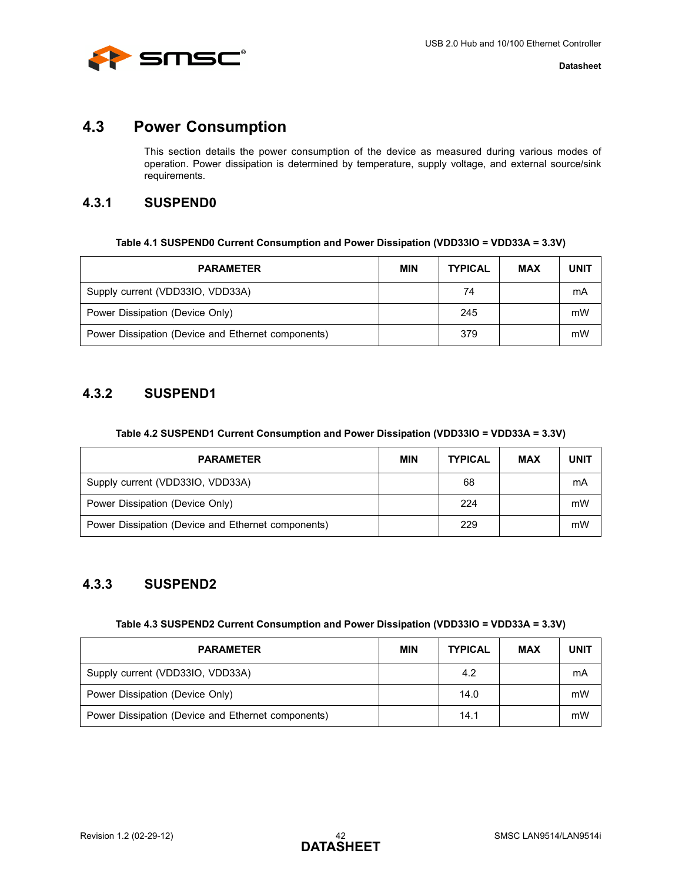## 4.3 Power Consumption

This section details the power consumption of the device as measured during various modes of operation. Power dissipation is determined by temperature, supply voltage, and external source/sink requirements.

### 4.3.1 SUSPEND0

**Table 4.1 SUSPEND0 Current Consumption and Power Dissipation (VDD33IO = VDD33A = 3.3V)**

| PARAMETER | MIN | TYPICAL | MAX | UNIT |
|---|---|---|---|---|
| Supply current (VDD33IO, VDD33A) | | 74 | | mA |
| Power Dissipation (Device Only) | | 245 | | mW |
| Power Dissipation (Device and Ethernet components) | | 379 | | mW |

### 4.3.2 SUSPEND1

**Table 4.2 SUSPEND1 Current Consumption and Power Dissipation (VDD33IO = VDD33A = 3.3V)**

| PARAMETER | MIN | TYPICAL | MAX | UNIT |
|---|---|---|---|---|
| Supply current (VDD33IO, VDD33A) | | 68 | | mA |
| Power Dissipation (Device Only) | | 224 | | mW |
| Power Dissipation (Device and Ethernet components) | | 229 | | mW |

### 4.3.3 SUSPEND2

**Table 4.3 SUSPEND2 Current Consumption and Power Dissipation (VDD33IO = VDD33A = 3.3V)**

| PARAMETER | MIN | TYPICAL | MAX | UNIT |
|---|---|---|---|---|
| Supply current (VDD33IO, VDD33A) | | 4.2 | | mA |
| Power Dissipation (Device Only) | | 14.0 | | mW |
| Power Dissipation (Device and Ethernet components) | | 14.1 | | mW |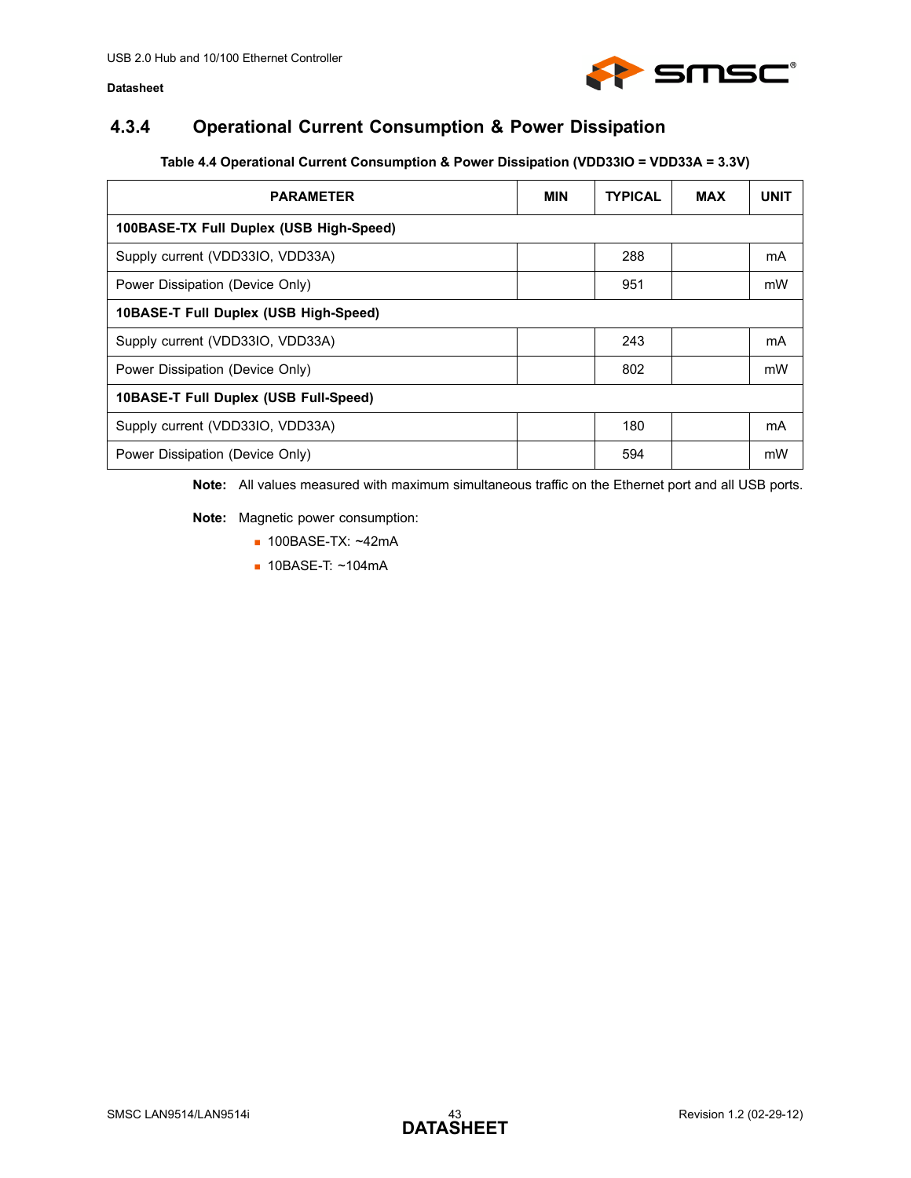### 4.3.4 Operational Current Consumption & Power Dissipation

**Table 4.4 Operational Current Consumption & Power Dissipation (VDD33IO = VDD33A = 3.3V)**

| PARAMETER | MIN | TYPICAL | MAX | UNIT |
|---|---|---|---|---|
| **100BASE-TX Full Duplex (USB High-Speed)** | | | | |
| Supply current (VDD33IO, VDD33A) | | 288 | | mA |
| Power Dissipation (Device Only) | | 951 | | mW |
| **10BASE-T Full Duplex (USB High-Speed)** | | | | |
| Supply current (VDD33IO, VDD33A) | | 243 | | mA |
| Power Dissipation (Device Only) | | 802 | | mW |
| **10BASE-T Full Duplex (USB Full-Speed)** | | | | |
| Supply current (VDD33IO, VDD33A) | | 180 | | mA |
| Power Dissipation (Device Only) | | 594 | | mW |

**Note:** All values measured with maximum simultaneous traffic on the Ethernet port and all USB ports.

**Note:** Magnetic power consumption:

- 100BASE-TX: ~42mA
- 10BASE-T: ~104mA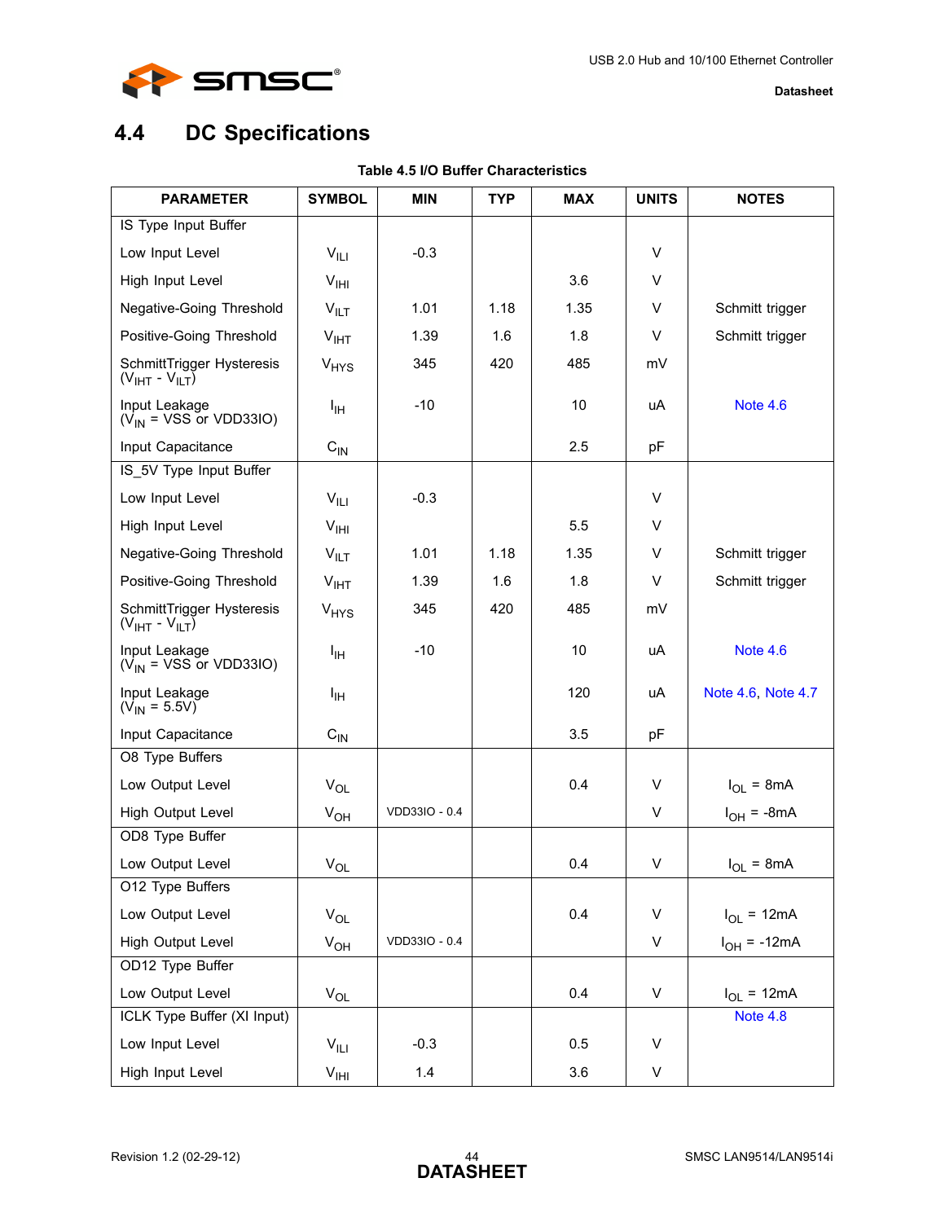## 4.4 DC Specifications

**Table 4.5 I/O Buffer Characteristics**

| PARAMETER | SYMBOL | MIN | TYP | MAX | UNITS | NOTES |
|---|---|---|---|---|---|---|
| IS Type Input Buffer | | | | | | |
| Low Input Level | $V_{ILI}$ | -0.3 | | | V | |
| High Input Level | $V_{IHI}$ | | | 3.6 | V | |
| Negative-Going Threshold | $V_{ILT}$ | 1.01 | 1.18 | 1.35 | V | Schmitt trigger |
| Positive-Going Threshold | $V_{IHT}$ | 1.39 | 1.6 | 1.8 | V | Schmitt trigger |
| SchmittTrigger Hysteresis ($V_{IHT}$ - $V_{ILT}$) | $V_{HYS}$ | 345 | 420 | 485 | mV | |
| Input Leakage ($V_{IN}$ = VSS or VDD33IO) | $I_{IH}$ | -10 | | 10 | uA | Note 4.6 |
| Input Capacitance | $C_{IN}$ | | | 2.5 | pF | |
| IS_5V Type Input Buffer | | | | | | |
| Low Input Level | $V_{ILI}$ | -0.3 | | | V | |
| High Input Level | $V_{IHI}$ | | | 5.5 | V | |
| Negative-Going Threshold | $V_{ILT}$ | 1.01 | 1.18 | 1.35 | V | Schmitt trigger |
| Positive-Going Threshold | $V_{IHT}$ | 1.39 | 1.6 | 1.8 | V | Schmitt trigger |
| SchmittTrigger Hysteresis ($V_{IHT}$ - $V_{ILT}$) | $V_{HYS}$ | 345 | 420 | 485 | mV | |
| Input Leakage ($V_{IN}$ = VSS or VDD33IO) | $I_{IH}$ | -10 | | 10 | uA | Note 4.6 |
| Input Leakage ($V_{IN}$ = 5.5V) | $I_{IH}$ | | | 120 | uA | Note 4.6, Note 4.7 |
| Input Capacitance | $C_{IN}$ | | | 3.5 | pF | |
| O8 Type Buffers | | | | | | |
| Low Output Level | $V_{OL}$ | | | 0.4 | V | $I_{OL}$ = 8mA |
| High Output Level | $V_{OH}$ | VDD33IO - 0.4 | | | V | $I_{OH}$ = -8mA |
| OD8 Type Buffer | | | | | | |
| Low Output Level | $V_{OL}$ | | | 0.4 | V | $I_{OL}$ = 8mA |
| O12 Type Buffers | | | | | | |
| Low Output Level | $V_{OL}$ | | | 0.4 | V | $I_{OL}$ = 12mA |
| High Output Level | $V_{OH}$ | VDD33IO - 0.4 | | | V | $I_{OH}$ = -12mA |
| OD12 Type Buffer | | | | | | |
| Low Output Level | $V_{OL}$ | | | 0.4 | V | $I_{OL}$ = 12mA |
| ICLK Type Buffer (XI Input) | | | | | | Note 4.8 |
| Low Input Level | $V_{ILI}$ | -0.3 | | 0.5 | V | |
| High Input Level | $V_{IHI}$ | 1.4 | | 3.6 | V | |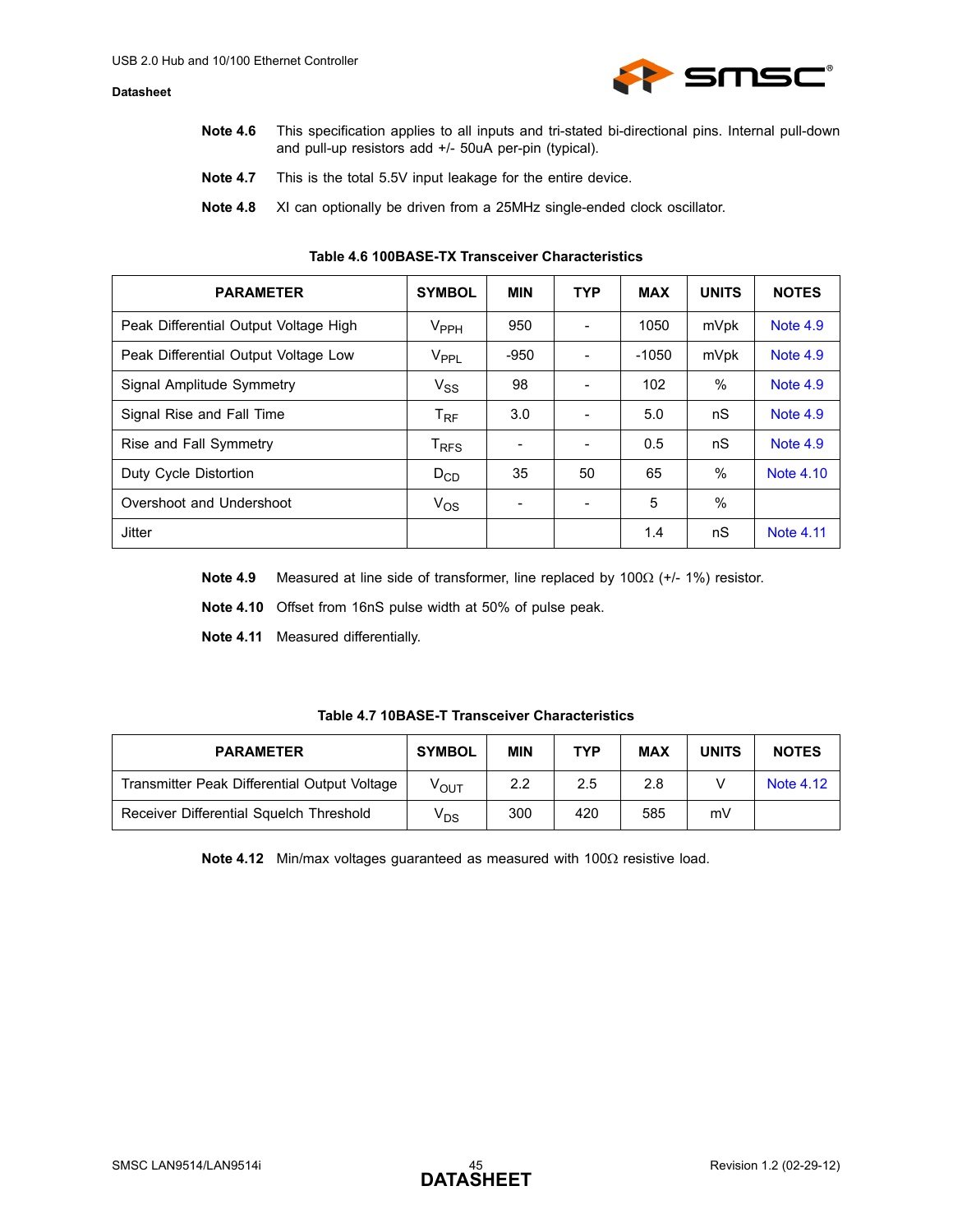**Note 4.6** This specification applies to all inputs and tri-stated bi-directional pins. Internal pull-down and pull-up resistors add +/- 50uA per-pin (typical).

**Note 4.7** This is the total 5.5V input leakage for the entire device.

**Note 4.8** XI can optionally be driven from a 25MHz single-ended clock oscillator.

**Table 4.6 100BASE-TX Transceiver Characteristics**

| PARAMETER | SYMBOL | MIN | TYP | MAX | UNITS | NOTES |
|---|---|---|---|---|---|---|
| Peak Differential Output Voltage High | $V_{PPH}$ | 950 | - | 1050 | mVpk | Note 4.9 |
| Peak Differential Output Voltage Low | $V_{PPL}$ | -950 | - | -1050 | mVpk | Note 4.9 |
| Signal Amplitude Symmetry | $V_{SS}$ | 98 | - | 102 | % | Note 4.9 |
| Signal Rise and Fall Time | $T_{RF}$ | 3.0 | - | 5.0 | nS | Note 4.9 |
| Rise and Fall Symmetry | $T_{RFS}$ | - | - | 0.5 | nS | Note 4.9 |
| Duty Cycle Distortion | $D_{CD}$ | 35 | 50 | 65 | % | Note 4.10 |
| Overshoot and Undershoot | $V_{OS}$ | - | - | 5 | % | |
| Jitter | | | | 1.4 | nS | Note 4.11 |

**Note 4.9** Measured at line side of transformer, line replaced by 100Ω (+/- 1%) resistor.

**Note 4.10** Offset from 16nS pulse width at 50% of pulse peak.

**Note 4.11** Measured differentially.

**Table 4.7 10BASE-T Transceiver Characteristics**

| PARAMETER | SYMBOL | MIN | TYP | MAX | UNITS | NOTES |
|---|---|---|---|---|---|---|
| Transmitter Peak Differential Output Voltage | $V_{OUT}$ | 2.2 | 2.5 | 2.8 | V | Note 4.12 |
| Receiver Differential Squelch Threshold | $V_{DS}$ | 300 | 420 | 585 | mV | |

**Note 4.12** Min/max voltages guaranteed as measured with 100Ω resistive load.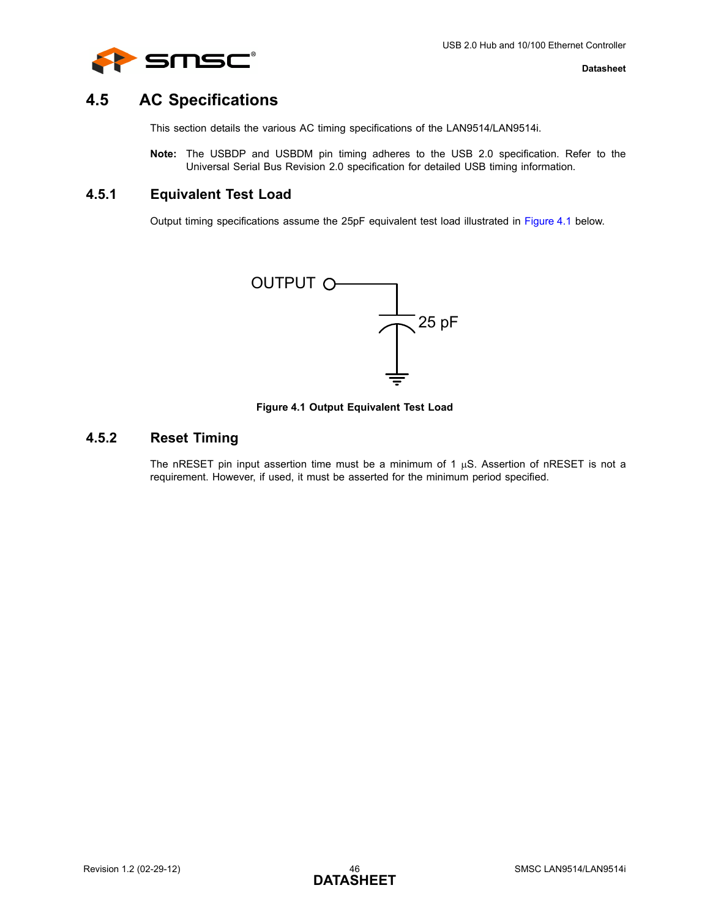## 4.5 AC Specifications

This section details the various AC timing specifications of the LAN9514/LAN9514i.

**Note:** The USBDP and USBDM pin timing adheres to the USB 2.0 specification. Refer to the Universal Serial Bus Revision 2.0 specification for detailed USB timing information.

### 4.5.1 Equivalent Test Load

Output timing specifications assume the 25pF equivalent test load illustrated in Figure 4.1 below.

**Figure 4.1 Output Equivalent Test Load**

### 4.5.2 Reset Timing

The nRESET pin input assertion time must be a minimum of 1 µS. Assertion of nRESET is not a requirement. However, if used, it must be asserted for the minimum period specified.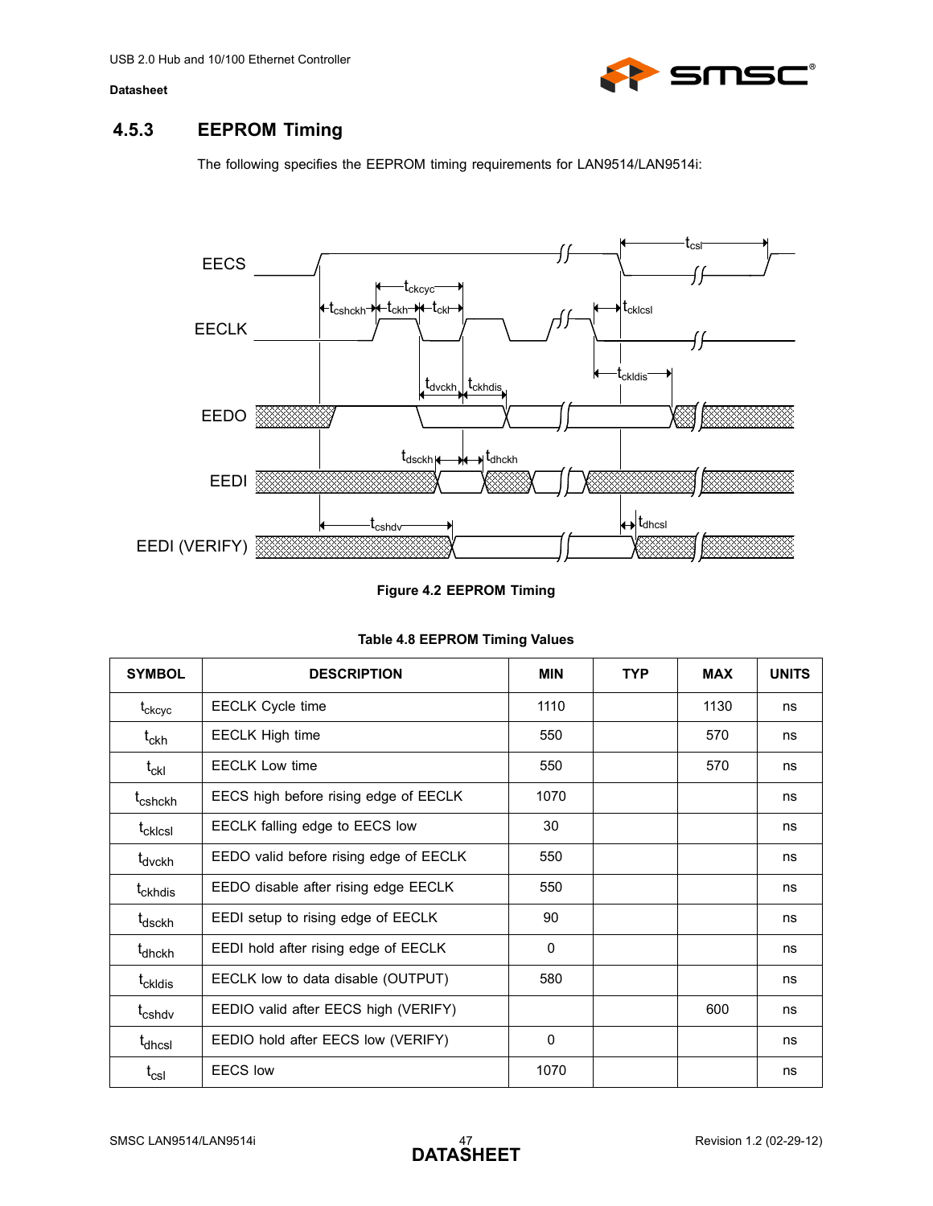### 4.5.3 EEPROM Timing

The following specifies the EEPROM timing requirements for LAN9514/LAN9514i:

**Figure 4.2 EEPROM Timing**

**Table 4.8 EEPROM Timing Values**

| SYMBOL | DESCRIPTION | MIN | TYP | MAX | UNITS |
|---|---|---|---|---|---|
| $t_{ckcyc}$ | EECLK Cycle time | 1110 | | 1130 | ns |
| $t_{ckh}$ | EECLK High time | 550 | | 570 | ns |
| $t_{ckl}$ | EECLK Low time | 550 | | 570 | ns |
| $t_{cshckh}$ | EECS high before rising edge of EECLK | 1070 | | | ns |
| $t_{cklcsl}$ | EECLK falling edge to EECS low | 30 | | | ns |
| $t_{dvckh}$ | EEDO valid before rising edge of EECLK | 550 | | | ns |
| $t_{ckhdis}$ | EEDO disable after rising edge EECLK | 550 | | | ns |
| $t_{dsckh}$ | EEDI setup to rising edge of EECLK | 90 | | | ns |
| $t_{dhckh}$ | EEDI hold after rising edge of EECLK | 0 | | | ns |
| $t_{ckldis}$ | EECLK low to data disable (OUTPUT) | 580 | | | ns |
| $t_{cshdv}$ | EEDIO valid after EECS high (VERIFY) | | | 600 | ns |
| $t_{dhcsl}$ | EEDIO hold after EECS low (VERIFY) | 0 | | | ns |
| $t_{csl}$ | EECS low | 1070 | | | ns |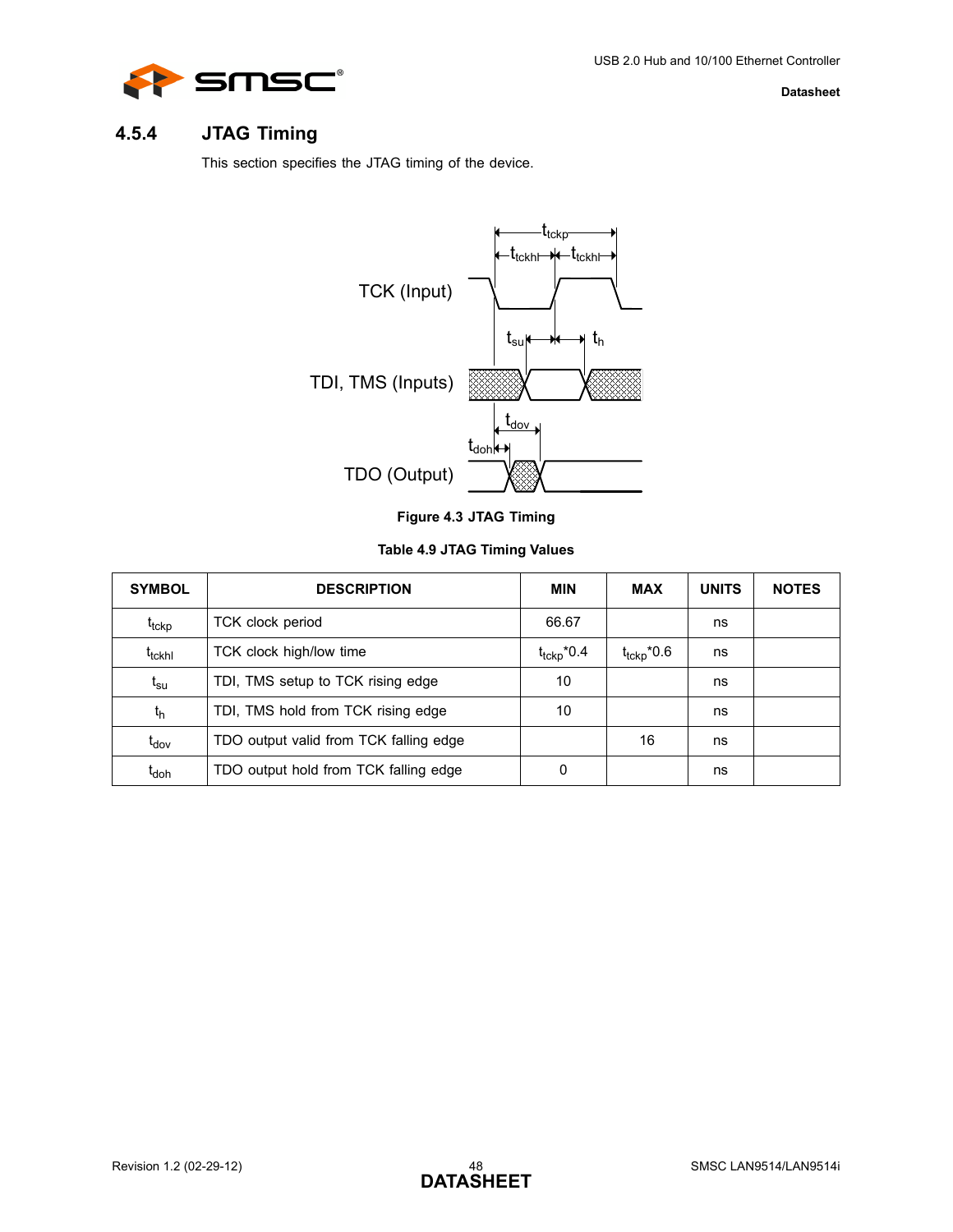### 4.5.4 JTAG Timing

This section specifies the JTAG timing of the device.

**Figure 4.3 JTAG Timing**

**Table 4.9 JTAG Timing Values**

| SYMBOL | DESCRIPTION | MIN | MAX | UNITS | NOTES |
|---|---|---|---|---|---|
| $t_{tckp}$ | TCK clock period | 66.67 | | ns | |
| $t_{tckhl}$ | TCK clock high/low time | $t_{tckp}$*0.4 | $t_{tckp}$*0.6 | ns | |
| $t_{su}$ | TDI, TMS setup to TCK rising edge | 10 | | ns | |
| $t_h$ | TDI, TMS hold from TCK rising edge | 10 | | ns | |
| $t_{dov}$ | TDO output valid from TCK falling edge | | 16 | ns | |
| $t_{doh}$ | TDO output hold from TCK falling edge | 0 | | ns | |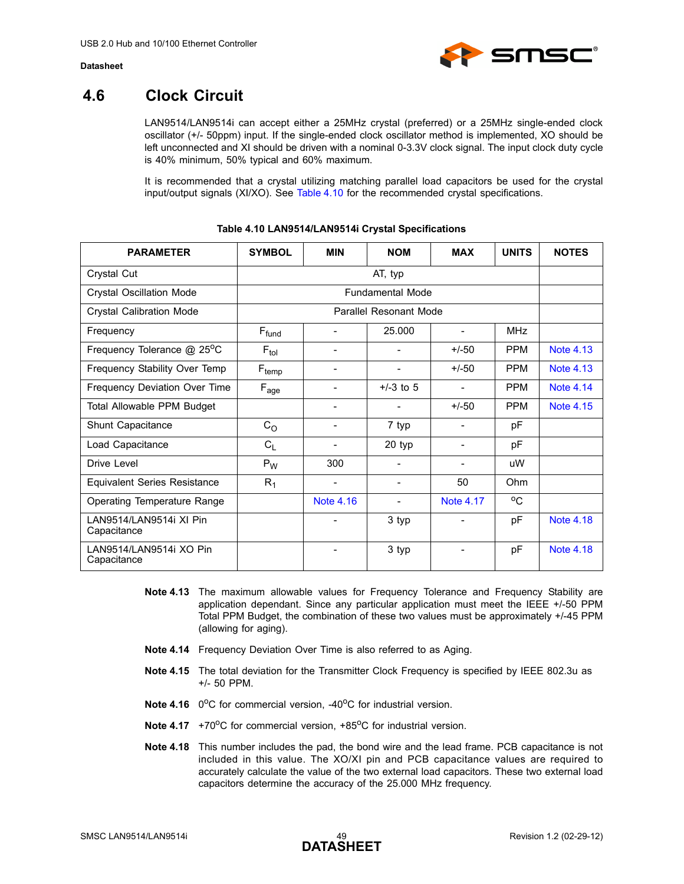## 4.6 Clock Circuit

LAN9514/LAN9514i can accept either a 25MHz crystal (preferred) or a 25MHz single-ended clock oscillator (+/- 50ppm) input. If the single-ended clock oscillator method is implemented, XO should be left unconnected and XI should be driven with a nominal 0-3.3V clock signal. The input clock duty cycle is 40% minimum, 50% typical and 60% maximum.

It is recommended that a crystal utilizing matching parallel load capacitors be used for the crystal input/output signals (XI/XO). See Table 4.10 for the recommended crystal specifications.

**Table 4.10 LAN9514/LAN9514i Crystal Specifications**

| PARAMETER | SYMBOL | MIN | NOM | MAX | UNITS | NOTES |
|---|---|---|---|---|---|---|
| Crystal Cut | AT, typ | | | | | |
| Crystal Oscillation Mode | Fundamental Mode | | | | | |
| Crystal Calibration Mode | Parallel Resonant Mode | | | | | |
| Frequency | $F_{fund}$ | - | 25.000 | - | MHz | |
| Frequency Tolerance @ 25°C | $F_{tol}$ | - | - | +/-50 | PPM | Note 4.13 |
| Frequency Stability Over Temp | $F_{temp}$ | - | - | +/-50 | PPM | Note 4.13 |
| Frequency Deviation Over Time | $F_{age}$ | - | +/-3 to 5 | - | PPM | Note 4.14 |
| Total Allowable PPM Budget | | - | - | +/-50 | PPM | Note 4.15 |
| Shunt Capacitance | $C_O$ | - | 7 typ | - | pF | |
| Load Capacitance | $C_L$ | - | 20 typ | - | pF | |
| Drive Level | $P_W$ | 300 | - | - | uW | |
| Equivalent Series Resistance | $R_1$ | - | - | 50 | Ohm | |
| Operating Temperature Range | | Note 4.16 | - | Note 4.17 | °C | |
| LAN9514/LAN9514i XI Pin Capacitance | | - | 3 typ | - | pF | Note 4.18 |
| LAN9514/LAN9514i XO Pin Capacitance | | - | 3 typ | - | pF | Note 4.18 |

**Note 4.13** The maximum allowable values for Frequency Tolerance and Frequency Stability are application dependant. Since any particular application must meet the IEEE +/-50 PPM Total PPM Budget, the combination of these two values must be approximately +/-45 PPM (allowing for aging).

**Note 4.14** Frequency Deviation Over Time is also referred to as Aging.

**Note 4.15** The total deviation for the Transmitter Clock Frequency is specified by IEEE 802.3u as +/- 50 PPM.

**Note 4.16** 0°C for commercial version, -40°C for industrial version.

**Note 4.17** +70°C for commercial version, +85°C for industrial version.

**Note 4.18** This number includes the pad, the bond wire and the lead frame. PCB capacitance is not included in this value. The XO/XI pin and PCB capacitance values are required to accurately calculate the value of the two external load capacitors. These two external load capacitors determine the accuracy of the 25.000 MHz frequency.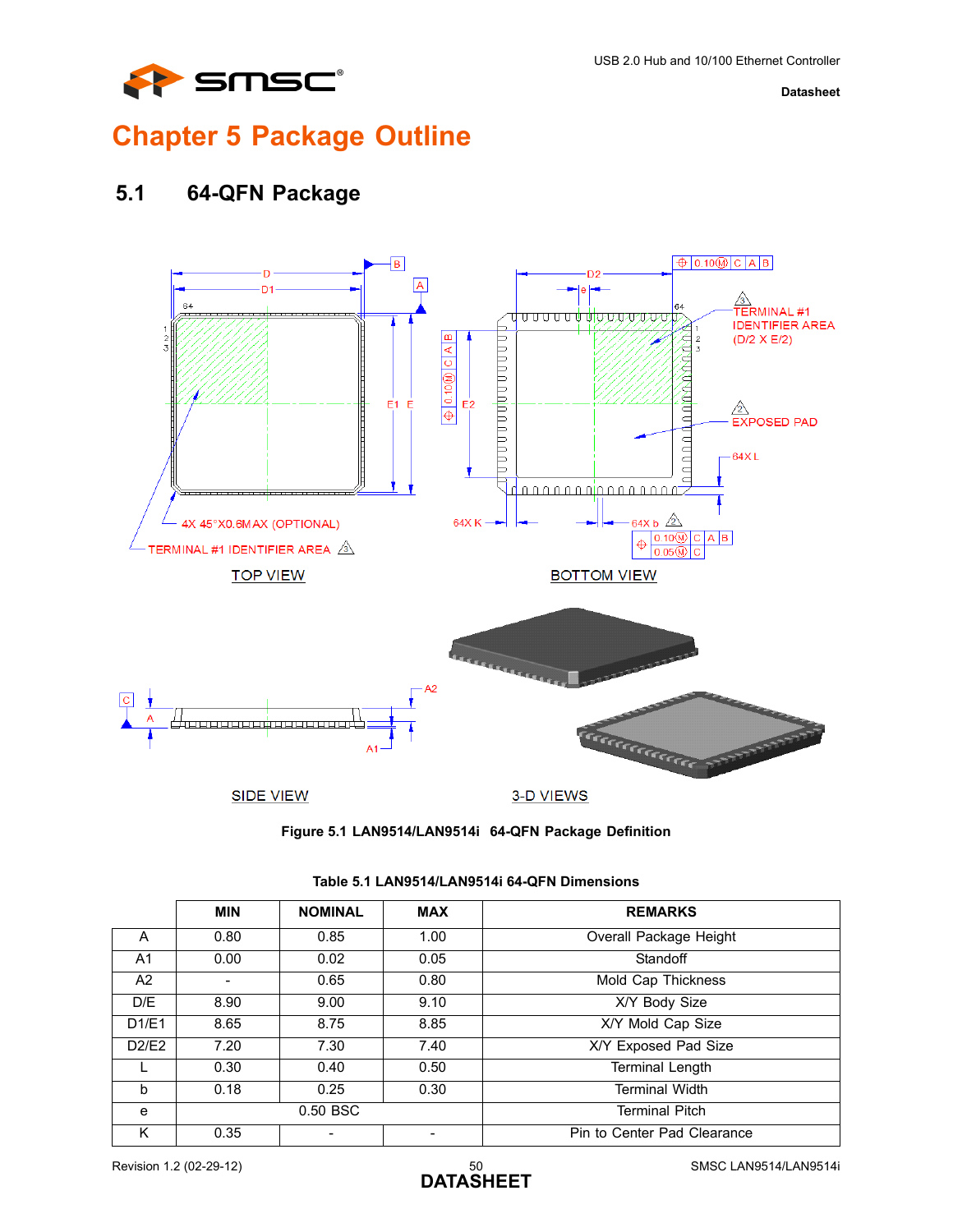# Chapter 5 Package Outline

## 5.1 64-QFN Package

**Figure 5.1 LAN9514/LAN9514i 64-QFN Package Definition**

**Table 5.1 LAN9514/LAN9514i 64-QFN Dimensions**

| | MIN | NOMINAL | MAX | REMARKS |
|---|---|---|---|---|
| A | 0.80 | 0.85 | 1.00 | Overall Package Height |
| A1 | 0.00 | 0.02 | 0.05 | Standoff |
| A2 | - | 0.65 | 0.80 | Mold Cap Thickness |
| D/E | 8.90 | 9.00 | 9.10 | X/Y Body Size |
| D1/E1 | 8.65 | 8.75 | 8.85 | X/Y Mold Cap Size |
| D2/E2 | 7.20 | 7.30 | 7.40 | X/Y Exposed Pad Size |
| L | 0.30 | 0.40 | 0.50 | Terminal Length |
| b | 0.18 | 0.25 | 0.30 | Terminal Width |
| e | | 0.50 BSC | | Terminal Pitch |
| K | 0.35 | - | - | Pin to Center Pad Clearance |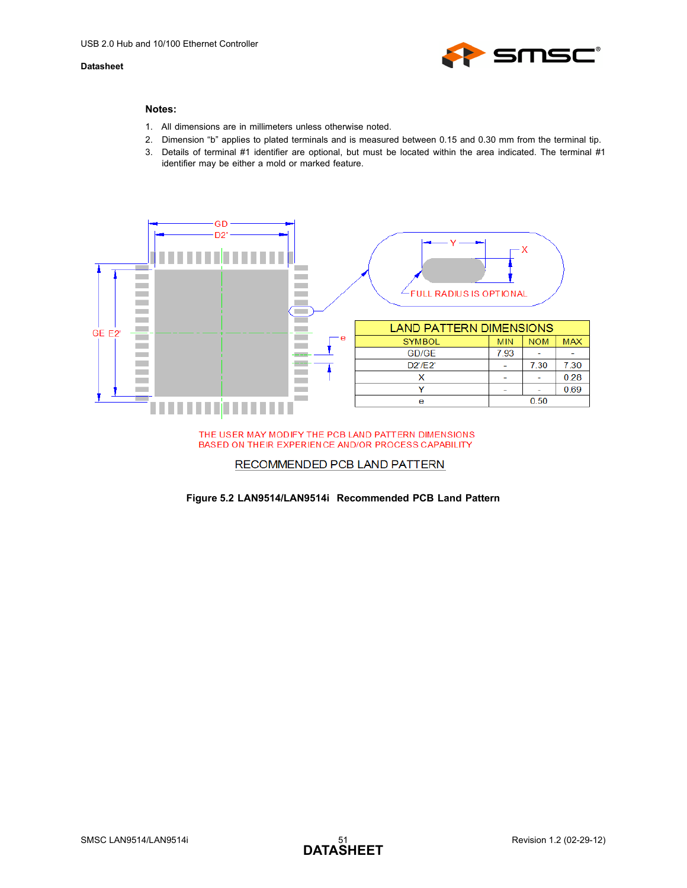**Notes:**

1. All dimensions are in millimeters unless otherwise noted.
2. Dimension "b" applies to plated terminals and is measured between 0.15 and 0.30 mm from the terminal tip.
3. Details of terminal #1 identifier are optional, but must be located within the area indicated. The terminal #1 identifier may be either a mold or marked feature.

| LAND PATTERN DIMENSIONS | | | |
|---|---|---|---|
| SYMBOL | MIN | NOM | MAX |
| GD/GE | 7.93 | - | - |
| D2'/E2' | - | 7.30 | 7.30 |
| X | - | - | 0.28 |
| Y | - | - | 0.69 |
| e | | 0.50 | |

FULL RADIUS IS OPTIONAL

THE USER MAY MODIFY THE PCB LAND PATTERN DIMENSIONS BASED ON THEIR EXPERIENCE AND/OR PROCESS CAPABILITY

RECOMMENDED PCB LAND PATTERN

**Figure 5.2 LAN9514/LAN9514i Recommended PCB Land Pattern**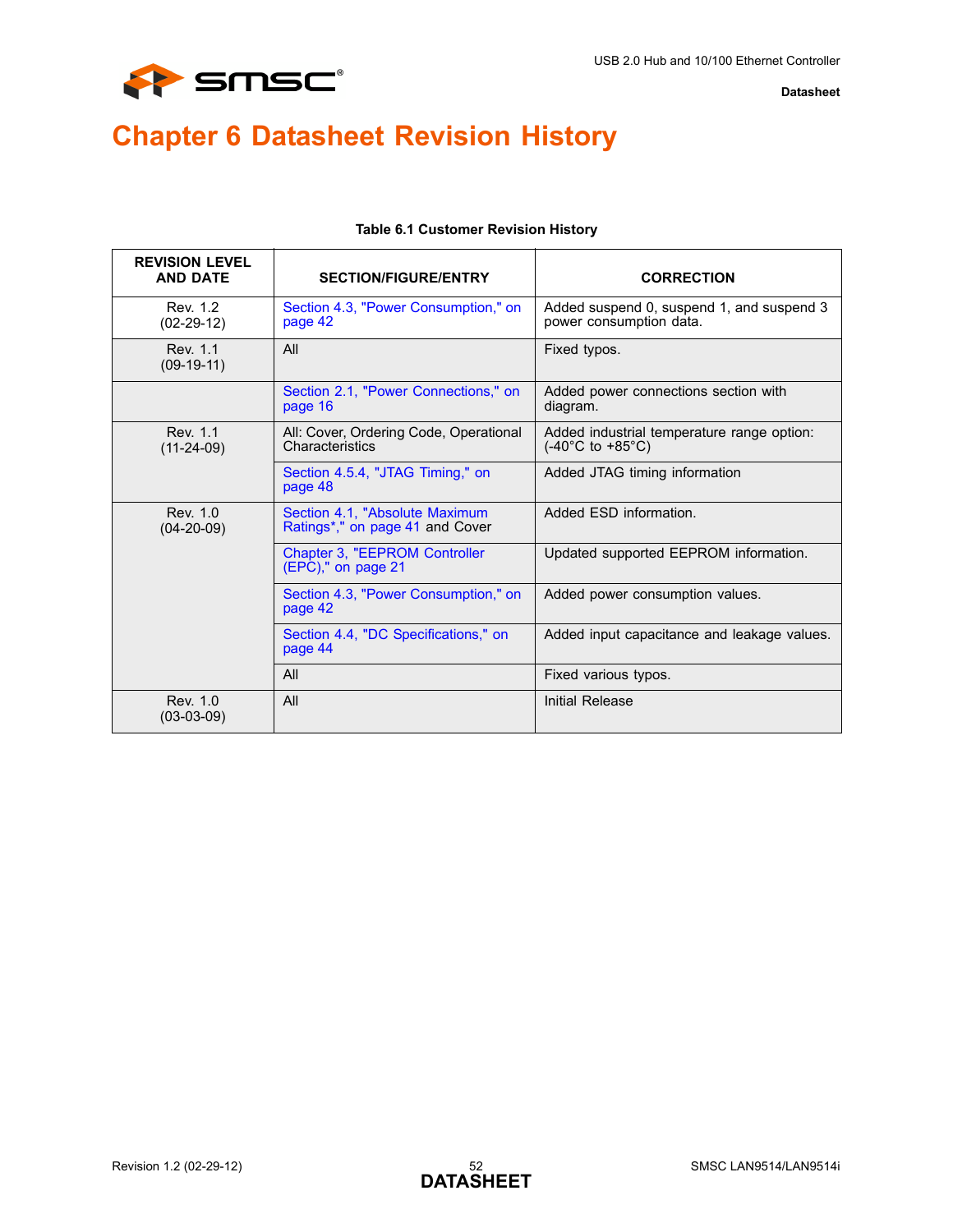# Chapter 6 Datasheet Revision History

**Table 6.1 Customer Revision History**

| REVISION LEVEL AND DATE | SECTION/FIGURE/ENTRY | CORRECTION |
|---|---|---|
| Rev. 1.2 (02-29-12) | Section 4.3, "Power Consumption," on page 42 | Added suspend 0, suspend 1, and suspend 3 power consumption data. |
| Rev. 1.1 (09-19-11) | All | Fixed typos. |
| | Section 2.1, "Power Connections," on page 16 | Added power connections section with diagram. |
| Rev. 1.1 (11-24-09) | All: Cover, Ordering Code, Operational Characteristics | Added industrial temperature range option: (-40°C to +85°C) |
| | Section 4.5.4, "JTAG Timing," on page 48 | Added JTAG timing information |
| Rev. 1.0 (04-20-09) | Section 4.1, "Absolute Maximum Ratings*," on page 41 and Cover | Added ESD information. |
| | Chapter 3, "EEPROM Controller (EPC)," on page 21 | Updated supported EEPROM information. |
| | Section 4.3, "Power Consumption," on page 42 | Added power consumption values. |
| | Section 4.4, "DC Specifications," on page 44 | Added input capacitance and leakage values. |
| | All | Fixed various typos. |
| Rev. 1.0 (03-03-09) | All | Initial Release |